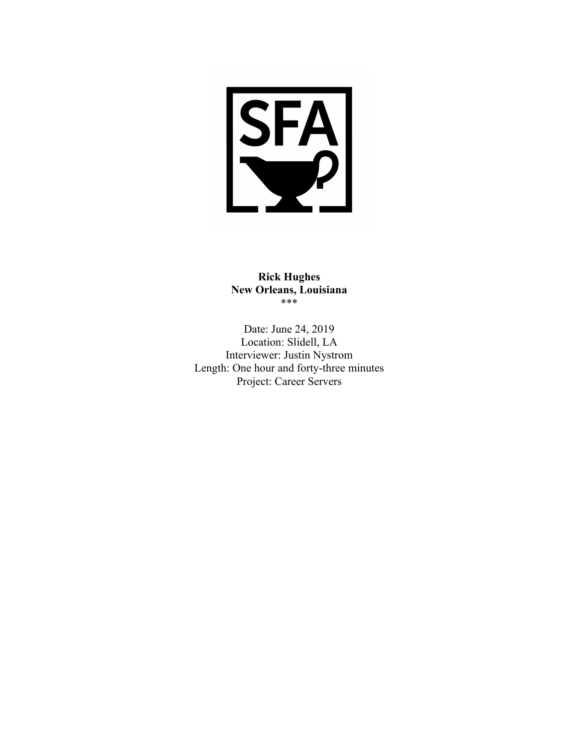**Rick Hughes**
**New Orleans, Louisiana**
***

Date: June 24, 2019
Location: Slidell, LA
Interviewer: Justin Nystrom
Length: One hour and forty-three minutes
Project: Career Servers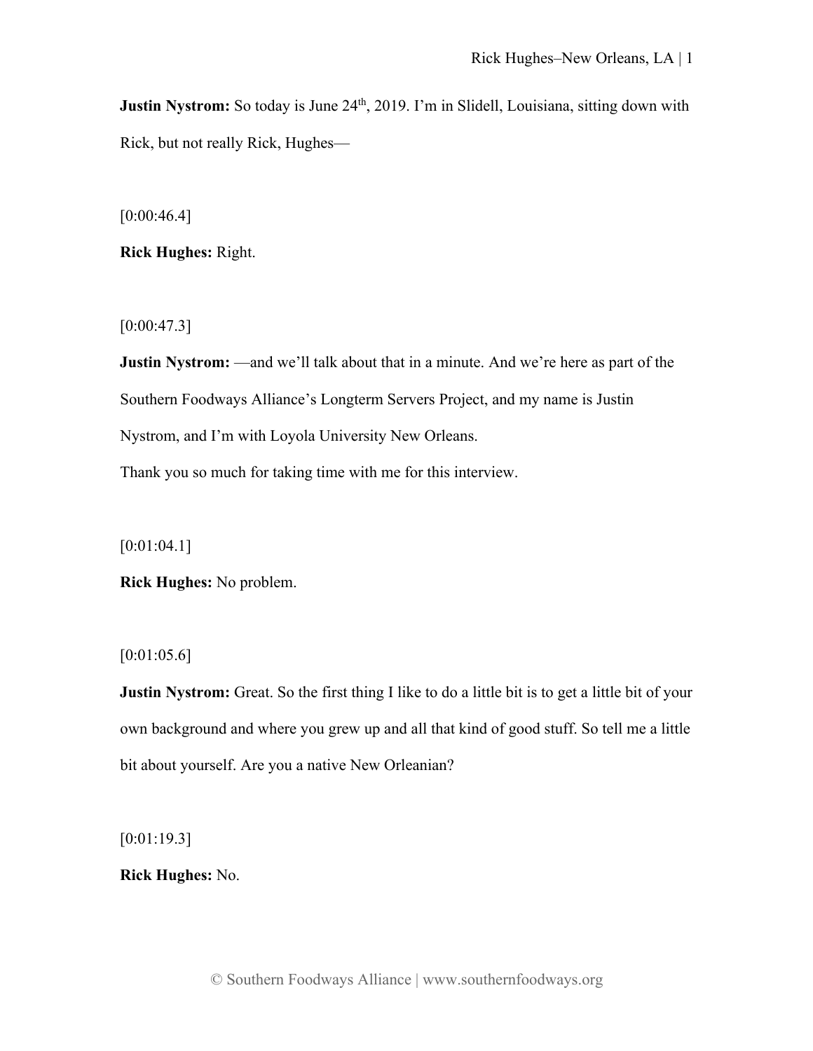**Justin Nystrom:** So today is June 24th, 2019. I'm in Slidell, Louisiana, sitting down with Rick, but not really Rick, Hughes—

[0:00:46.4]

**Rick Hughes:** Right.

[0:00:47.3]

**Justin Nystrom:** —and we'll talk about that in a minute. And we're here as part of the Southern Foodways Alliance's Longterm Servers Project, and my name is Justin Nystrom, and I'm with Loyola University New Orleans.

Thank you so much for taking time with me for this interview.

[0:01:04.1]

**Rick Hughes:** No problem.

[0:01:05.6]

**Justin Nystrom:** Great. So the first thing I like to do a little bit is to get a little bit of your own background and where you grew up and all that kind of good stuff. So tell me a little bit about yourself. Are you a native New Orleanian?

[0:01:19.3]

**Rick Hughes:** No.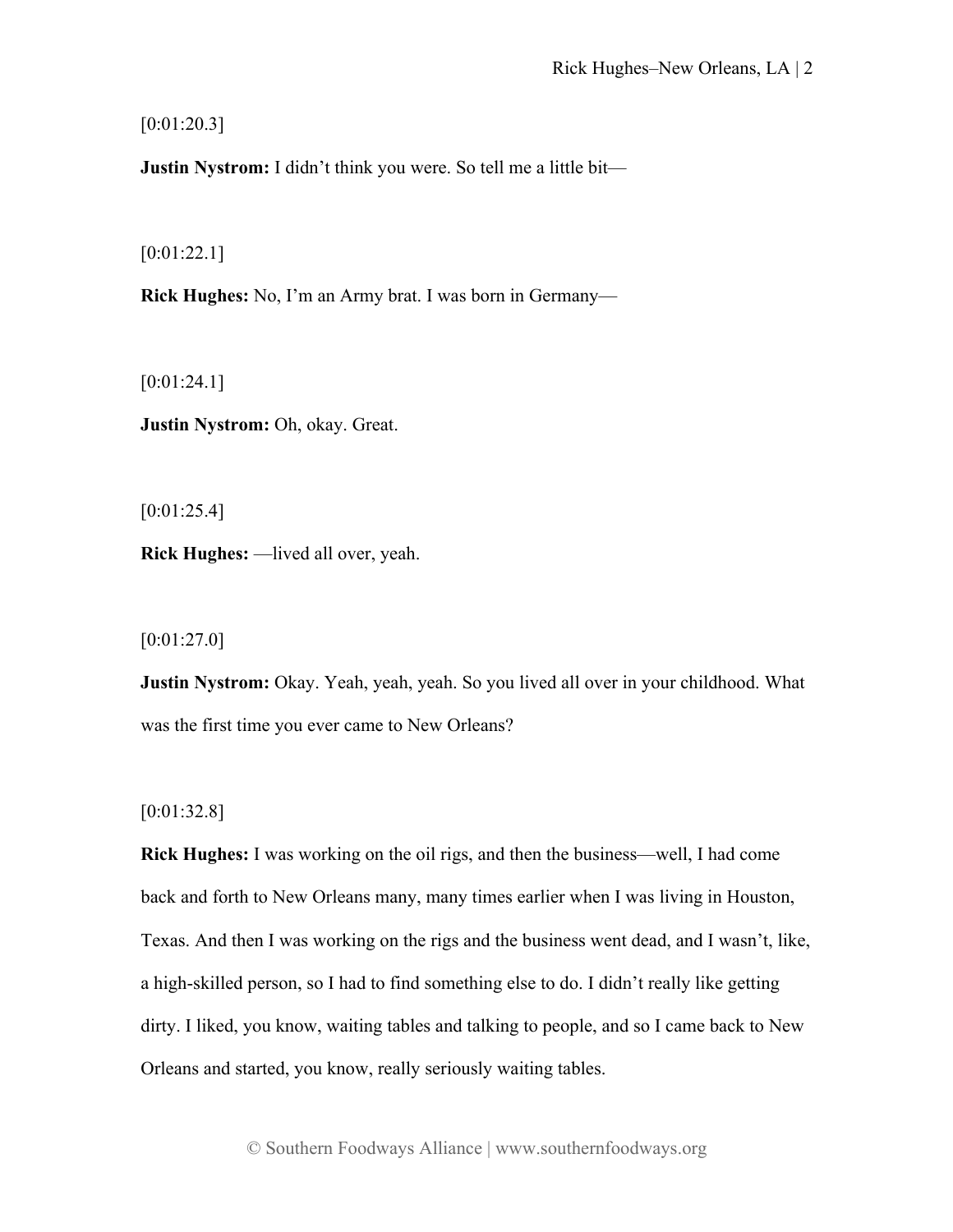[0:01:20.3]

**Justin Nystrom:** I didn't think you were. So tell me a little bit—

[0:01:22.1]

**Rick Hughes:** No, I'm an Army brat. I was born in Germany—

[0:01:24.1]

**Justin Nystrom:** Oh, okay. Great.

[0:01:25.4]

**Rick Hughes:** —lived all over, yeah.

[0:01:27.0]

**Justin Nystrom:** Okay. Yeah, yeah, yeah. So you lived all over in your childhood. What was the first time you ever came to New Orleans?

[0:01:32.8]

**Rick Hughes:** I was working on the oil rigs, and then the business—well, I had come back and forth to New Orleans many, many times earlier when I was living in Houston, Texas. And then I was working on the rigs and the business went dead, and I wasn't, like, a high-skilled person, so I had to find something else to do. I didn't really like getting dirty. I liked, you know, waiting tables and talking to people, and so I came back to New Orleans and started, you know, really seriously waiting tables.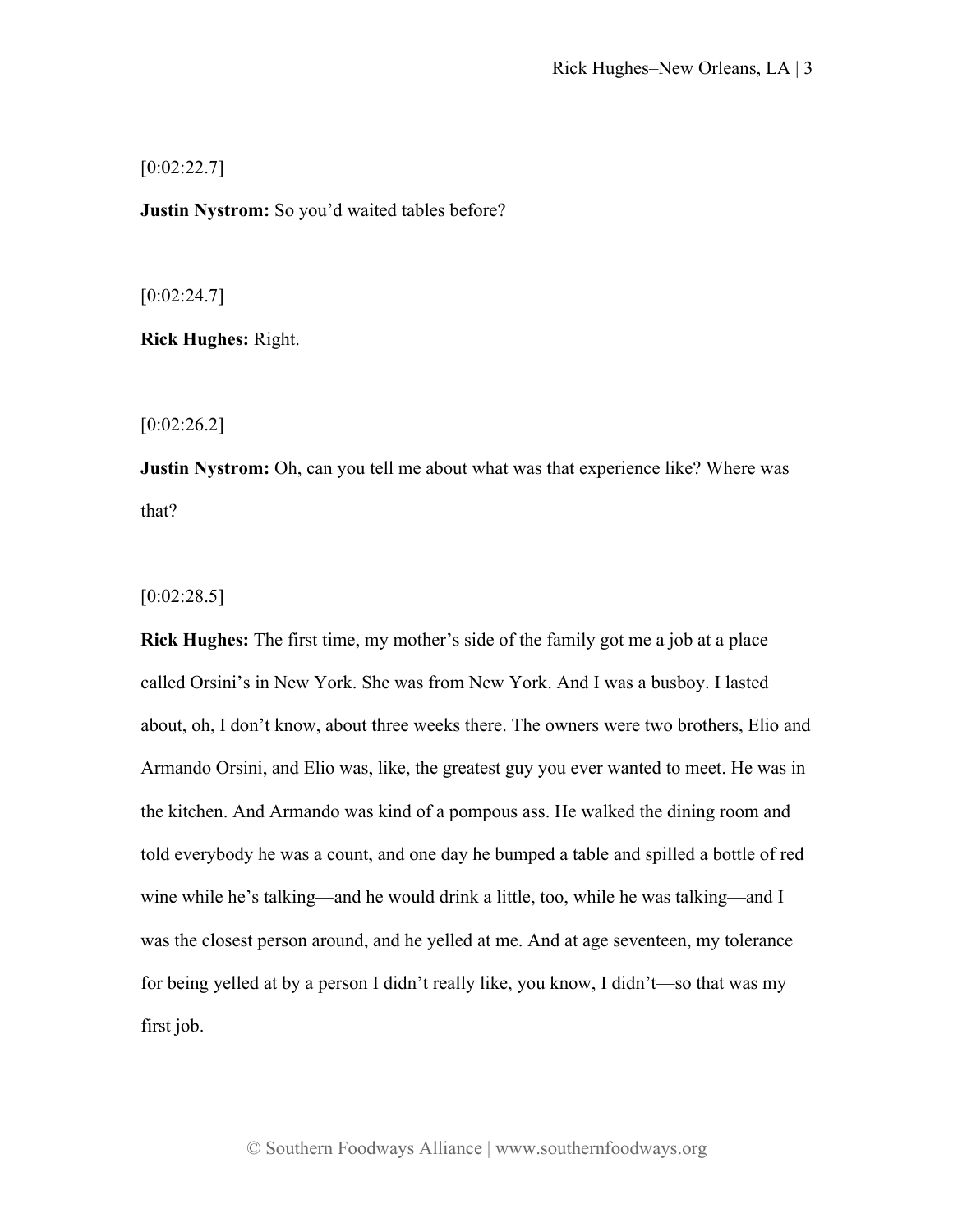[0:02:22.7]

**Justin Nystrom:** So you'd waited tables before?

[0:02:24.7]

**Rick Hughes:** Right.

[0:02:26.2]

**Justin Nystrom:** Oh, can you tell me about what was that experience like? Where was that?

[0:02:28.5]

**Rick Hughes:** The first time, my mother's side of the family got me a job at a place called Orsini's in New York. She was from New York. And I was a busboy. I lasted about, oh, I don't know, about three weeks there. The owners were two brothers, Elio and Armando Orsini, and Elio was, like, the greatest guy you ever wanted to meet. He was in the kitchen. And Armando was kind of a pompous ass. He walked the dining room and told everybody he was a count, and one day he bumped a table and spilled a bottle of red wine while he's talking—and he would drink a little, too, while he was talking—and I was the closest person around, and he yelled at me. And at age seventeen, my tolerance for being yelled at by a person I didn't really like, you know, I didn't—so that was my first job.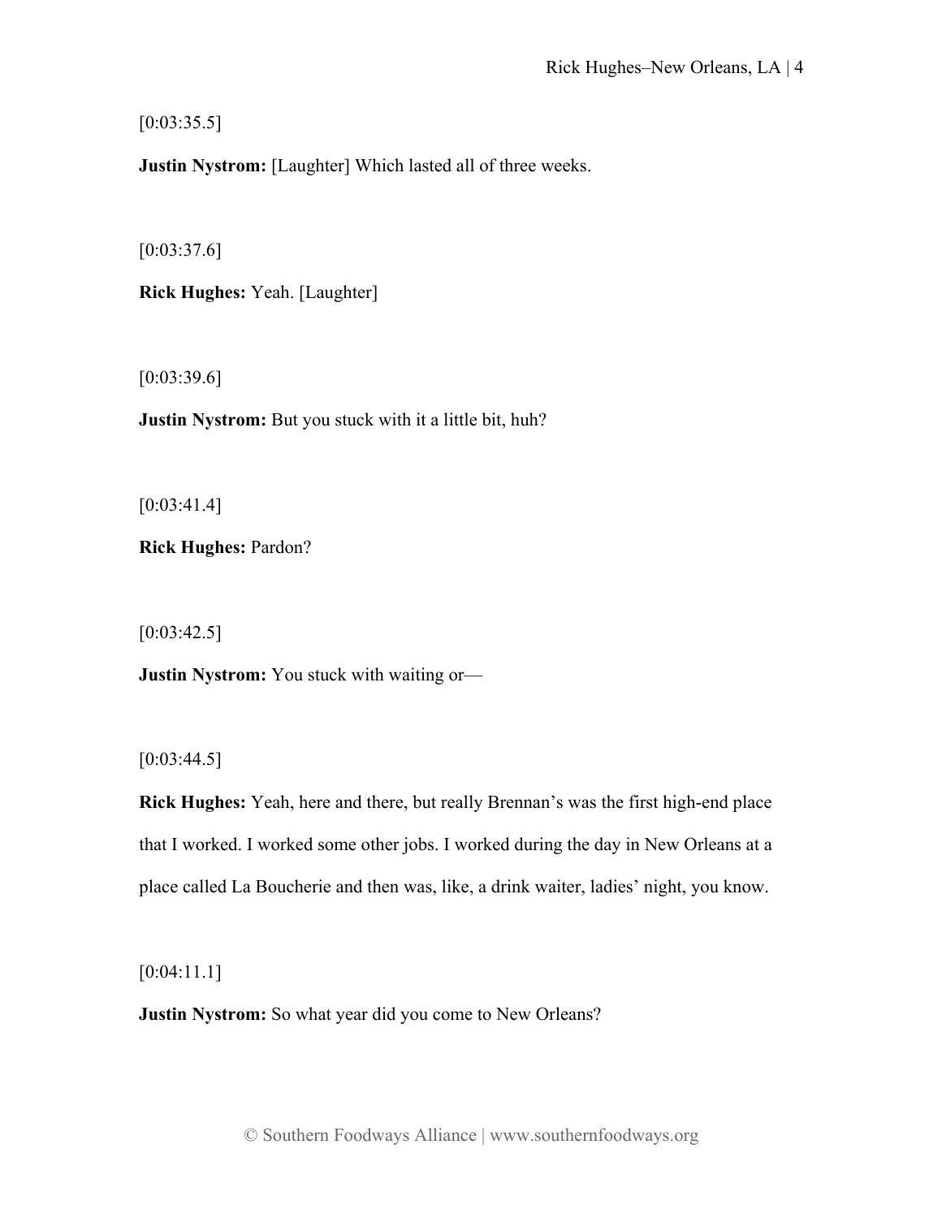[0:03:35.5]

**Justin Nystrom:** [Laughter] Which lasted all of three weeks.

[0:03:37.6]

**Rick Hughes:** Yeah. [Laughter]

[0:03:39.6]

**Justin Nystrom:** But you stuck with it a little bit, huh?

[0:03:41.4]

**Rick Hughes:** Pardon?

[0:03:42.5]

**Justin Nystrom:** You stuck with waiting or—

[0:03:44.5]

**Rick Hughes:** Yeah, here and there, but really Brennan's was the first high-end place that I worked. I worked some other jobs. I worked during the day in New Orleans at a place called La Boucherie and then was, like, a drink waiter, ladies' night, you know.

[0:04:11.1]

**Justin Nystrom:** So what year did you come to New Orleans?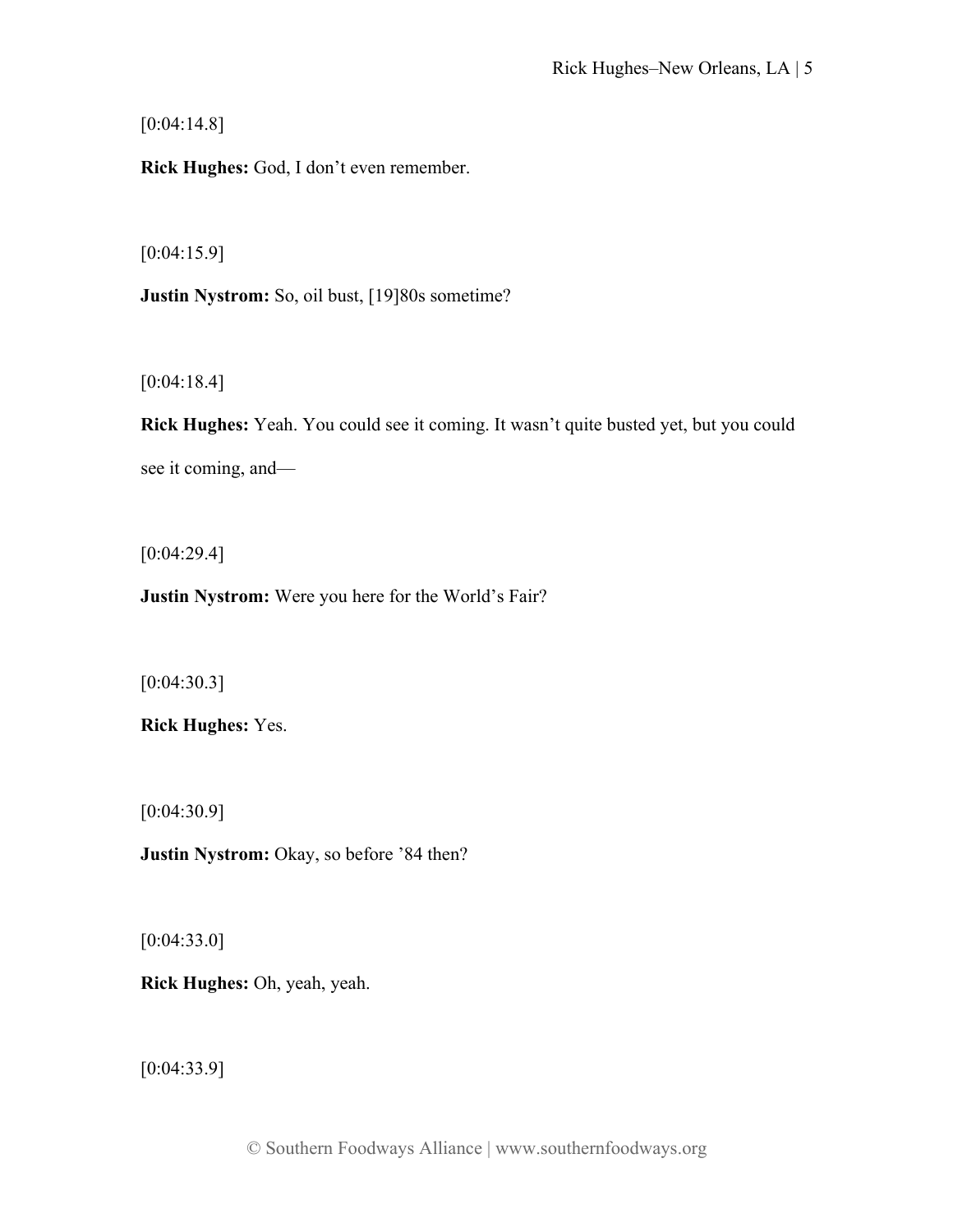[0:04:14.8]

**Rick Hughes:** God, I don’t even remember.

[0:04:15.9]

**Justin Nystrom:** So, oil bust, [19]80s sometime?

[0:04:18.4]

**Rick Hughes:** Yeah. You could see it coming. It wasn’t quite busted yet, but you could see it coming, and—

[0:04:29.4]

**Justin Nystrom:** Were you here for the World’s Fair?

[0:04:30.3]

**Rick Hughes:** Yes.

[0:04:30.9]

**Justin Nystrom:** Okay, so before ’84 then?

[0:04:33.0]

**Rick Hughes:** Oh, yeah, yeah.

[0:04:33.9]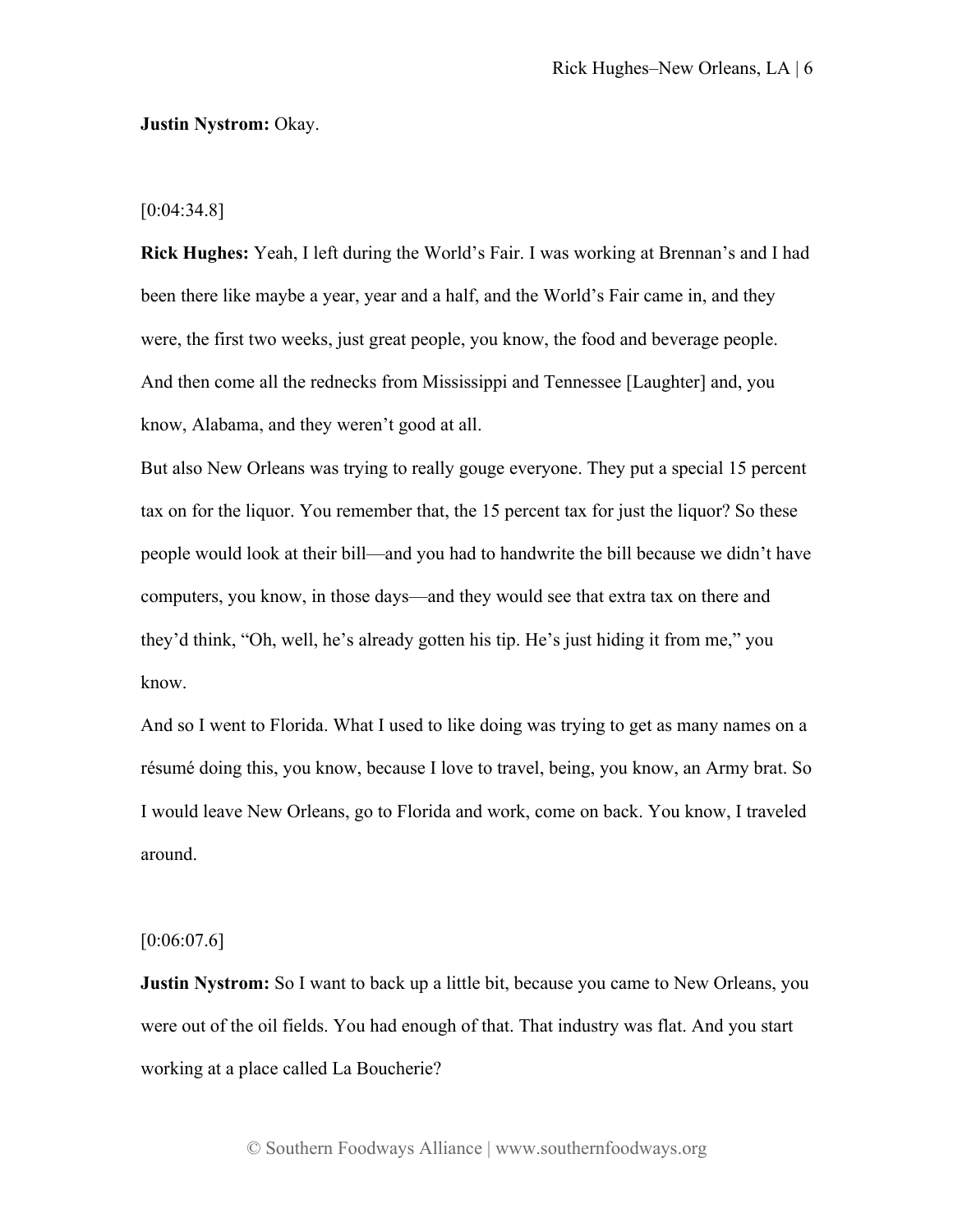**Justin Nystrom:** Okay.

[0:04:34.8]

**Rick Hughes:** Yeah, I left during the World's Fair. I was working at Brennan's and I had been there like maybe a year, year and a half, and the World's Fair came in, and they were, the first two weeks, just great people, you know, the food and beverage people. And then come all the rednecks from Mississippi and Tennessee [Laughter] and, you know, Alabama, and they weren't good at all.

But also New Orleans was trying to really gouge everyone. They put a special 15 percent tax on for the liquor. You remember that, the 15 percent tax for just the liquor? So these people would look at their bill—and you had to handwrite the bill because we didn't have computers, you know, in those days—and they would see that extra tax on there and they'd think, "Oh, well, he's already gotten his tip. He's just hiding it from me," you know.

And so I went to Florida. What I used to like doing was trying to get as many names on a résumé doing this, you know, because I love to travel, being, you know, an Army brat. So I would leave New Orleans, go to Florida and work, come on back. You know, I traveled around.

[0:06:07.6]

**Justin Nystrom:** So I want to back up a little bit, because you came to New Orleans, you were out of the oil fields. You had enough of that. That industry was flat. And you start working at a place called La Boucherie?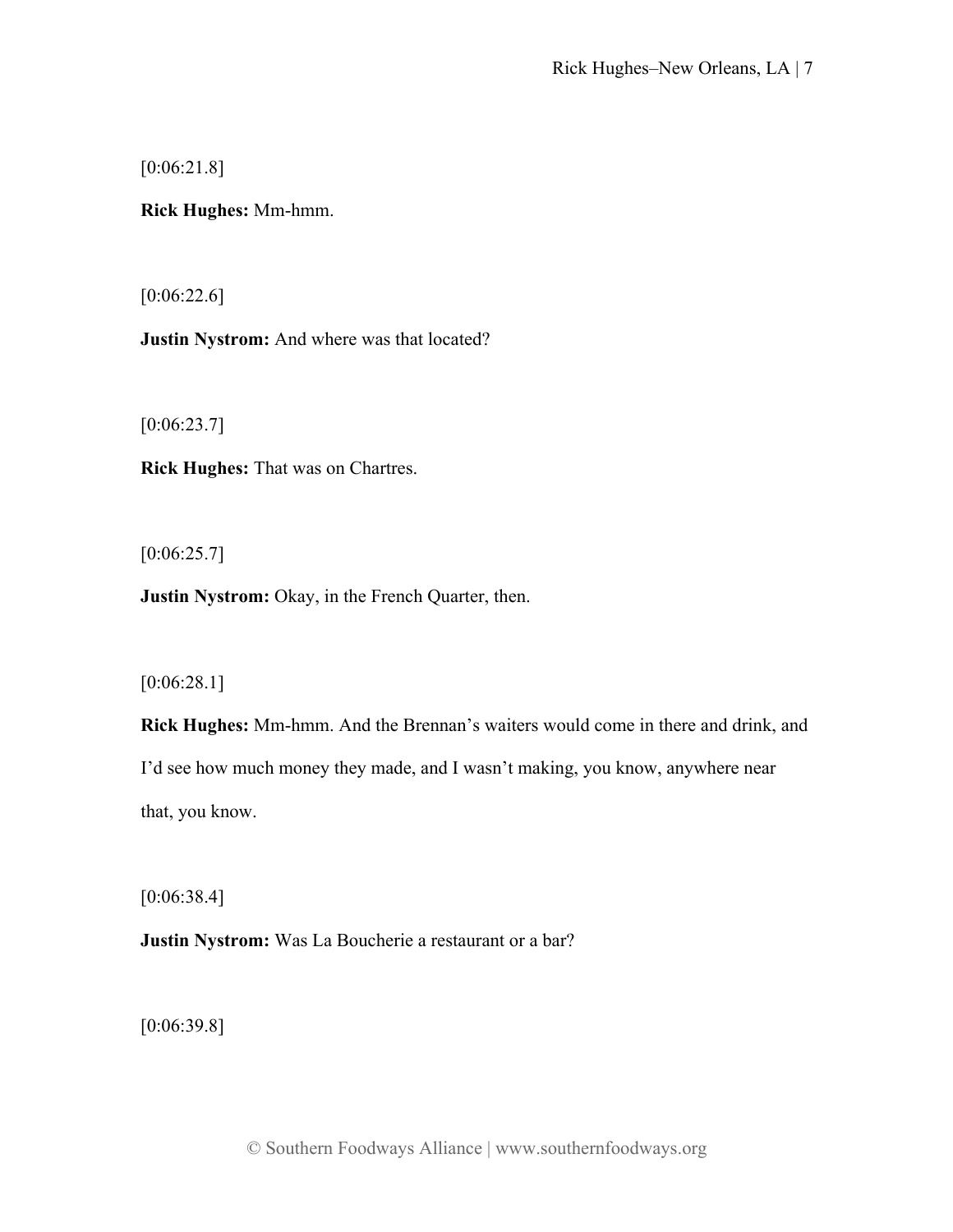[0:06:21.8]

**Rick Hughes:** Mm-hmm.

[0:06:22.6]

**Justin Nystrom:** And where was that located?

[0:06:23.7]

**Rick Hughes:** That was on Chartres.

[0:06:25.7]

**Justin Nystrom:** Okay, in the French Quarter, then.

[0:06:28.1]

**Rick Hughes:** Mm-hmm. And the Brennan's waiters would come in there and drink, and I'd see how much money they made, and I wasn't making, you know, anywhere near that, you know.

[0:06:38.4]

**Justin Nystrom:** Was La Boucherie a restaurant or a bar?

[0:06:39.8]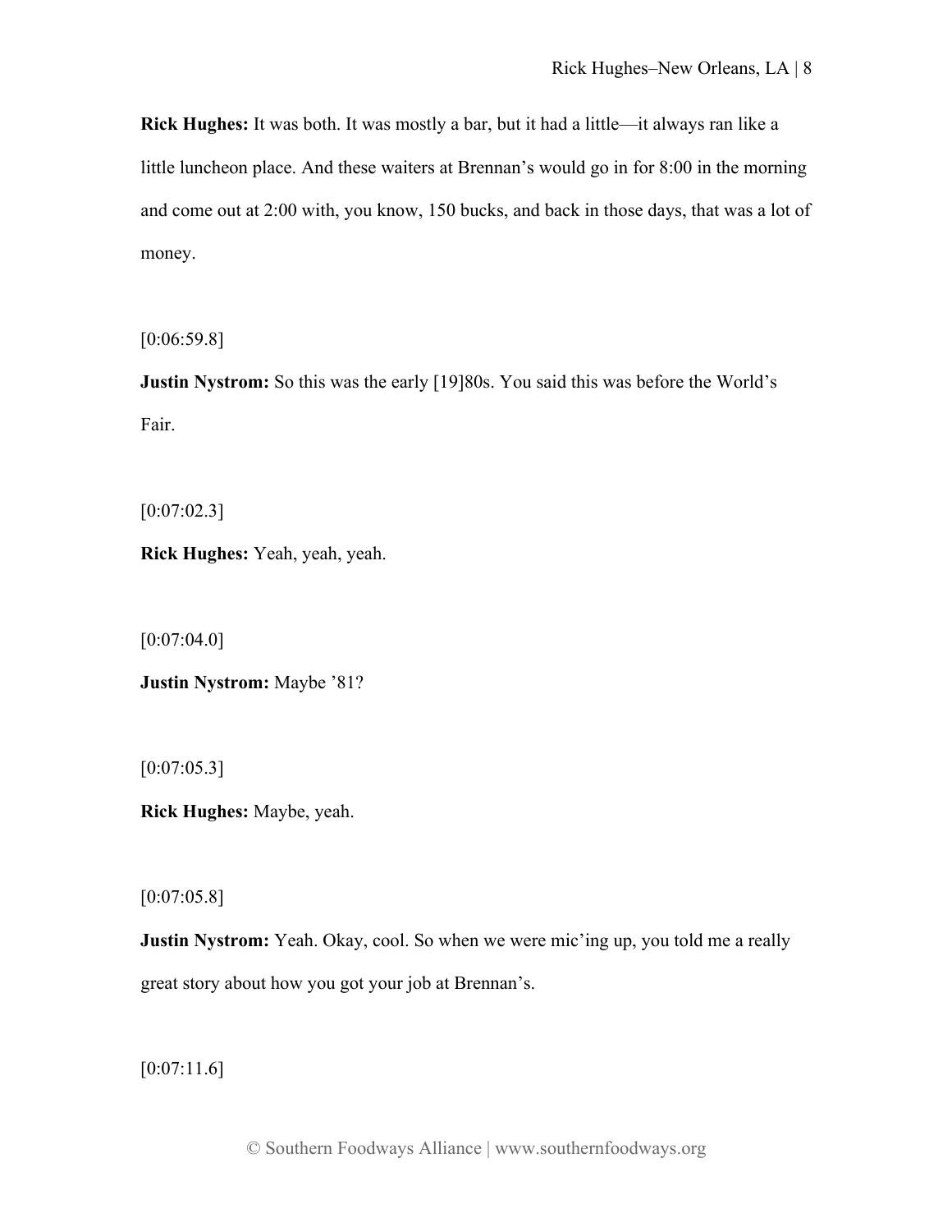**Rick Hughes:** It was both. It was mostly a bar, but it had a little—it always ran like a little luncheon place. And these waiters at Brennan's would go in for 8:00 in the morning and come out at 2:00 with, you know, 150 bucks, and back in those days, that was a lot of money.

[0:06:59.8]

**Justin Nystrom:** So this was the early [19]80s. You said this was before the World's Fair.

[0:07:02.3]

**Rick Hughes:** Yeah, yeah, yeah.

[0:07:04.0]

**Justin Nystrom:** Maybe '81?

[0:07:05.3]

**Rick Hughes:** Maybe, yeah.

[0:07:05.8]

**Justin Nystrom:** Yeah. Okay, cool. So when we were mic'ing up, you told me a really great story about how you got your job at Brennan's.

[0:07:11.6]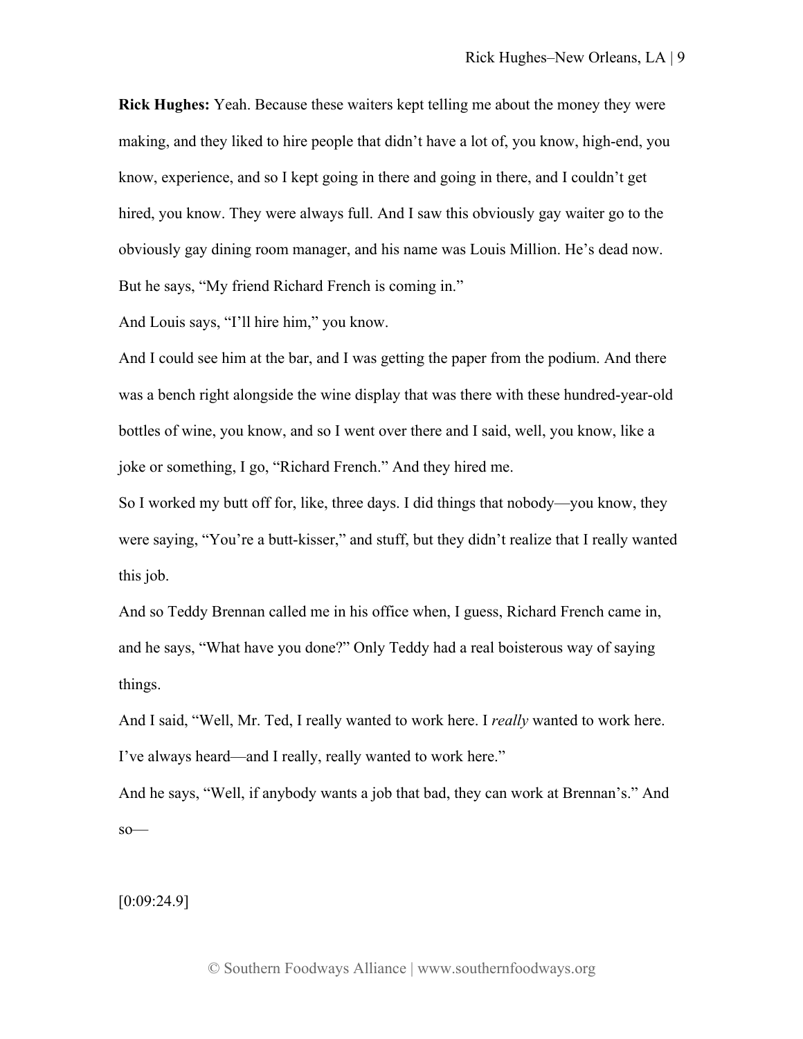**Rick Hughes:** Yeah. Because these waiters kept telling me about the money they were making, and they liked to hire people that didn't have a lot of, you know, high-end, you know, experience, and so I kept going in there and going in there, and I couldn't get hired, you know. They were always full. And I saw this obviously gay waiter go to the obviously gay dining room manager, and his name was Louis Million. He's dead now. But he says, "My friend Richard French is coming in."

And Louis says, "I'll hire him," you know.

And I could see him at the bar, and I was getting the paper from the podium. And there was a bench right alongside the wine display that was there with these hundred-year-old bottles of wine, you know, and so I went over there and I said, well, you know, like a joke or something, I go, "Richard French." And they hired me.

So I worked my butt off for, like, three days. I did things that nobody—you know, they were saying, "You're a butt-kisser," and stuff, but they didn't realize that I really wanted this job.

And so Teddy Brennan called me in his office when, I guess, Richard French came in, and he says, "What have you done?" Only Teddy had a real boisterous way of saying things.

And I said, "Well, Mr. Ted, I really wanted to work here. I *really* wanted to work here. I've always heard—and I really, really wanted to work here."

And he says, "Well, if anybody wants a job that bad, they can work at Brennan's." And so—

[0:09:24.9]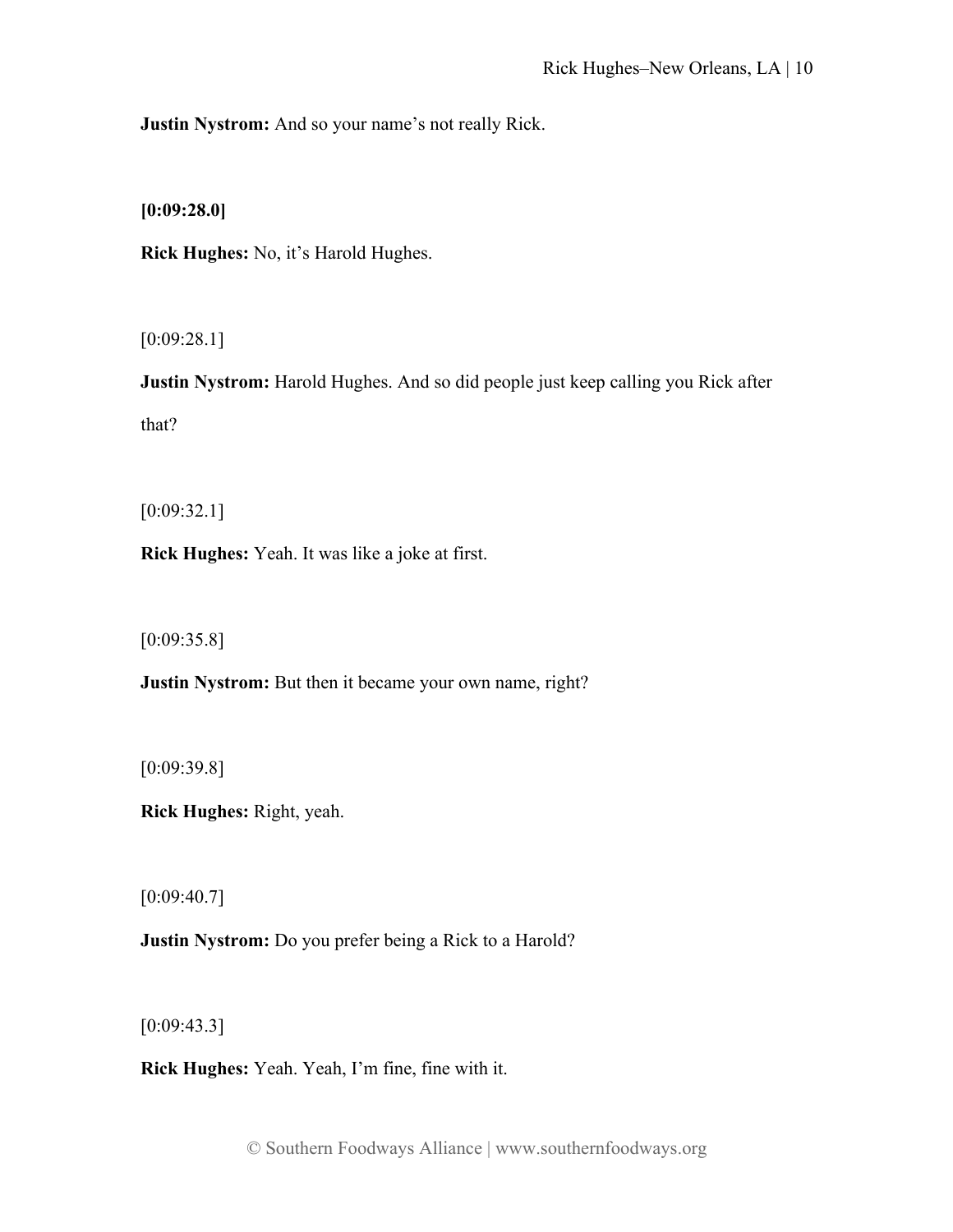**Justin Nystrom:** And so your name's not really Rick.

**[0:09:28.0]**

**Rick Hughes:** No, it's Harold Hughes.

[0:09:28.1]

**Justin Nystrom:** Harold Hughes. And so did people just keep calling you Rick after that?

[0:09:32.1]

**Rick Hughes:** Yeah. It was like a joke at first.

[0:09:35.8]

**Justin Nystrom:** But then it became your own name, right?

[0:09:39.8]

**Rick Hughes:** Right, yeah.

[0:09:40.7]

**Justin Nystrom:** Do you prefer being a Rick to a Harold?

[0:09:43.3]

**Rick Hughes:** Yeah. Yeah, I'm fine, fine with it.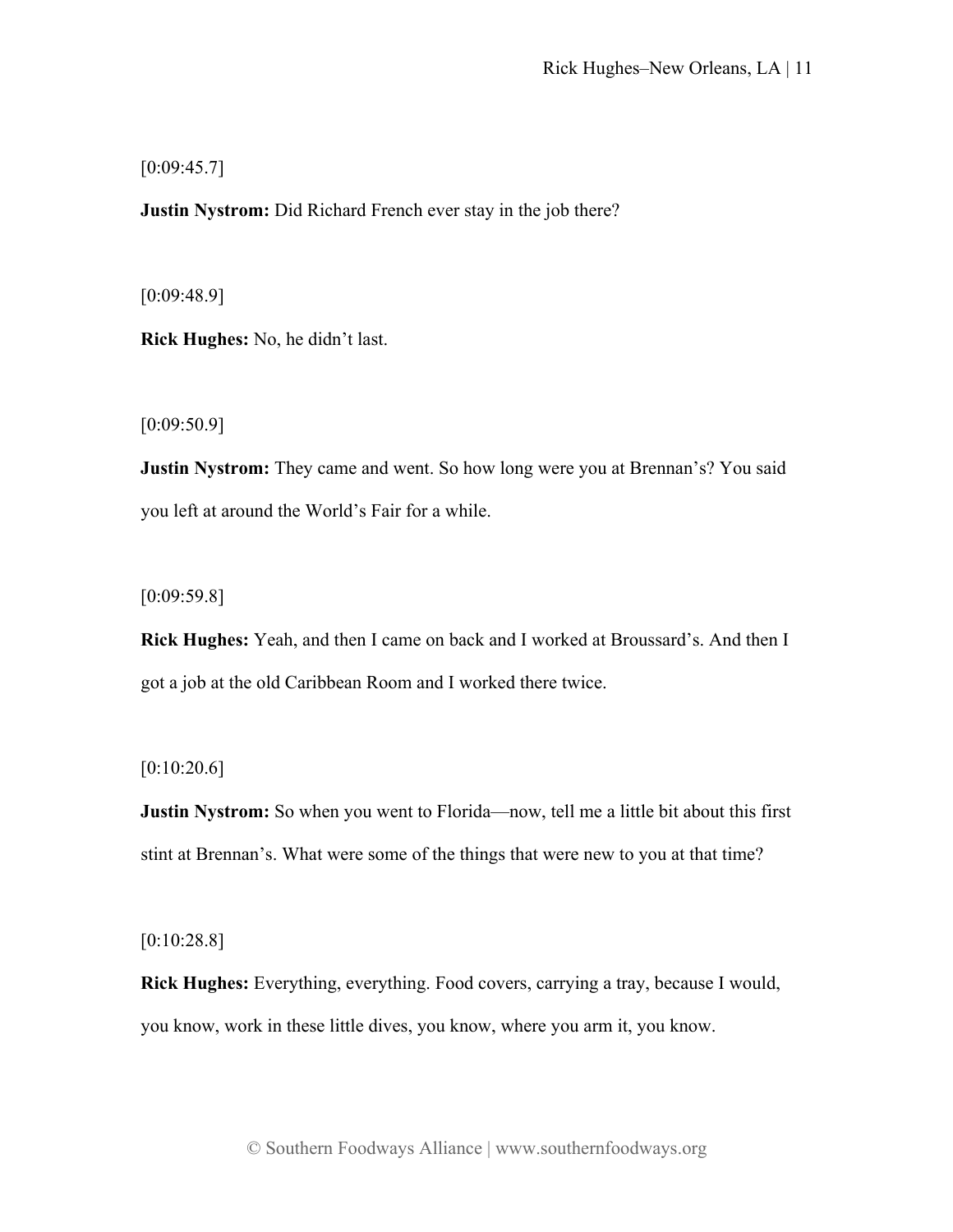[0:09:45.7]

**Justin Nystrom:** Did Richard French ever stay in the job there?

[0:09:48.9]

**Rick Hughes:** No, he didn't last.

[0:09:50.9]

**Justin Nystrom:** They came and went. So how long were you at Brennan's? You said you left at around the World's Fair for a while.

[0:09:59.8]

**Rick Hughes:** Yeah, and then I came on back and I worked at Broussard's. And then I got a job at the old Caribbean Room and I worked there twice.

[0:10:20.6]

**Justin Nystrom:** So when you went to Florida—now, tell me a little bit about this first stint at Brennan's. What were some of the things that were new to you at that time?

[0:10:28.8]

**Rick Hughes:** Everything, everything. Food covers, carrying a tray, because I would, you know, work in these little dives, you know, where you arm it, you know.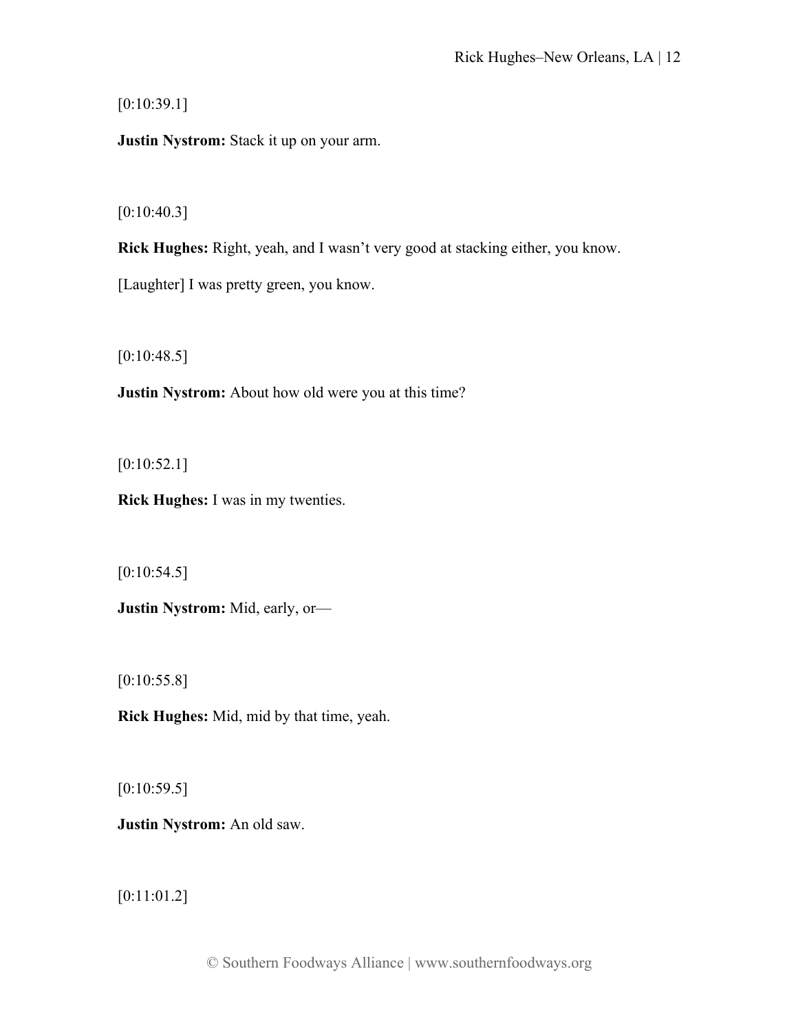[0:10:39.1]

**Justin Nystrom:** Stack it up on your arm.

[0:10:40.3]

**Rick Hughes:** Right, yeah, and I wasn't very good at stacking either, you know. [Laughter] I was pretty green, you know.

[0:10:48.5]

**Justin Nystrom:** About how old were you at this time?

[0:10:52.1]

**Rick Hughes:** I was in my twenties.

[0:10:54.5]

**Justin Nystrom:** Mid, early, or—

[0:10:55.8]

**Rick Hughes:** Mid, mid by that time, yeah.

[0:10:59.5]

**Justin Nystrom:** An old saw.

[0:11:01.2]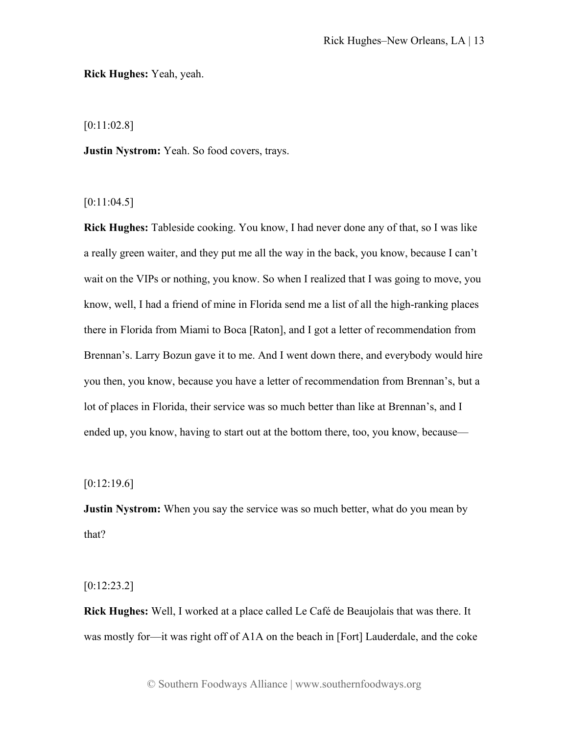**Rick Hughes:** Yeah, yeah.

[0:11:02.8]

**Justin Nystrom:** Yeah. So food covers, trays.

[0:11:04.5]

**Rick Hughes:** Tableside cooking. You know, I had never done any of that, so I was like a really green waiter, and they put me all the way in the back, you know, because I can't wait on the VIPs or nothing, you know. So when I realized that I was going to move, you know, well, I had a friend of mine in Florida send me a list of all the high-ranking places there in Florida from Miami to Boca [Raton], and I got a letter of recommendation from Brennan's. Larry Bozun gave it to me. And I went down there, and everybody would hire you then, you know, because you have a letter of recommendation from Brennan's, but a lot of places in Florida, their service was so much better than like at Brennan's, and I ended up, you know, having to start out at the bottom there, too, you know, because—

[0:12:19.6]

**Justin Nystrom:** When you say the service was so much better, what do you mean by that?

[0:12:23.2]

**Rick Hughes:** Well, I worked at a place called Le Café de Beaujolais that was there. It was mostly for—it was right off of A1A on the beach in [Fort] Lauderdale, and the coke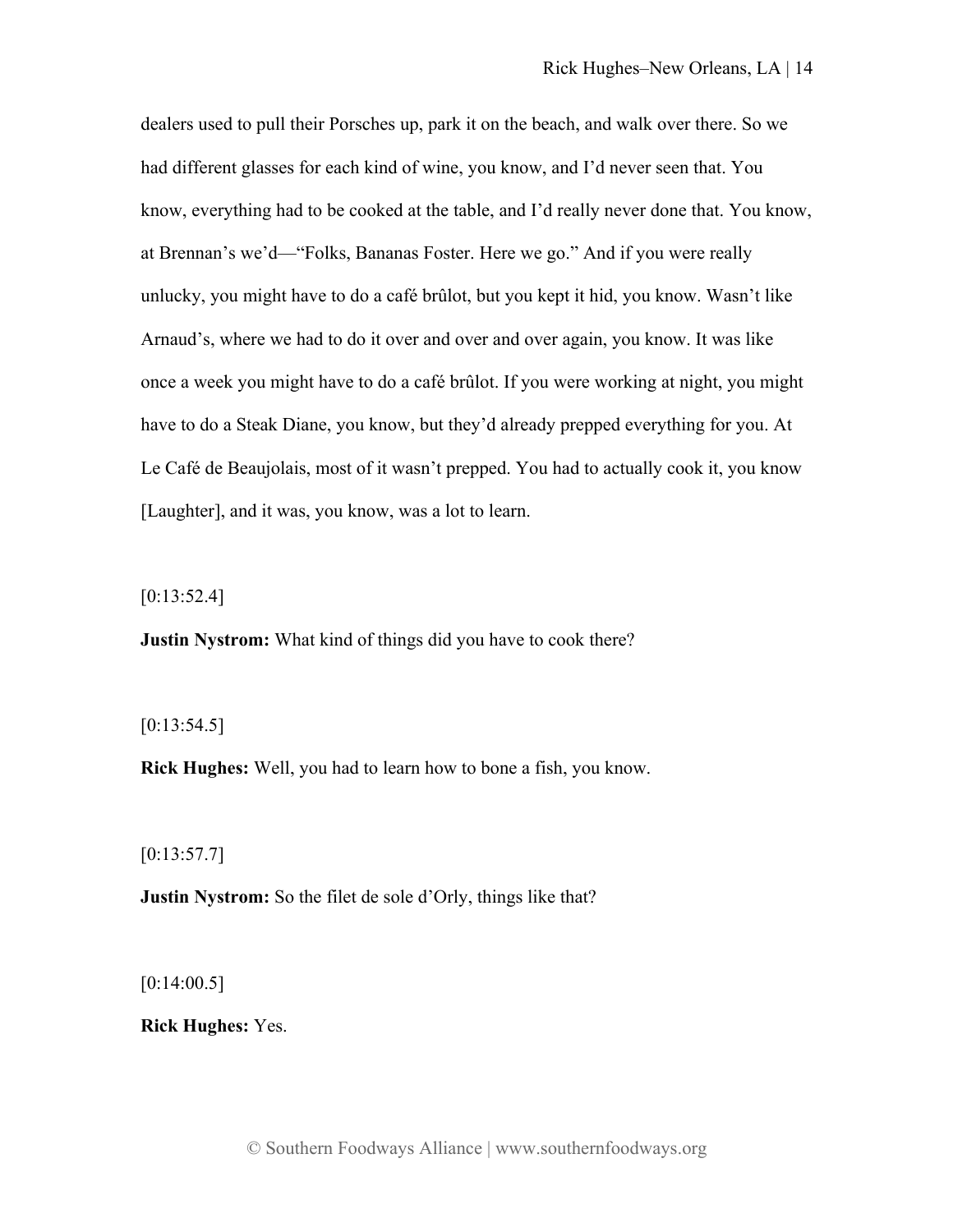dealers used to pull their Porsches up, park it on the beach, and walk over there. So we had different glasses for each kind of wine, you know, and I'd never seen that. You know, everything had to be cooked at the table, and I'd really never done that. You know, at Brennan's we'd—"Folks, Bananas Foster. Here we go." And if you were really unlucky, you might have to do a café brûlot, but you kept it hid, you know. Wasn't like Arnaud's, where we had to do it over and over and over again, you know. It was like once a week you might have to do a café brûlot. If you were working at night, you might have to do a Steak Diane, you know, but they'd already prepped everything for you. At Le Café de Beaujolais, most of it wasn't prepped. You had to actually cook it, you know [Laughter], and it was, you know, was a lot to learn.

[0:13:52.4]

**Justin Nystrom:** What kind of things did you have to cook there?

[0:13:54.5]

**Rick Hughes:** Well, you had to learn how to bone a fish, you know.

[0:13:57.7]

**Justin Nystrom:** So the filet de sole d'Orly, things like that?

[0:14:00.5]

**Rick Hughes:** Yes.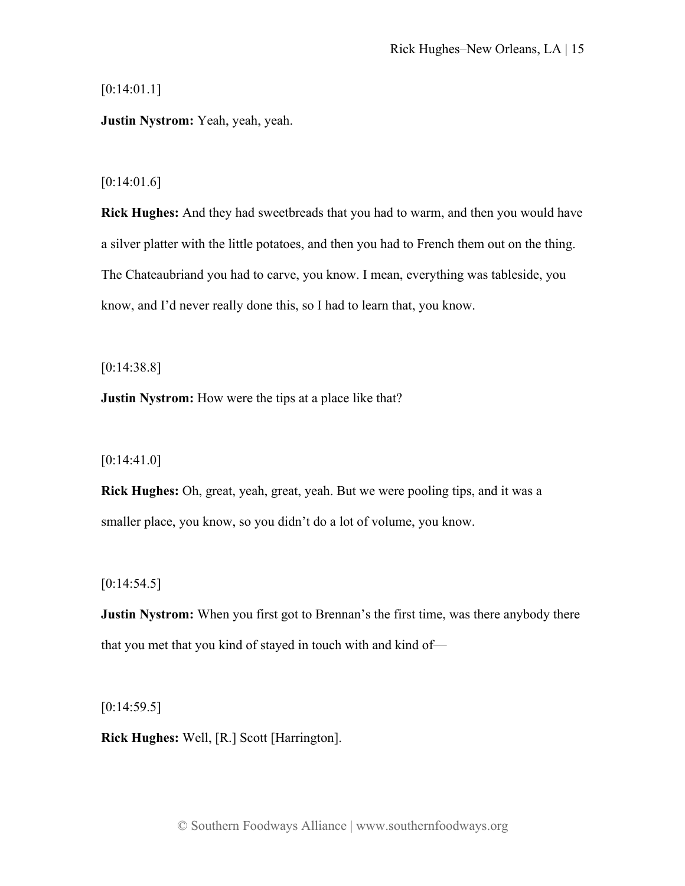[0:14:01.1]

**Justin Nystrom:** Yeah, yeah, yeah.

[0:14:01.6]

**Rick Hughes:** And they had sweetbreads that you had to warm, and then you would have a silver platter with the little potatoes, and then you had to French them out on the thing. The Chateaubriand you had to carve, you know. I mean, everything was tableside, you know, and I'd never really done this, so I had to learn that, you know.

[0:14:38.8]

**Justin Nystrom:** How were the tips at a place like that?

[0:14:41.0]

**Rick Hughes:** Oh, great, yeah, great, yeah. But we were pooling tips, and it was a smaller place, you know, so you didn't do a lot of volume, you know.

[0:14:54.5]

**Justin Nystrom:** When you first got to Brennan's the first time, was there anybody there that you met that you kind of stayed in touch with and kind of—

[0:14:59.5]

**Rick Hughes:** Well, [R.] Scott [Harrington].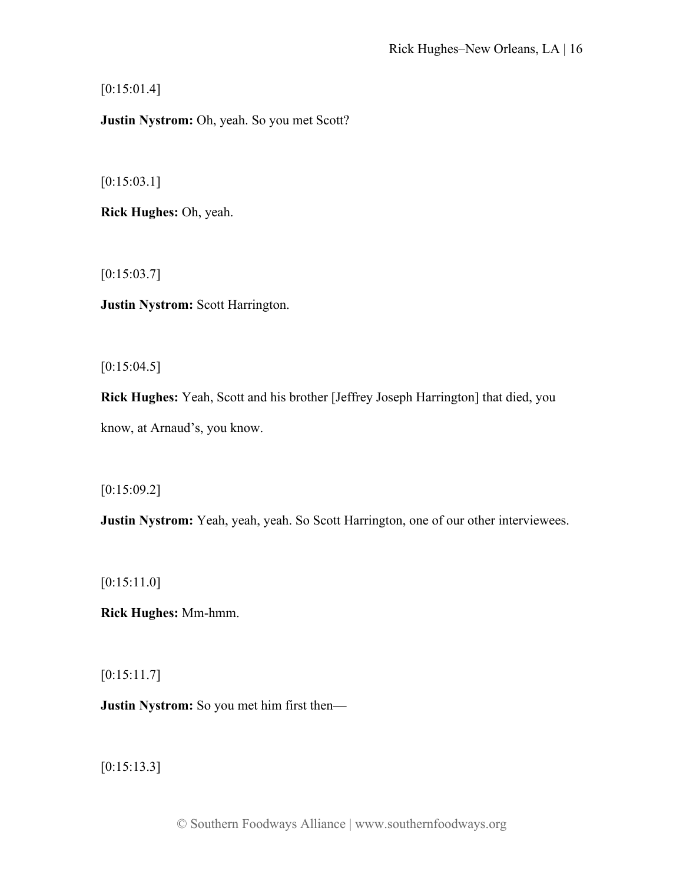[0:15:01.4]

**Justin Nystrom:** Oh, yeah. So you met Scott?

[0:15:03.1]

**Rick Hughes:** Oh, yeah.

[0:15:03.7]

**Justin Nystrom:** Scott Harrington.

[0:15:04.5]

**Rick Hughes:** Yeah, Scott and his brother [Jeffrey Joseph Harrington] that died, you know, at Arnaud's, you know.

[0:15:09.2]

**Justin Nystrom:** Yeah, yeah, yeah. So Scott Harrington, one of our other interviewees.

[0:15:11.0]

**Rick Hughes:** Mm-hmm.

[0:15:11.7]

**Justin Nystrom:** So you met him first then—

[0:15:13.3]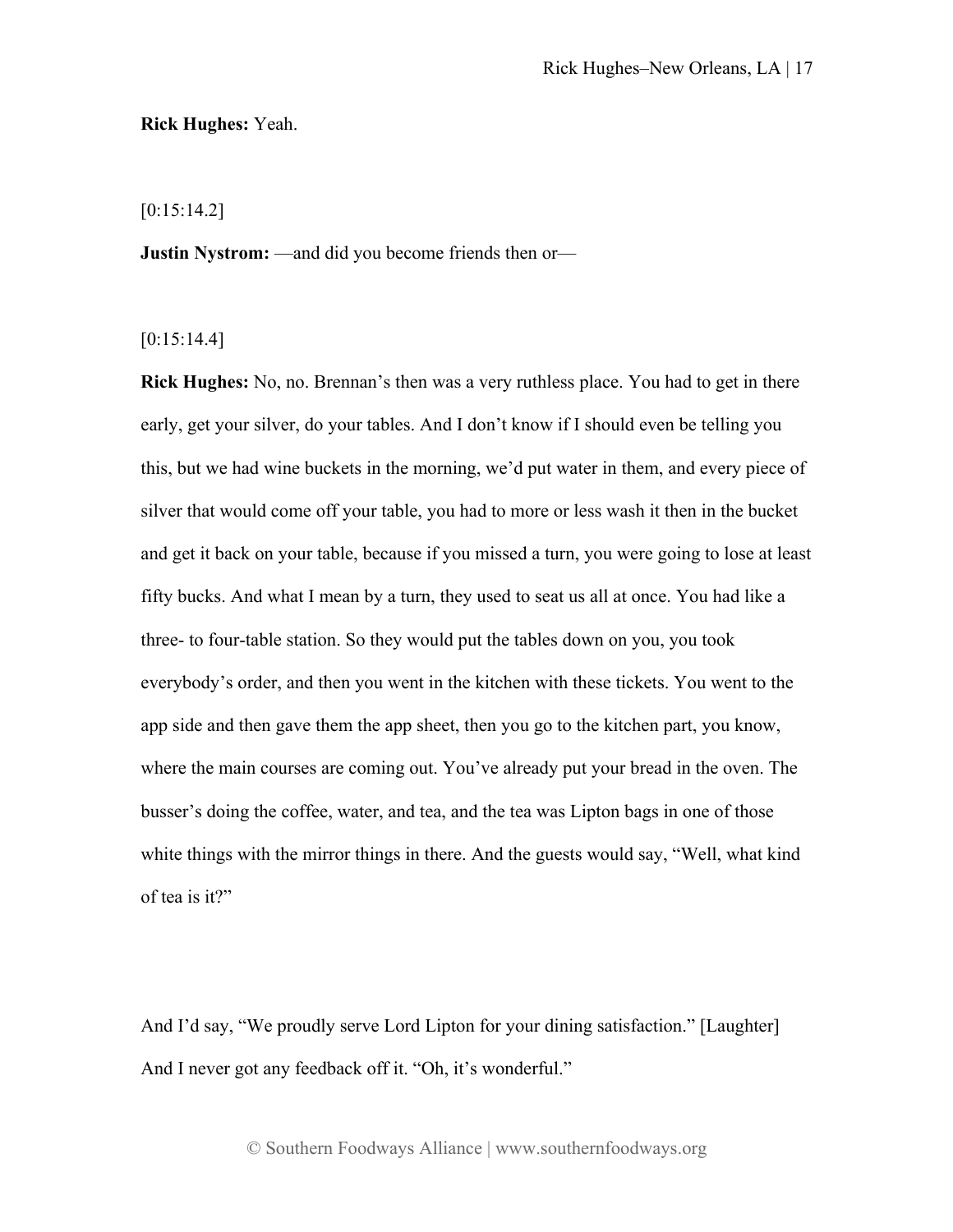**Rick Hughes:** Yeah.

[0:15:14.2]

**Justin Nystrom:** —and did you become friends then or—

[0:15:14.4]

**Rick Hughes:** No, no. Brennan's then was a very ruthless place. You had to get in there early, get your silver, do your tables. And I don't know if I should even be telling you this, but we had wine buckets in the morning, we'd put water in them, and every piece of silver that would come off your table, you had to more or less wash it then in the bucket and get it back on your table, because if you missed a turn, you were going to lose at least fifty bucks. And what I mean by a turn, they used to seat us all at once. You had like a three- to four-table station. So they would put the tables down on you, you took everybody's order, and then you went in the kitchen with these tickets. You went to the app side and then gave them the app sheet, then you go to the kitchen part, you know, where the main courses are coming out. You've already put your bread in the oven. The busser's doing the coffee, water, and tea, and the tea was Lipton bags in one of those white things with the mirror things in there. And the guests would say, "Well, what kind of tea is it?"

And I'd say, "We proudly serve Lord Lipton for your dining satisfaction." [Laughter] And I never got any feedback off it. "Oh, it's wonderful."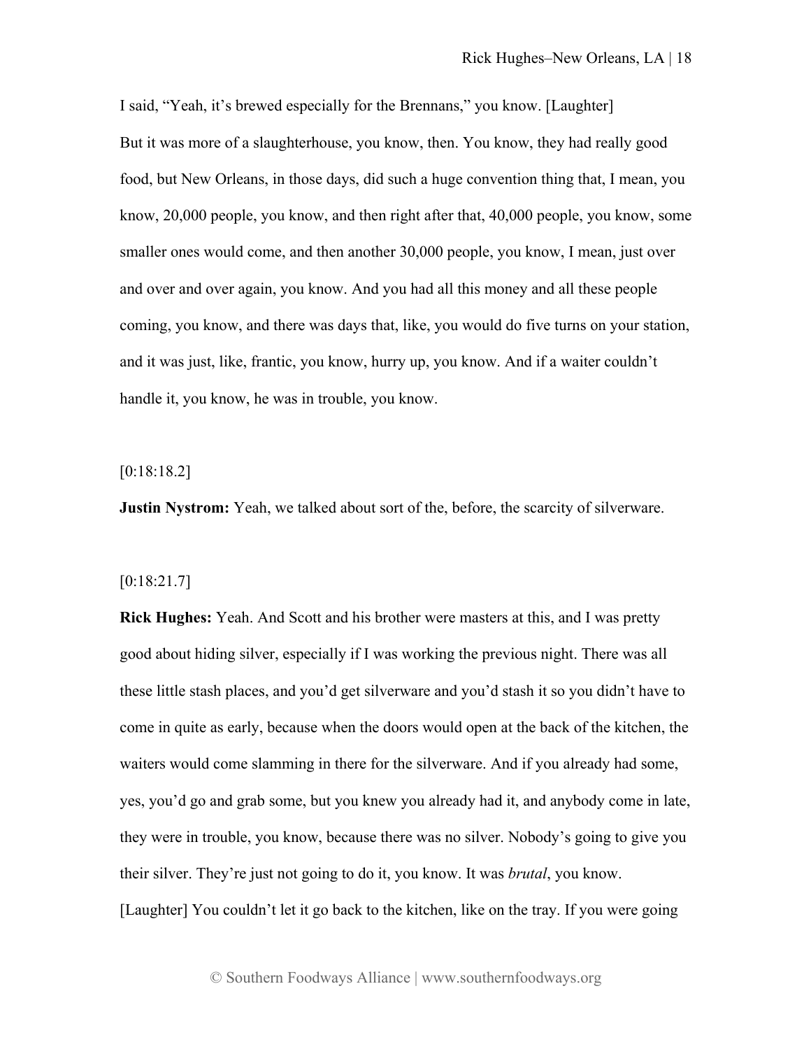I said, "Yeah, it's brewed especially for the Brennans," you know. [Laughter]

But it was more of a slaughterhouse, you know, then. You know, they had really good food, but New Orleans, in those days, did such a huge convention thing that, I mean, you know, 20,000 people, you know, and then right after that, 40,000 people, you know, some smaller ones would come, and then another 30,000 people, you know, I mean, just over and over and over again, you know. And you had all this money and all these people coming, you know, and there was days that, like, you would do five turns on your station, and it was just, like, frantic, you know, hurry up, you know. And if a waiter couldn't handle it, you know, he was in trouble, you know.

[0:18:18.2]

**Justin Nystrom:** Yeah, we talked about sort of the, before, the scarcity of silverware.

[0:18:21.7]

**Rick Hughes:** Yeah. And Scott and his brother were masters at this, and I was pretty good about hiding silver, especially if I was working the previous night. There was all these little stash places, and you'd get silverware and you'd stash it so you didn't have to come in quite as early, because when the doors would open at the back of the kitchen, the waiters would come slamming in there for the silverware. And if you already had some, yes, you'd go and grab some, but you knew you already had it, and anybody come in late, they were in trouble, you know, because there was no silver. Nobody's going to give you their silver. They're just not going to do it, you know. It was *brutal*, you know. [Laughter] You couldn't let it go back to the kitchen, like on the tray. If you were going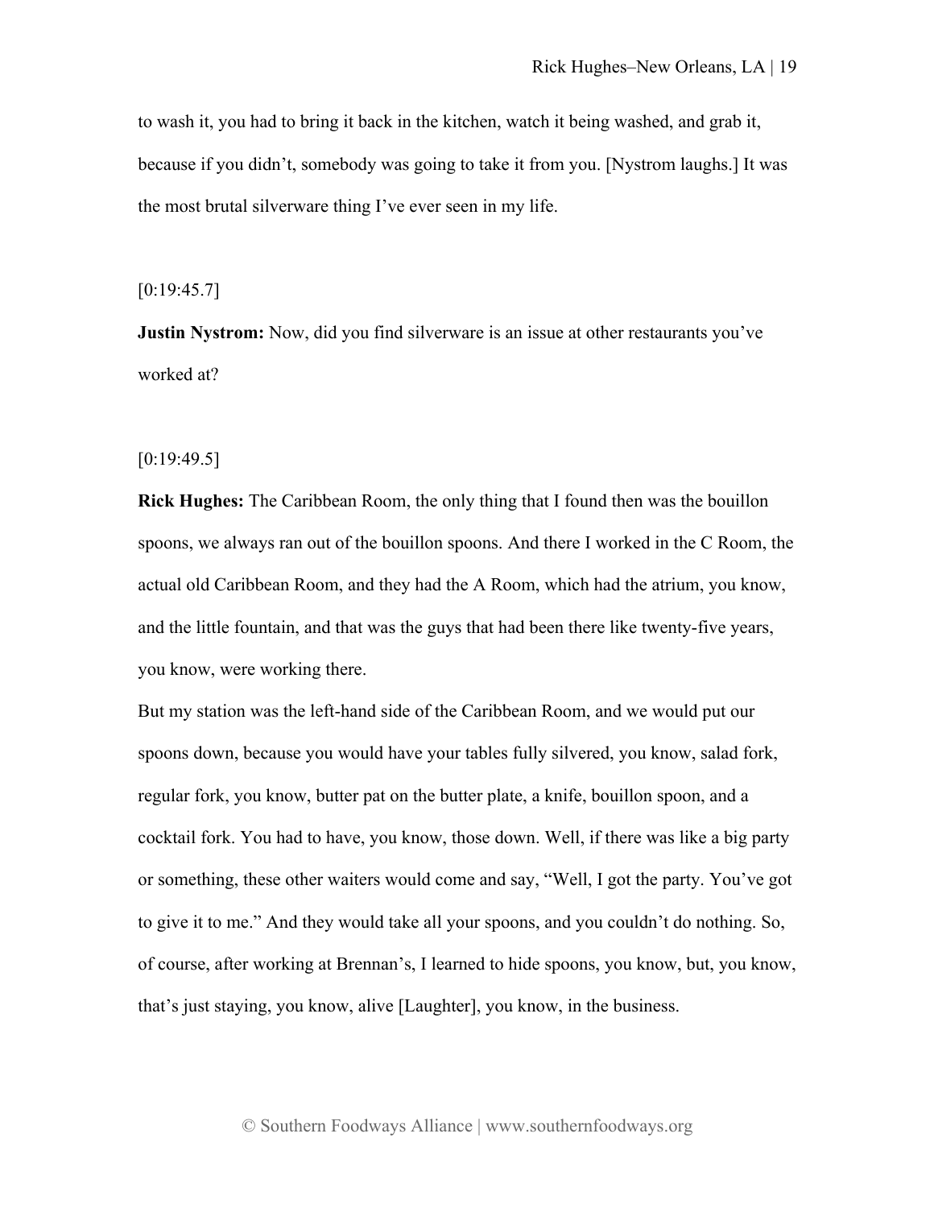to wash it, you had to bring it back in the kitchen, watch it being washed, and grab it, because if you didn't, somebody was going to take it from you. [Nystrom laughs.] It was the most brutal silverware thing I've ever seen in my life.

[0:19:45.7]

**Justin Nystrom:** Now, did you find silverware is an issue at other restaurants you've worked at?

[0:19:49.5]

**Rick Hughes:** The Caribbean Room, the only thing that I found then was the bouillon spoons, we always ran out of the bouillon spoons. And there I worked in the C Room, the actual old Caribbean Room, and they had the A Room, which had the atrium, you know, and the little fountain, and that was the guys that had been there like twenty-five years, you know, were working there.

But my station was the left-hand side of the Caribbean Room, and we would put our spoons down, because you would have your tables fully silvered, you know, salad fork, regular fork, you know, butter pat on the butter plate, a knife, bouillon spoon, and a cocktail fork. You had to have, you know, those down. Well, if there was like a big party or something, these other waiters would come and say, "Well, I got the party. You've got to give it to me." And they would take all your spoons, and you couldn't do nothing. So, of course, after working at Brennan's, I learned to hide spoons, you know, but, you know, that's just staying, you know, alive [Laughter], you know, in the business.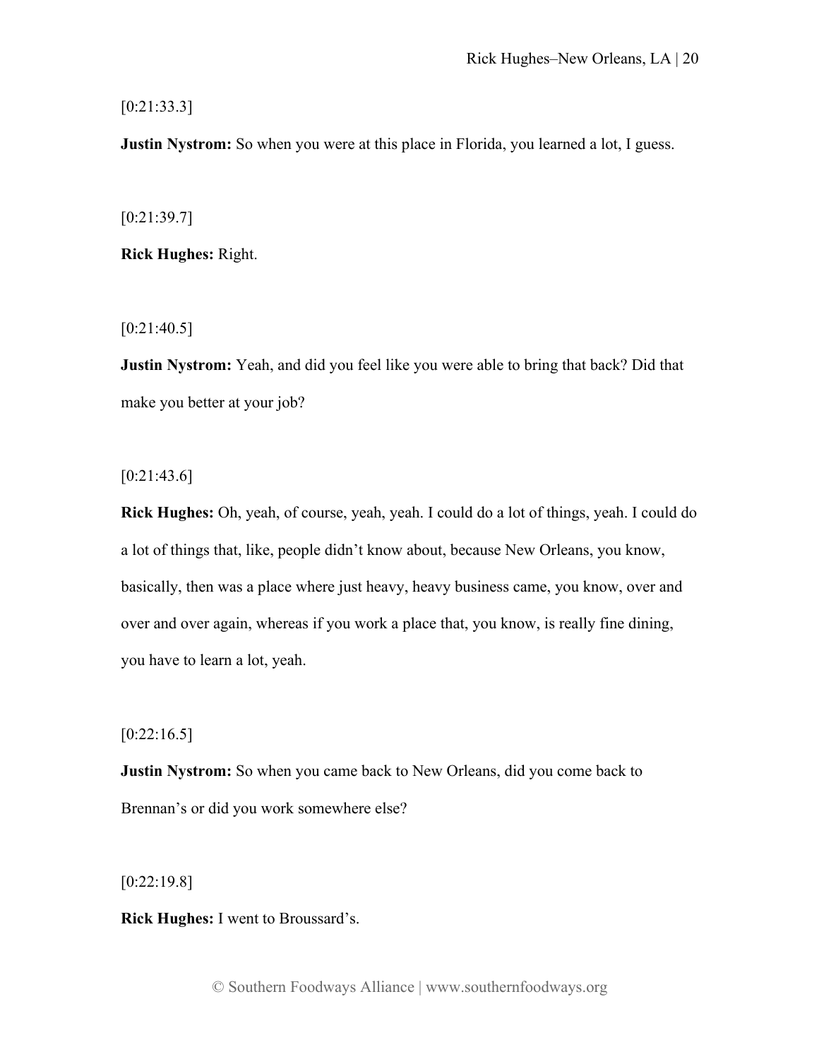[0:21:33.3]

**Justin Nystrom:** So when you were at this place in Florida, you learned a lot, I guess.

[0:21:39.7]

**Rick Hughes:** Right.

[0:21:40.5]

**Justin Nystrom:** Yeah, and did you feel like you were able to bring that back? Did that make you better at your job?

[0:21:43.6]

**Rick Hughes:** Oh, yeah, of course, yeah, yeah. I could do a lot of things, yeah. I could do a lot of things that, like, people didn't know about, because New Orleans, you know, basically, then was a place where just heavy, heavy business came, you know, over and over and over again, whereas if you work a place that, you know, is really fine dining, you have to learn a lot, yeah.

[0:22:16.5]

**Justin Nystrom:** So when you came back to New Orleans, did you come back to Brennan's or did you work somewhere else?

[0:22:19.8]

**Rick Hughes:** I went to Broussard's.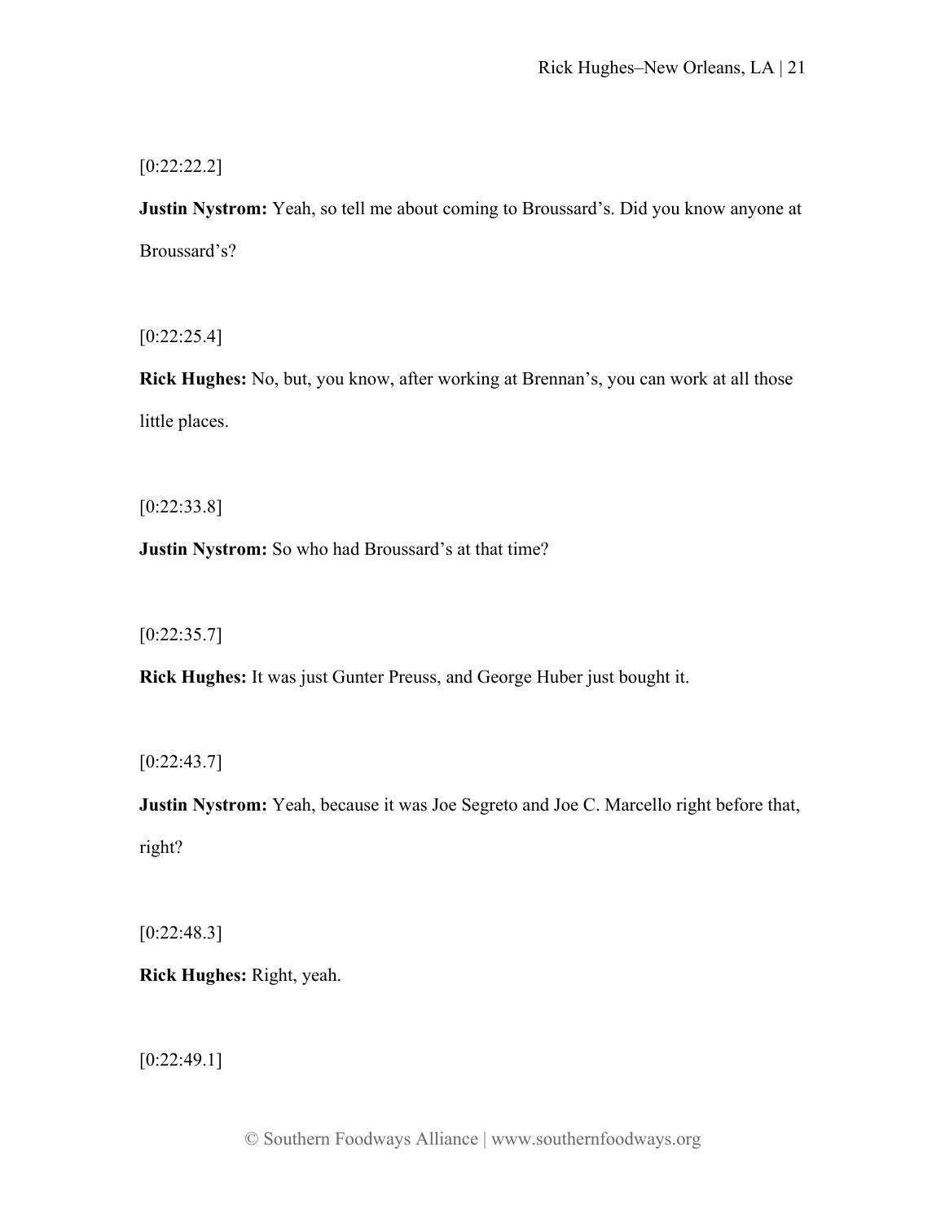[0:22:22.2]

**Justin Nystrom:** Yeah, so tell me about coming to Broussard's. Did you know anyone at Broussard's?

[0:22:25.4]

**Rick Hughes:** No, but, you know, after working at Brennan's, you can work at all those little places.

[0:22:33.8]

**Justin Nystrom:** So who had Broussard's at that time?

[0:22:35.7]

**Rick Hughes:** It was just Gunter Preuss, and George Huber just bought it.

[0:22:43.7]

**Justin Nystrom:** Yeah, because it was Joe Segreto and Joe C. Marcello right before that, right?

[0:22:48.3]

**Rick Hughes:** Right, yeah.

[0:22:49.1]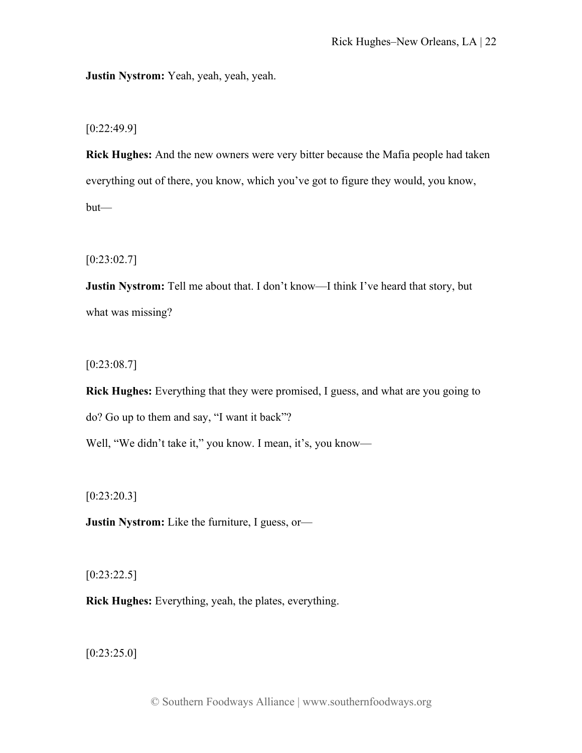**Justin Nystrom:** Yeah, yeah, yeah, yeah.

[0:22:49.9]

**Rick Hughes:** And the new owners were very bitter because the Mafia people had taken everything out of there, you know, which you've got to figure they would, you know, but—

[0:23:02.7]

**Justin Nystrom:** Tell me about that. I don't know—I think I've heard that story, but what was missing?

[0:23:08.7]

**Rick Hughes:** Everything that they were promised, I guess, and what are you going to do? Go up to them and say, "I want it back"?

Well, "We didn't take it," you know. I mean, it's, you know—

[0:23:20.3]

**Justin Nystrom:** Like the furniture, I guess, or—

[0:23:22.5]

**Rick Hughes:** Everything, yeah, the plates, everything.

[0:23:25.0]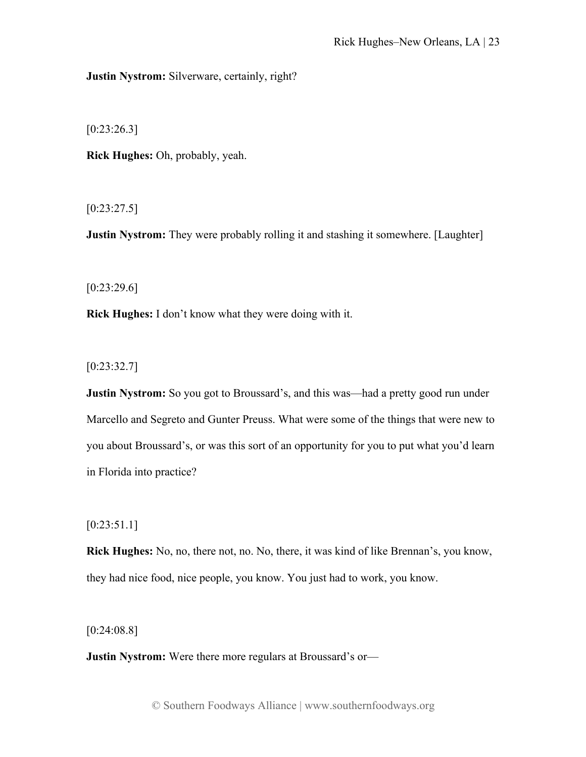**Justin Nystrom:** Silverware, certainly, right?

[0:23:26.3]

**Rick Hughes:** Oh, probably, yeah.

[0:23:27.5]

**Justin Nystrom:** They were probably rolling it and stashing it somewhere. [Laughter]

[0:23:29.6]

**Rick Hughes:** I don't know what they were doing with it.

[0:23:32.7]

**Justin Nystrom:** So you got to Broussard's, and this was—had a pretty good run under Marcello and Segreto and Gunter Preuss. What were some of the things that were new to you about Broussard's, or was this sort of an opportunity for you to put what you'd learn in Florida into practice?

[0:23:51.1]

**Rick Hughes:** No, no, there not, no. No, there, it was kind of like Brennan's, you know, they had nice food, nice people, you know. You just had to work, you know.

[0:24:08.8]

**Justin Nystrom:** Were there more regulars at Broussard's or—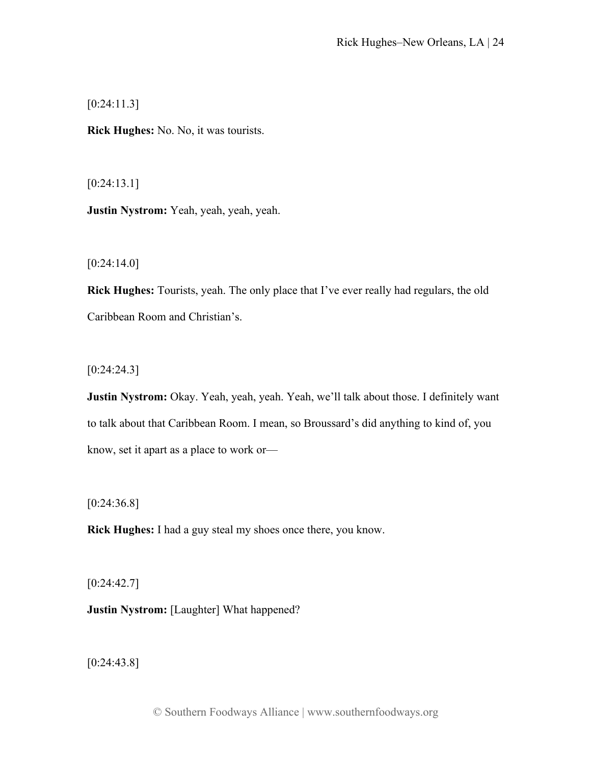[0:24:11.3]

**Rick Hughes:** No. No, it was tourists.

[0:24:13.1]

**Justin Nystrom:** Yeah, yeah, yeah, yeah.

[0:24:14.0]

**Rick Hughes:** Tourists, yeah. The only place that I've ever really had regulars, the old Caribbean Room and Christian's.

[0:24:24.3]

**Justin Nystrom:** Okay. Yeah, yeah, yeah. Yeah, we'll talk about those. I definitely want to talk about that Caribbean Room. I mean, so Broussard's did anything to kind of, you know, set it apart as a place to work or—

[0:24:36.8]

**Rick Hughes:** I had a guy steal my shoes once there, you know.

[0:24:42.7]

**Justin Nystrom:** [Laughter] What happened?

[0:24:43.8]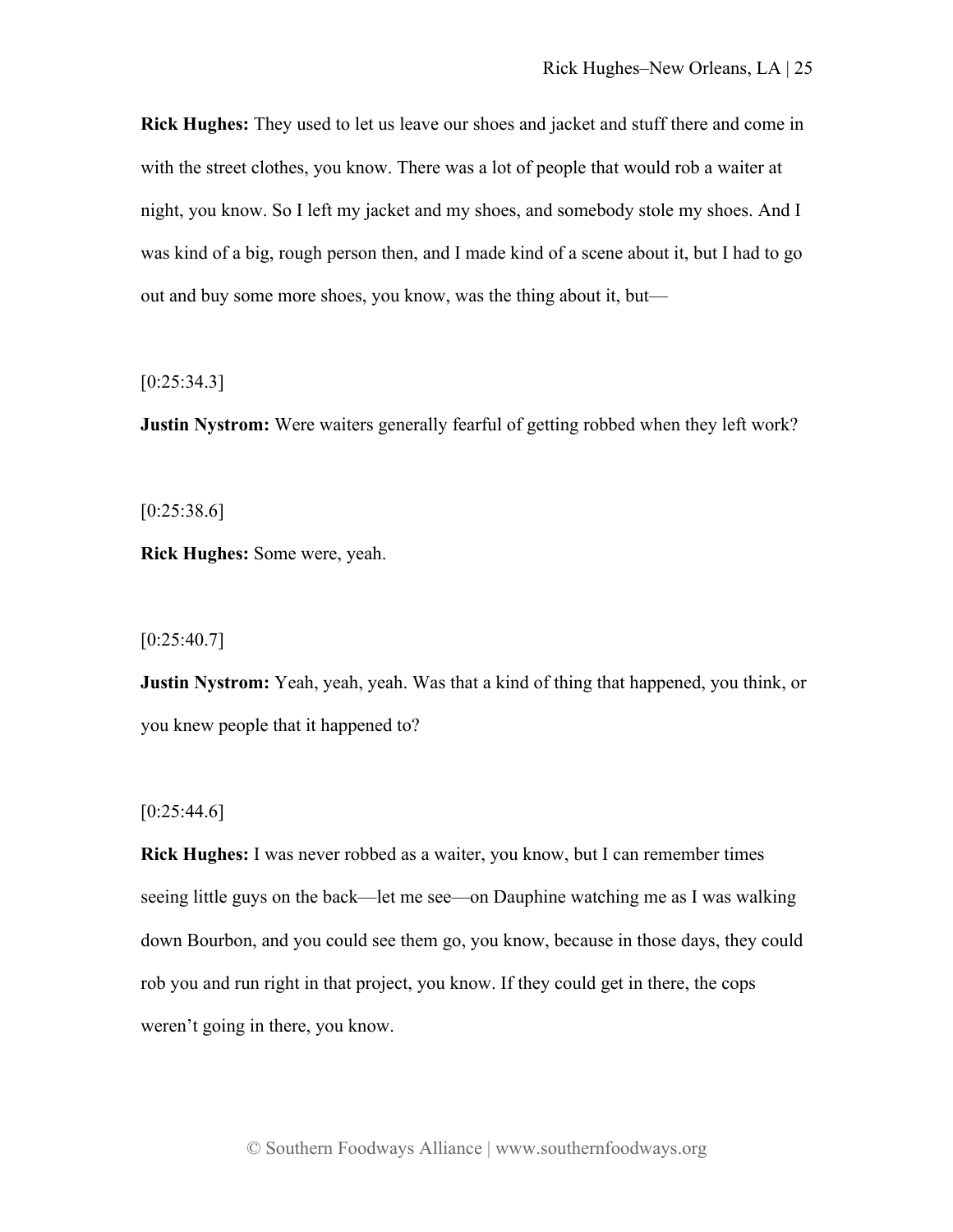**Rick Hughes:** They used to let us leave our shoes and jacket and stuff there and come in with the street clothes, you know. There was a lot of people that would rob a waiter at night, you know. So I left my jacket and my shoes, and somebody stole my shoes. And I was kind of a big, rough person then, and I made kind of a scene about it, but I had to go out and buy some more shoes, you know, was the thing about it, but—

[0:25:34.3]

**Justin Nystrom:** Were waiters generally fearful of getting robbed when they left work?

[0:25:38.6]

**Rick Hughes:** Some were, yeah.

[0:25:40.7]

**Justin Nystrom:** Yeah, yeah, yeah. Was that a kind of thing that happened, you think, or you knew people that it happened to?

[0:25:44.6]

**Rick Hughes:** I was never robbed as a waiter, you know, but I can remember times seeing little guys on the back—let me see—on Dauphine watching me as I was walking down Bourbon, and you could see them go, you know, because in those days, they could rob you and run right in that project, you know. If they could get in there, the cops weren't going in there, you know.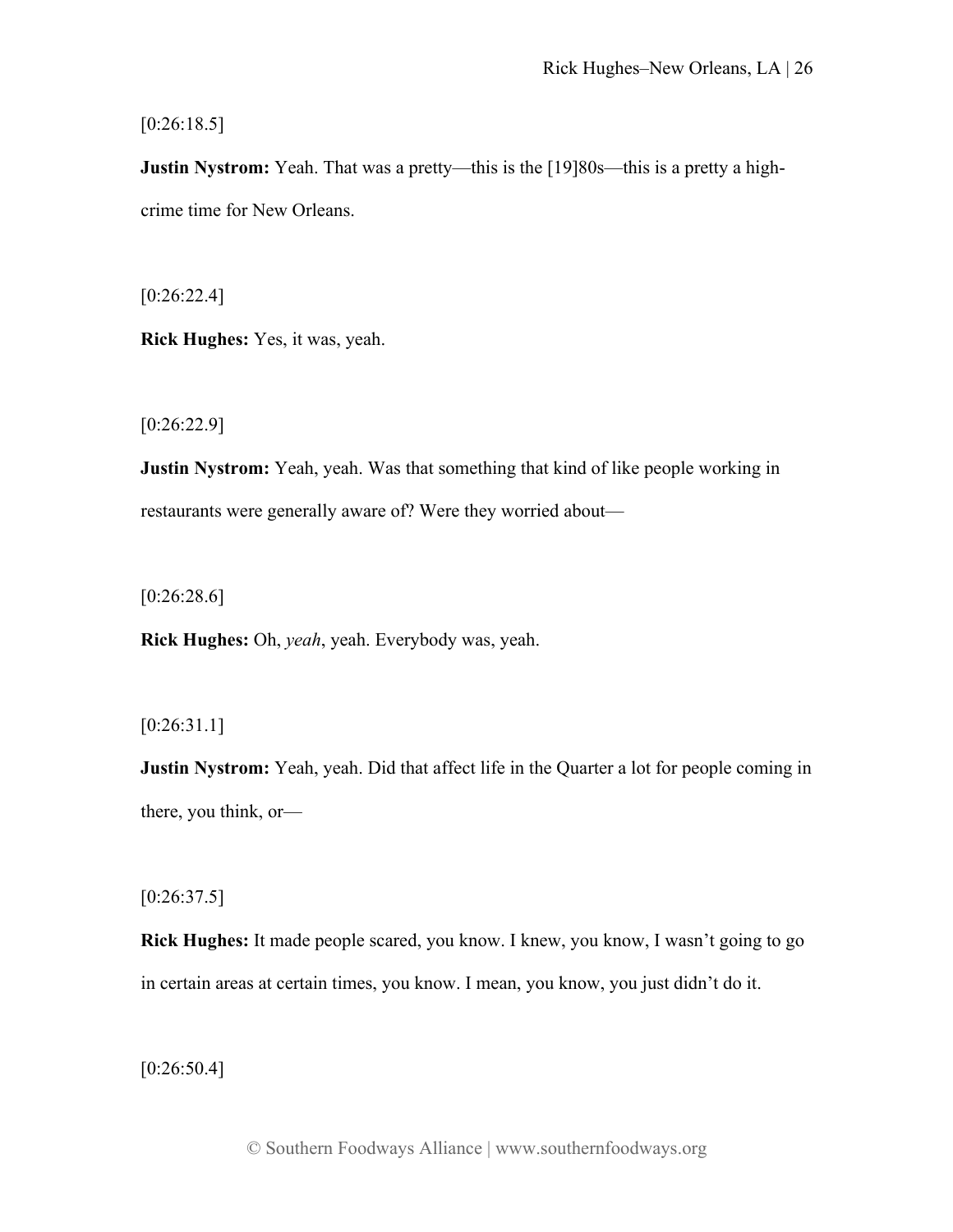[0:26:18.5]

**Justin Nystrom:** Yeah. That was a pretty—this is the [19]80s—this is a pretty a high-crime time for New Orleans.

[0:26:22.4]

**Rick Hughes:** Yes, it was, yeah.

[0:26:22.9]

**Justin Nystrom:** Yeah, yeah. Was that something that kind of like people working in restaurants were generally aware of? Were they worried about—

[0:26:28.6]

**Rick Hughes:** Oh, *yeah*, yeah. Everybody was, yeah.

[0:26:31.1]

**Justin Nystrom:** Yeah, yeah. Did that affect life in the Quarter a lot for people coming in there, you think, or—

[0:26:37.5]

**Rick Hughes:** It made people scared, you know. I knew, you know, I wasn't going to go in certain areas at certain times, you know. I mean, you know, you just didn't do it.

[0:26:50.4]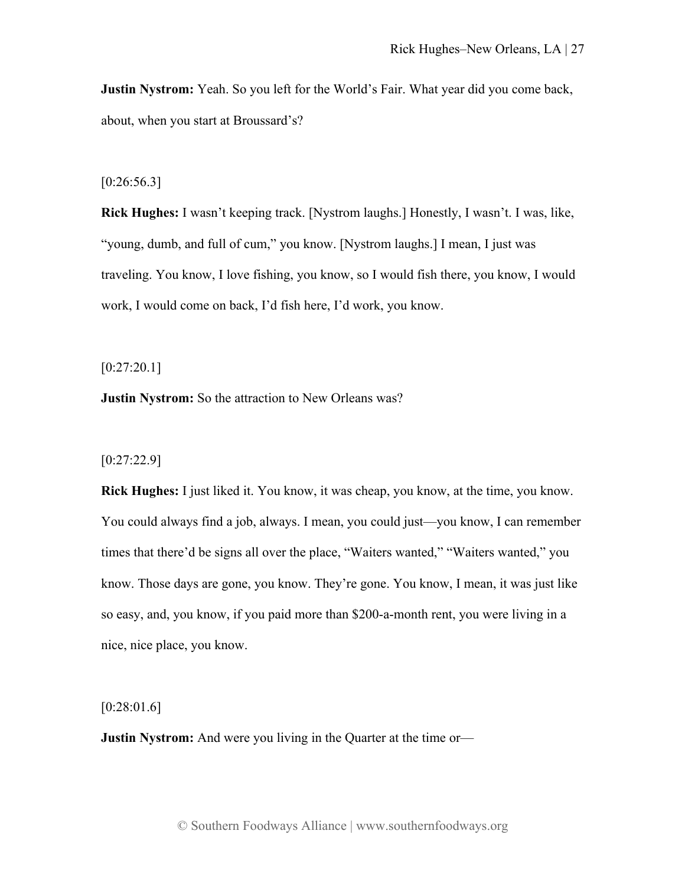**Justin Nystrom:** Yeah. So you left for the World's Fair. What year did you come back, about, when you start at Broussard's?

[0:26:56.3]

**Rick Hughes:** I wasn't keeping track. [Nystrom laughs.] Honestly, I wasn't. I was, like, "young, dumb, and full of cum," you know. [Nystrom laughs.] I mean, I just was traveling. You know, I love fishing, you know, so I would fish there, you know, I would work, I would come on back, I'd fish here, I'd work, you know.

[0:27:20.1]

**Justin Nystrom:** So the attraction to New Orleans was?

[0:27:22.9]

**Rick Hughes:** I just liked it. You know, it was cheap, you know, at the time, you know. You could always find a job, always. I mean, you could just—you know, I can remember times that there'd be signs all over the place, "Waiters wanted," "Waiters wanted," you know. Those days are gone, you know. They're gone. You know, I mean, it was just like so easy, and, you know, if you paid more than $200-a-month rent, you were living in a nice, nice place, you know.

[0:28:01.6]

**Justin Nystrom:** And were you living in the Quarter at the time or—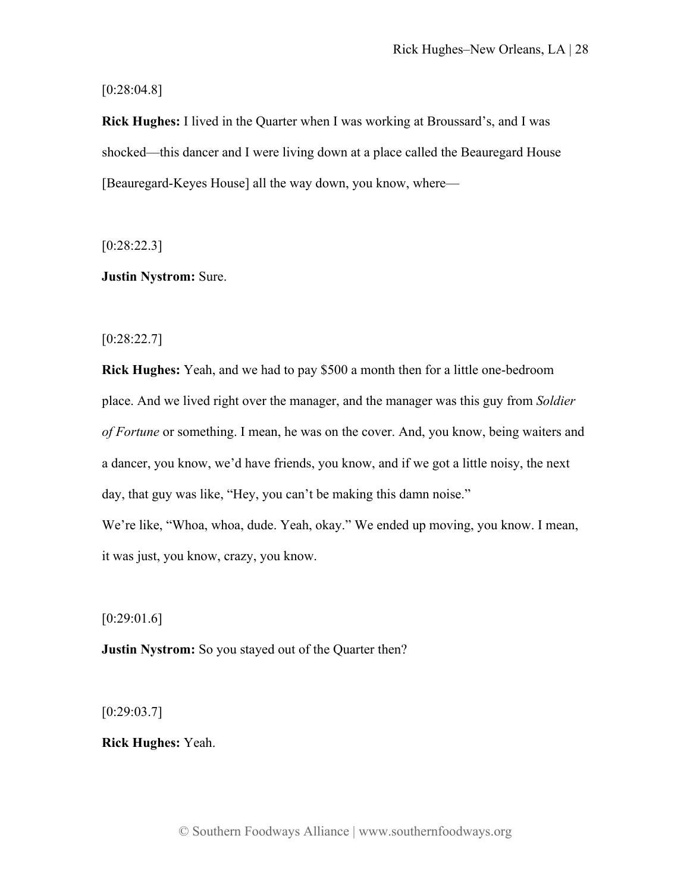[0:28:04.8]

**Rick Hughes:** I lived in the Quarter when I was working at Broussard's, and I was shocked—this dancer and I were living down at a place called the Beauregard House [Beauregard-Keyes House] all the way down, you know, where—

[0:28:22.3]

**Justin Nystrom:** Sure.

[0:28:22.7]

**Rick Hughes:** Yeah, and we had to pay $500 a month then for a little one-bedroom place. And we lived right over the manager, and the manager was this guy from *Soldier of Fortune* or something. I mean, he was on the cover. And, you know, being waiters and a dancer, you know, we'd have friends, you know, and if we got a little noisy, the next day, that guy was like, "Hey, you can't be making this damn noise."
We're like, "Whoa, whoa, dude. Yeah, okay." We ended up moving, you know. I mean, it was just, you know, crazy, you know.

[0:29:01.6]

**Justin Nystrom:** So you stayed out of the Quarter then?

[0:29:03.7]

**Rick Hughes:** Yeah.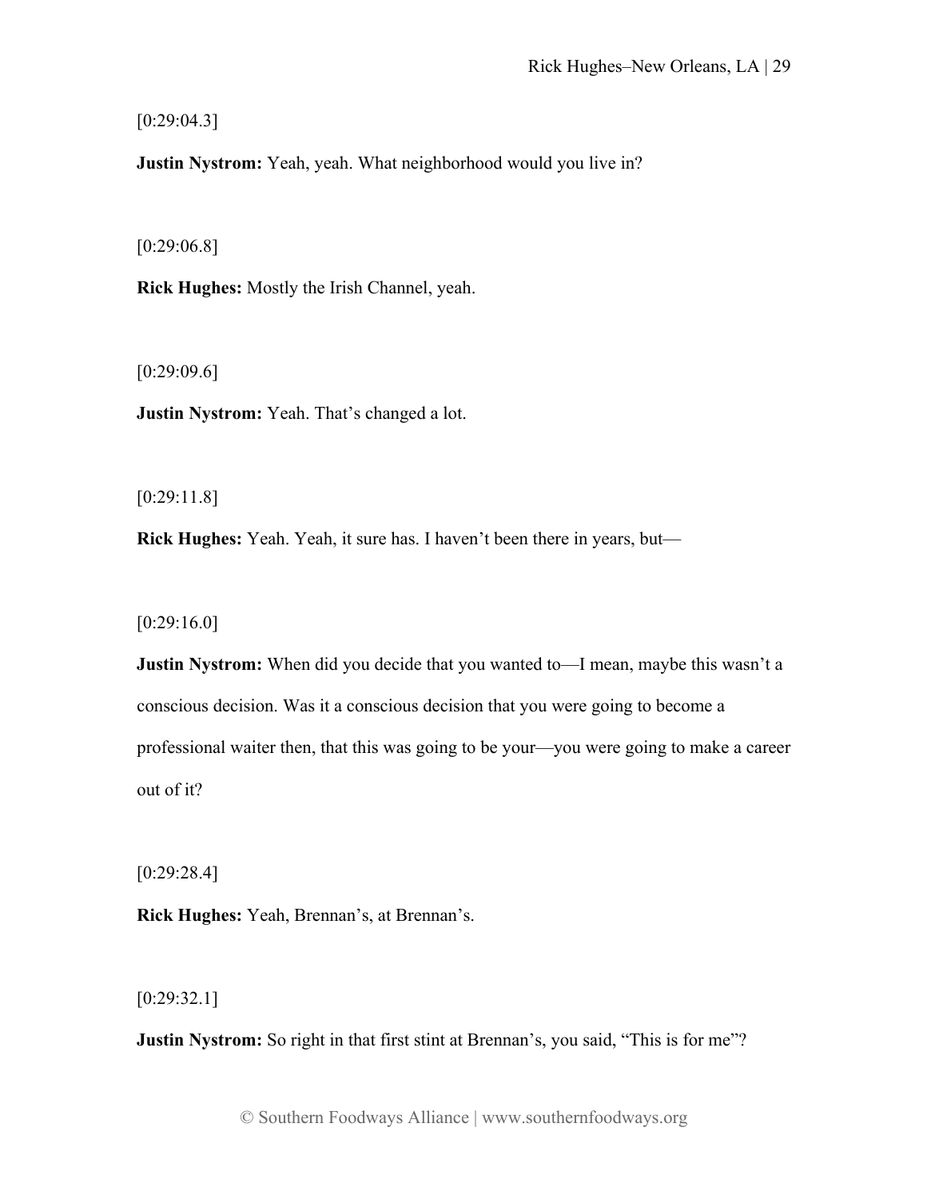[0:29:04.3]

**Justin Nystrom:** Yeah, yeah. What neighborhood would you live in?

[0:29:06.8]

**Rick Hughes:** Mostly the Irish Channel, yeah.

[0:29:09.6]

**Justin Nystrom:** Yeah. That's changed a lot.

[0:29:11.8]

**Rick Hughes:** Yeah. Yeah, it sure has. I haven't been there in years, but—

[0:29:16.0]

**Justin Nystrom:** When did you decide that you wanted to—I mean, maybe this wasn't a conscious decision. Was it a conscious decision that you were going to become a professional waiter then, that this was going to be your—you were going to make a career out of it?

[0:29:28.4]

**Rick Hughes:** Yeah, Brennan's, at Brennan's.

[0:29:32.1]

**Justin Nystrom:** So right in that first stint at Brennan's, you said, "This is for me"?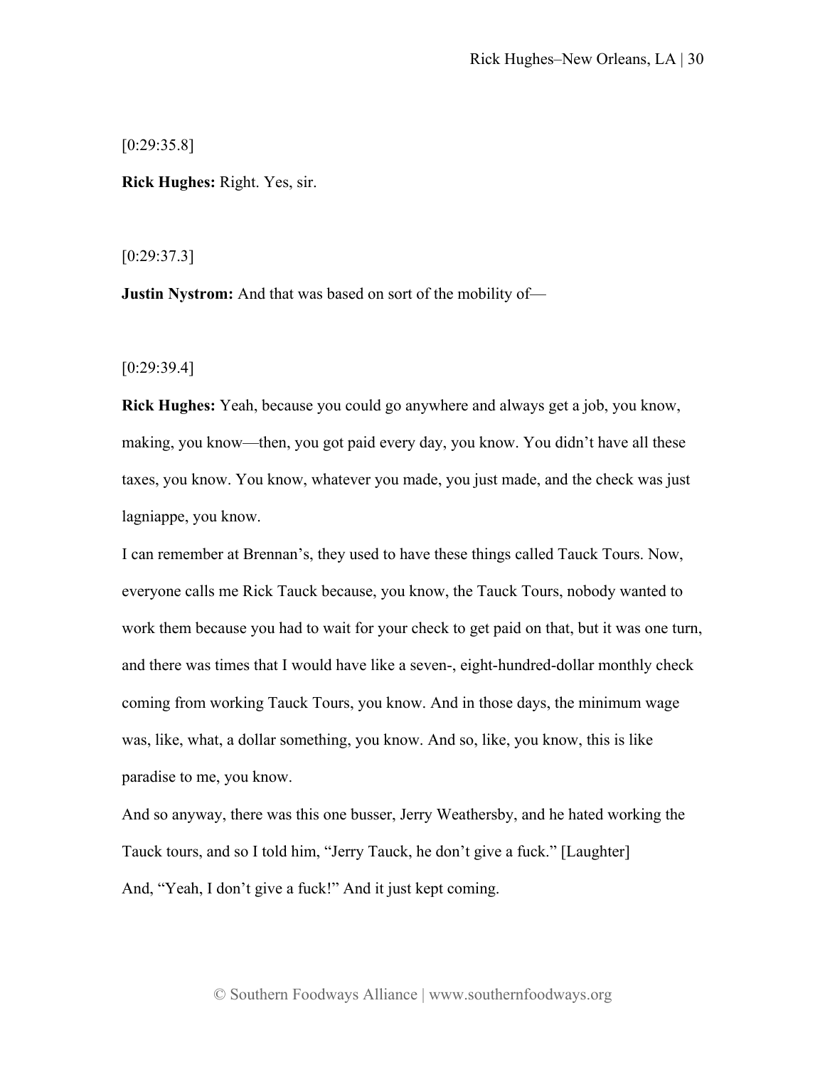[0:29:35.8]

**Rick Hughes:** Right. Yes, sir.

[0:29:37.3]

**Justin Nystrom:** And that was based on sort of the mobility of—

[0:29:39.4]

**Rick Hughes:** Yeah, because you could go anywhere and always get a job, you know, making, you know—then, you got paid every day, you know. You didn't have all these taxes, you know. You know, whatever you made, you just made, and the check was just lagniappe, you know.

I can remember at Brennan's, they used to have these things called Tauck Tours. Now, everyone calls me Rick Tauck because, you know, the Tauck Tours, nobody wanted to work them because you had to wait for your check to get paid on that, but it was one turn, and there was times that I would have like a seven-, eight-hundred-dollar monthly check coming from working Tauck Tours, you know. And in those days, the minimum wage was, like, what, a dollar something, you know. And so, like, you know, this is like paradise to me, you know.

And so anyway, there was this one busser, Jerry Weathersby, and he hated working the Tauck tours, and so I told him, "Jerry Tauck, he don't give a fuck." [Laughter]

And, "Yeah, I don't give a fuck!" And it just kept coming.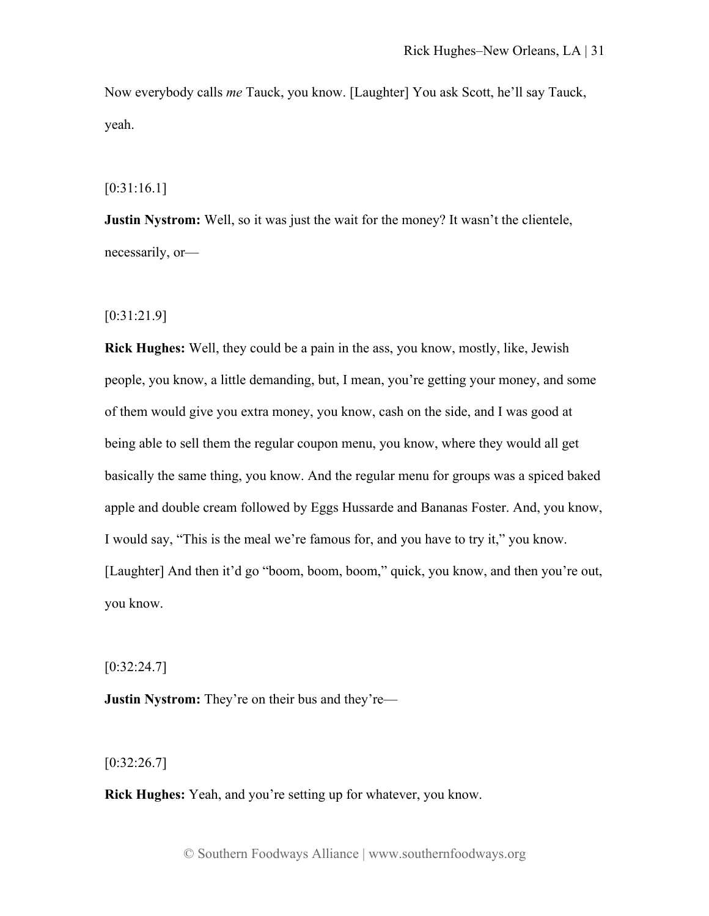Now everybody calls *me* Tauck, you know. [Laughter] You ask Scott, he'll say Tauck, yeah.

[0:31:16.1]

**Justin Nystrom:** Well, so it was just the wait for the money? It wasn't the clientele, necessarily, or—

[0:31:21.9]

**Rick Hughes:** Well, they could be a pain in the ass, you know, mostly, like, Jewish people, you know, a little demanding, but, I mean, you're getting your money, and some of them would give you extra money, you know, cash on the side, and I was good at being able to sell them the regular coupon menu, you know, where they would all get basically the same thing, you know. And the regular menu for groups was a spiced baked apple and double cream followed by Eggs Hussarde and Bananas Foster. And, you know, I would say, "This is the meal we're famous for, and you have to try it," you know. [Laughter] And then it'd go "boom, boom, boom," quick, you know, and then you're out, you know.

[0:32:24.7]

**Justin Nystrom:** They're on their bus and they're—

[0:32:26.7]

**Rick Hughes:** Yeah, and you're setting up for whatever, you know.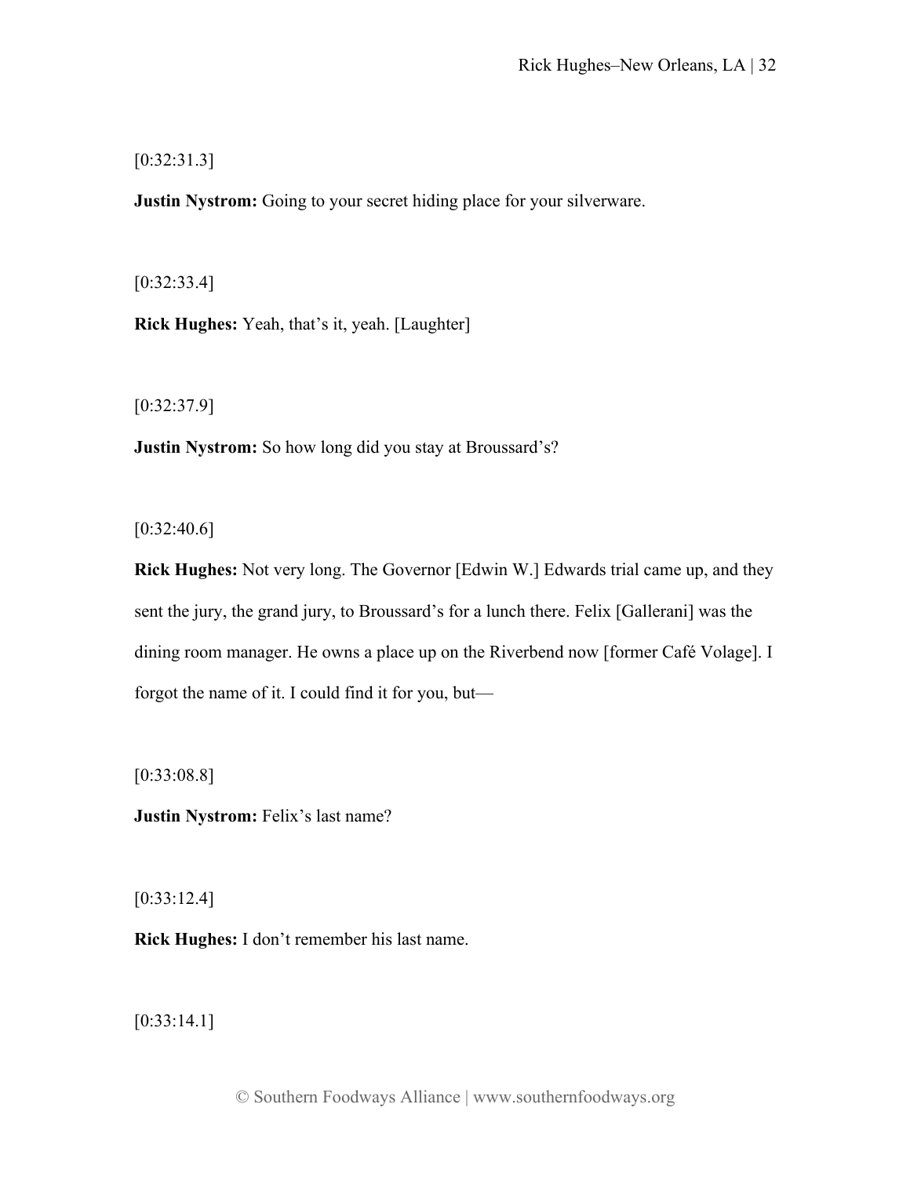[0:32:31.3]

**Justin Nystrom:** Going to your secret hiding place for your silverware.

[0:32:33.4]

**Rick Hughes:** Yeah, that's it, yeah. [Laughter]

[0:32:37.9]

**Justin Nystrom:** So how long did you stay at Broussard's?

[0:32:40.6]

**Rick Hughes:** Not very long. The Governor [Edwin W.] Edwards trial came up, and they sent the jury, the grand jury, to Broussard's for a lunch there. Felix [Gallerani] was the dining room manager. He owns a place up on the Riverbend now [former Café Volage]. I forgot the name of it. I could find it for you, but—

[0:33:08.8]

**Justin Nystrom:** Felix's last name?

[0:33:12.4]

**Rick Hughes:** I don't remember his last name.

[0:33:14.1]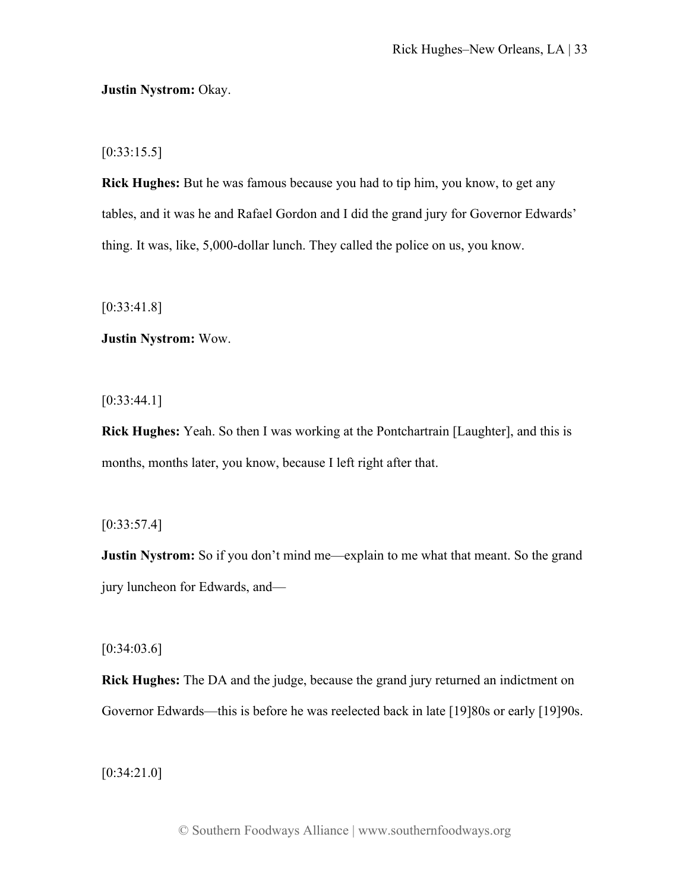**Justin Nystrom:** Okay.

[0:33:15.5]

**Rick Hughes:** But he was famous because you had to tip him, you know, to get any tables, and it was he and Rafael Gordon and I did the grand jury for Governor Edwards' thing. It was, like, 5,000-dollar lunch. They called the police on us, you know.

[0:33:41.8]

**Justin Nystrom:** Wow.

[0:33:44.1]

**Rick Hughes:** Yeah. So then I was working at the Pontchartrain [Laughter], and this is months, months later, you know, because I left right after that.

[0:33:57.4]

**Justin Nystrom:** So if you don't mind me—explain to me what that meant. So the grand jury luncheon for Edwards, and—

[0:34:03.6]

**Rick Hughes:** The DA and the judge, because the grand jury returned an indictment on Governor Edwards—this is before he was reelected back in late [19]80s or early [19]90s.

[0:34:21.0]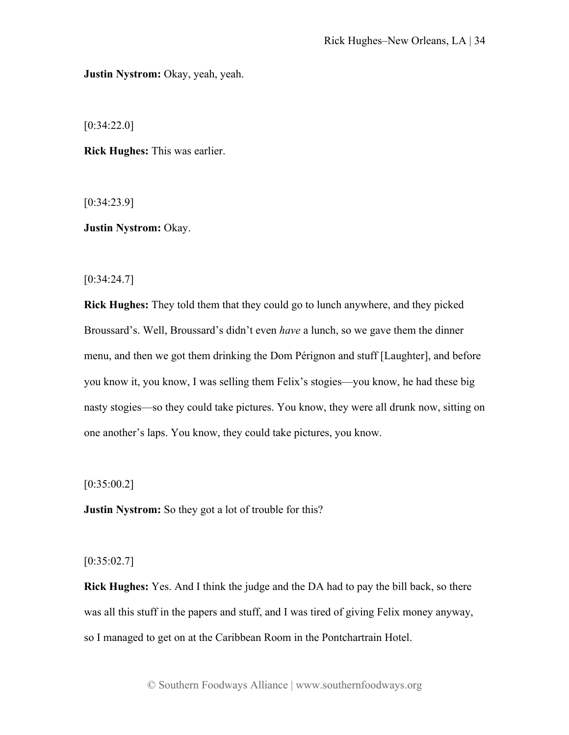**Justin Nystrom:** Okay, yeah, yeah.

[0:34:22.0]

**Rick Hughes:** This was earlier.

[0:34:23.9]

**Justin Nystrom:** Okay.

[0:34:24.7]

**Rick Hughes:** They told them that they could go to lunch anywhere, and they picked Broussard's. Well, Broussard's didn't even *have* a lunch, so we gave them the dinner menu, and then we got them drinking the Dom Pérignon and stuff [Laughter], and before you know it, you know, I was selling them Felix's stogies—you know, he had these big nasty stogies—so they could take pictures. You know, they were all drunk now, sitting on one another's laps. You know, they could take pictures, you know.

[0:35:00.2]

**Justin Nystrom:** So they got a lot of trouble for this?

[0:35:02.7]

**Rick Hughes:** Yes. And I think the judge and the DA had to pay the bill back, so there was all this stuff in the papers and stuff, and I was tired of giving Felix money anyway, so I managed to get on at the Caribbean Room in the Pontchartrain Hotel.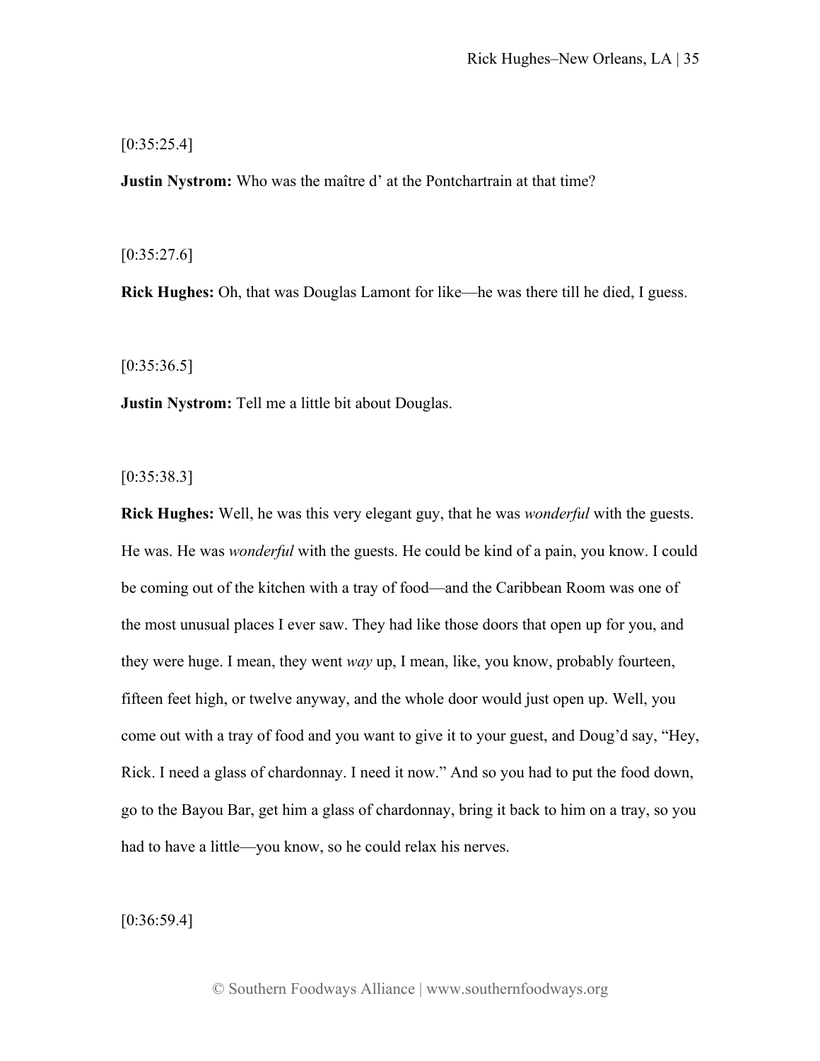[0:35:25.4]

**Justin Nystrom:** Who was the maître d' at the Pontchartrain at that time?

[0:35:27.6]

**Rick Hughes:** Oh, that was Douglas Lamont for like—he was there till he died, I guess.

[0:35:36.5]

**Justin Nystrom:** Tell me a little bit about Douglas.

[0:35:38.3]

**Rick Hughes:** Well, he was this very elegant guy, that he was *wonderful* with the guests. He was. He was *wonderful* with the guests. He could be kind of a pain, you know. I could be coming out of the kitchen with a tray of food—and the Caribbean Room was one of the most unusual places I ever saw. They had like those doors that open up for you, and they were huge. I mean, they went *way* up, I mean, like, you know, probably fourteen, fifteen feet high, or twelve anyway, and the whole door would just open up. Well, you come out with a tray of food and you want to give it to your guest, and Doug'd say, "Hey, Rick. I need a glass of chardonnay. I need it now." And so you had to put the food down, go to the Bayou Bar, get him a glass of chardonnay, bring it back to him on a tray, so you had to have a little—you know, so he could relax his nerves.

[0:36:59.4]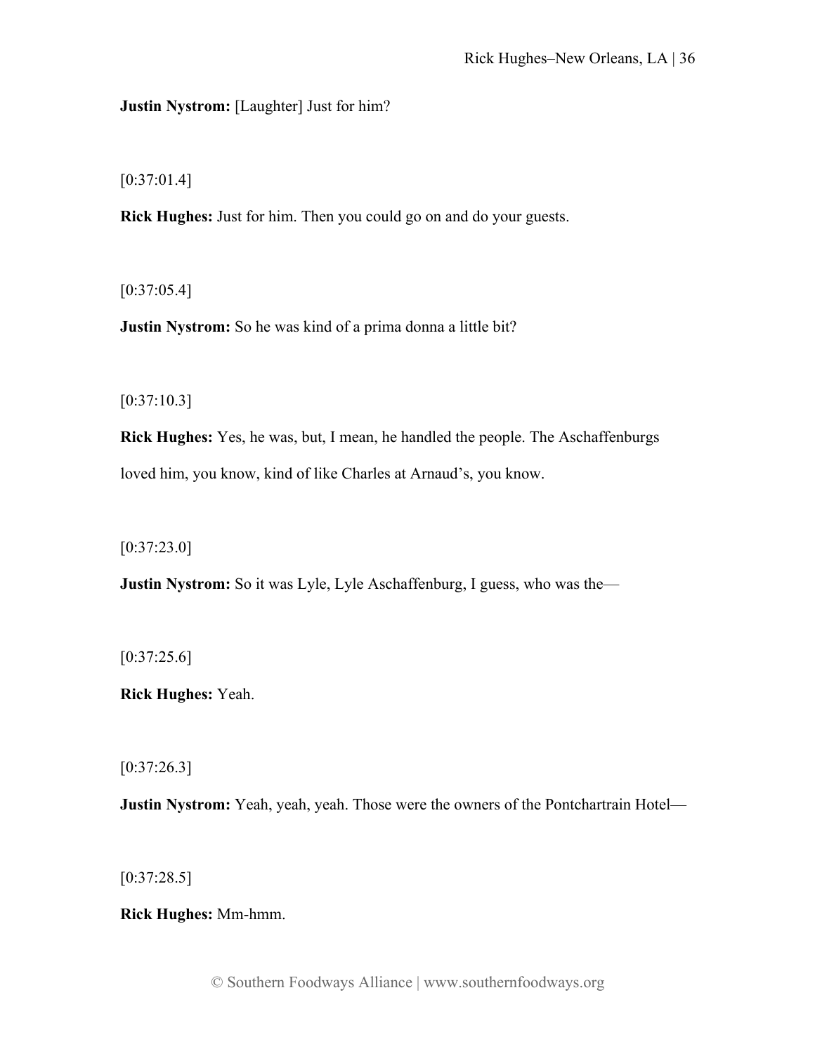**Justin Nystrom:** [Laughter] Just for him?

[0:37:01.4]

**Rick Hughes:** Just for him. Then you could go on and do your guests.

[0:37:05.4]

**Justin Nystrom:** So he was kind of a prima donna a little bit?

[0:37:10.3]

**Rick Hughes:** Yes, he was, but, I mean, he handled the people. The Aschaffenburgs loved him, you know, kind of like Charles at Arnaud's, you know.

[0:37:23.0]

**Justin Nystrom:** So it was Lyle, Lyle Aschaffenburg, I guess, who was the—

[0:37:25.6]

**Rick Hughes:** Yeah.

[0:37:26.3]

**Justin Nystrom:** Yeah, yeah, yeah. Those were the owners of the Pontchartrain Hotel—

[0:37:28.5]

**Rick Hughes:** Mm-hmm.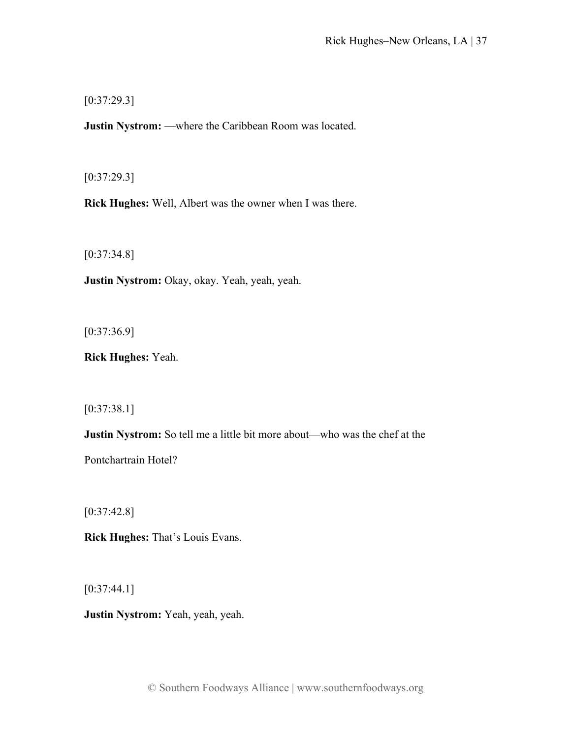[0:37:29.3]

**Justin Nystrom:** —where the Caribbean Room was located.

[0:37:29.3]

**Rick Hughes:** Well, Albert was the owner when I was there.

[0:37:34.8]

**Justin Nystrom:** Okay, okay. Yeah, yeah, yeah.

[0:37:36.9]

**Rick Hughes:** Yeah.

[0:37:38.1]

**Justin Nystrom:** So tell me a little bit more about—who was the chef at the Pontchartrain Hotel?

[0:37:42.8]

**Rick Hughes:** That's Louis Evans.

[0:37:44.1]

**Justin Nystrom:** Yeah, yeah, yeah.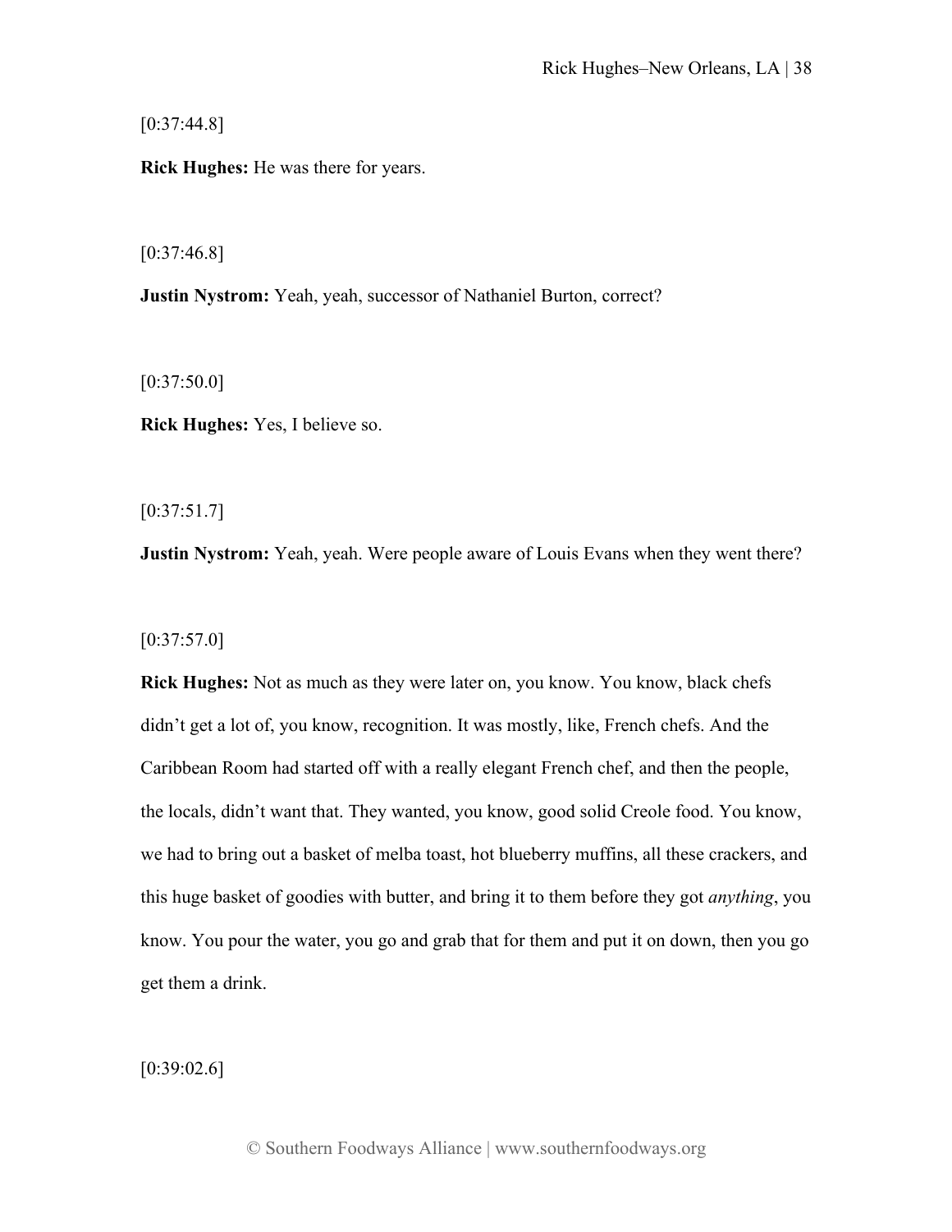[0:37:44.8]

**Rick Hughes:** He was there for years.

[0:37:46.8]

**Justin Nystrom:** Yeah, yeah, successor of Nathaniel Burton, correct?

[0:37:50.0]

**Rick Hughes:** Yes, I believe so.

[0:37:51.7]

**Justin Nystrom:** Yeah, yeah. Were people aware of Louis Evans when they went there?

[0:37:57.0]

**Rick Hughes:** Not as much as they were later on, you know. You know, black chefs didn't get a lot of, you know, recognition. It was mostly, like, French chefs. And the Caribbean Room had started off with a really elegant French chef, and then the people, the locals, didn't want that. They wanted, you know, good solid Creole food. You know, we had to bring out a basket of melba toast, hot blueberry muffins, all these crackers, and this huge basket of goodies with butter, and bring it to them before they got *anything*, you know. You pour the water, you go and grab that for them and put it on down, then you go get them a drink.

[0:39:02.6]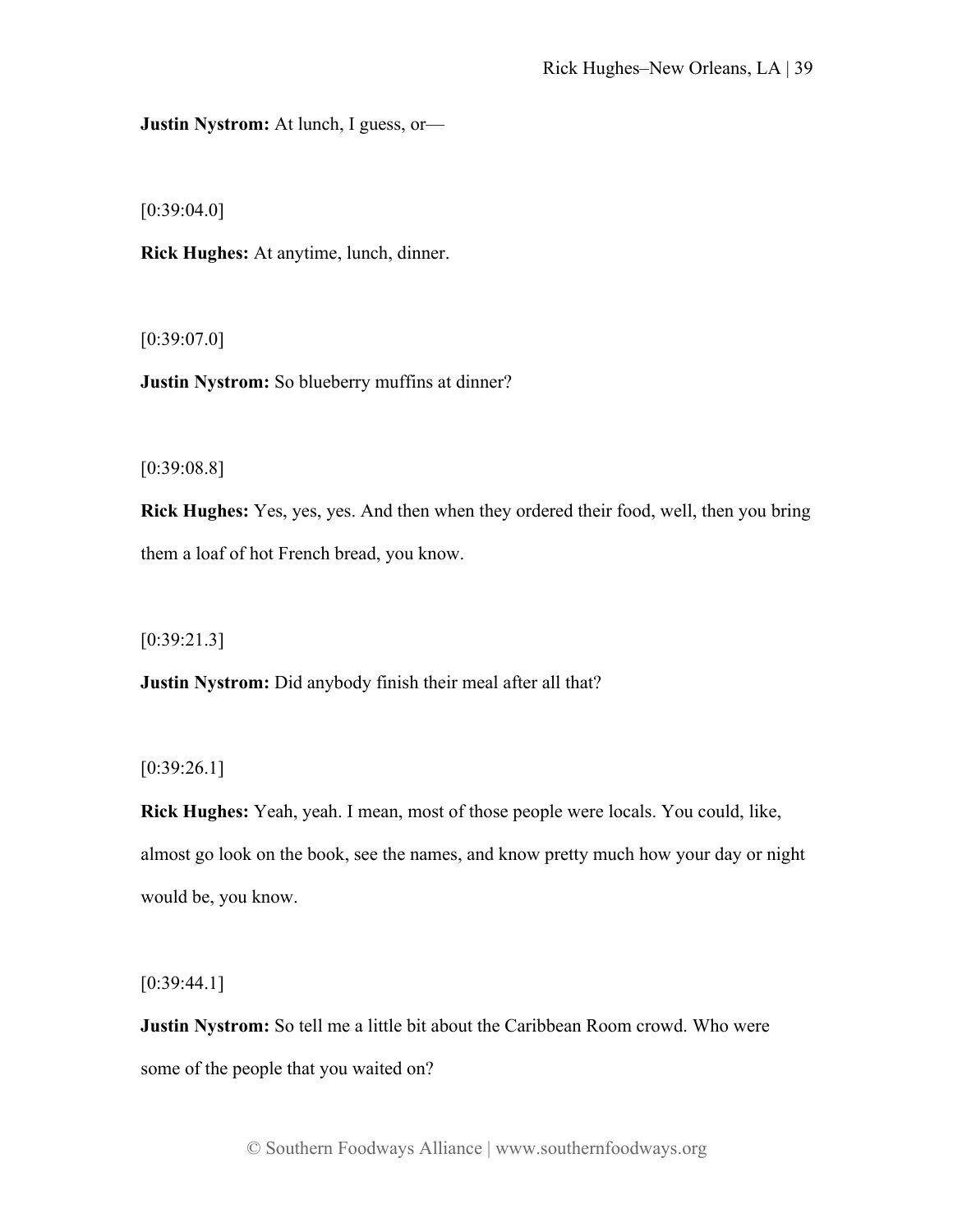**Justin Nystrom:** At lunch, I guess, or—

[0:39:04.0]

**Rick Hughes:** At anytime, lunch, dinner.

[0:39:07.0]

**Justin Nystrom:** So blueberry muffins at dinner?

[0:39:08.8]

**Rick Hughes:** Yes, yes, yes. And then when they ordered their food, well, then you bring them a loaf of hot French bread, you know.

[0:39:21.3]

**Justin Nystrom:** Did anybody finish their meal after all that?

[0:39:26.1]

**Rick Hughes:** Yeah, yeah. I mean, most of those people were locals. You could, like, almost go look on the book, see the names, and know pretty much how your day or night would be, you know.

[0:39:44.1]

**Justin Nystrom:** So tell me a little bit about the Caribbean Room crowd. Who were some of the people that you waited on?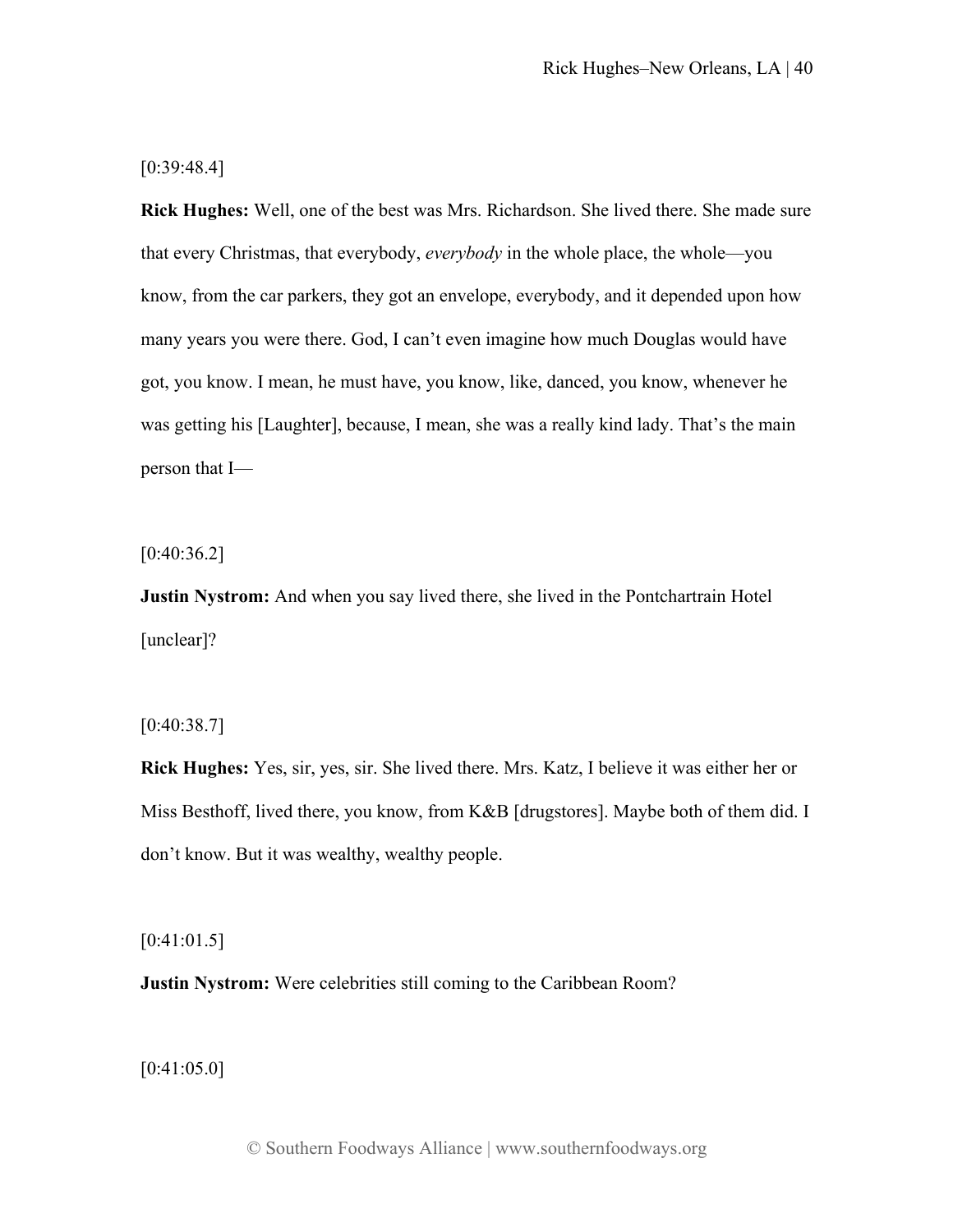[0:39:48.4]

**Rick Hughes:** Well, one of the best was Mrs. Richardson. She lived there. She made sure that every Christmas, that everybody, *everybody* in the whole place, the whole—you know, from the car parkers, they got an envelope, everybody, and it depended upon how many years you were there. God, I can't even imagine how much Douglas would have got, you know. I mean, he must have, you know, like, danced, you know, whenever he was getting his [Laughter], because, I mean, she was a really kind lady. That's the main person that I—

[0:40:36.2]

**Justin Nystrom:** And when you say lived there, she lived in the Pontchartrain Hotel [unclear]?

[0:40:38.7]

**Rick Hughes:** Yes, sir, yes, sir. She lived there. Mrs. Katz, I believe it was either her or Miss Besthoff, lived there, you know, from K&B [drugstores]. Maybe both of them did. I don't know. But it was wealthy, wealthy people.

[0:41:01.5]

**Justin Nystrom:** Were celebrities still coming to the Caribbean Room?

[0:41:05.0]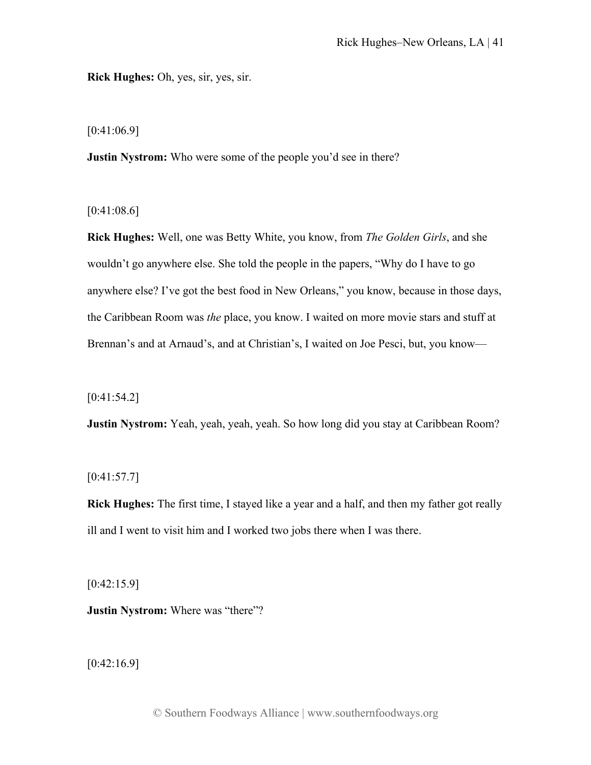**Rick Hughes:** Oh, yes, sir, yes, sir.

[0:41:06.9]

**Justin Nystrom:** Who were some of the people you'd see in there?

[0:41:08.6]

**Rick Hughes:** Well, one was Betty White, you know, from *The Golden Girls*, and she wouldn't go anywhere else. She told the people in the papers, "Why do I have to go anywhere else? I've got the best food in New Orleans," you know, because in those days, the Caribbean Room was *the* place, you know. I waited on more movie stars and stuff at Brennan's and at Arnaud's, and at Christian's, I waited on Joe Pesci, but, you know—

[0:41:54.2]

**Justin Nystrom:** Yeah, yeah, yeah, yeah. So how long did you stay at Caribbean Room?

[0:41:57.7]

**Rick Hughes:** The first time, I stayed like a year and a half, and then my father got really ill and I went to visit him and I worked two jobs there when I was there.

[0:42:15.9]

**Justin Nystrom:** Where was "there"?

[0:42:16.9]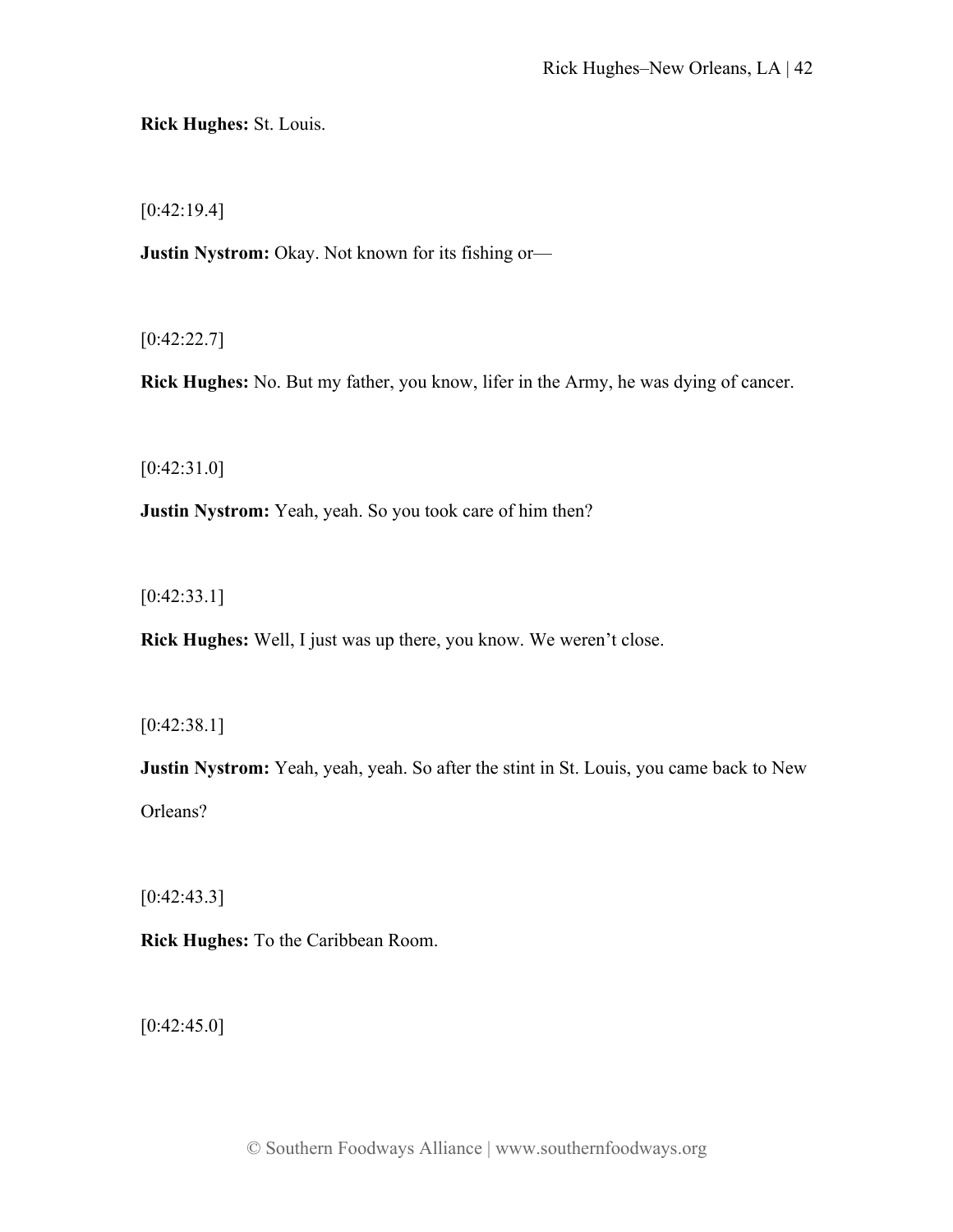**Rick Hughes:** St. Louis.

[0:42:19.4]

**Justin Nystrom:** Okay. Not known for its fishing or—

[0:42:22.7]

**Rick Hughes:** No. But my father, you know, lifer in the Army, he was dying of cancer.

[0:42:31.0]

**Justin Nystrom:** Yeah, yeah. So you took care of him then?

[0:42:33.1]

**Rick Hughes:** Well, I just was up there, you know. We weren't close.

[0:42:38.1]

**Justin Nystrom:** Yeah, yeah, yeah. So after the stint in St. Louis, you came back to New Orleans?

[0:42:43.3]

**Rick Hughes:** To the Caribbean Room.

[0:42:45.0]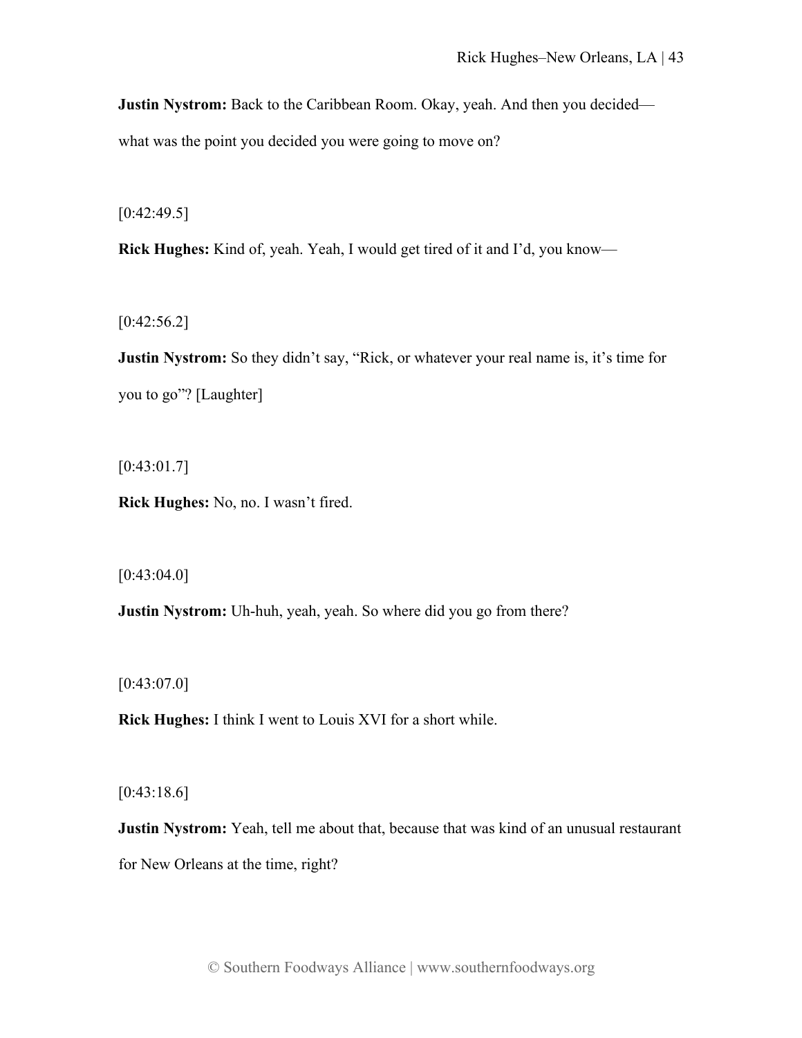**Justin Nystrom:** Back to the Caribbean Room. Okay, yeah. And then you decided—what was the point you decided you were going to move on?

[0:42:49.5]

**Rick Hughes:** Kind of, yeah. Yeah, I would get tired of it and I'd, you know—

[0:42:56.2]

**Justin Nystrom:** So they didn't say, "Rick, or whatever your real name is, it's time for you to go"? [Laughter]

[0:43:01.7]

**Rick Hughes:** No, no. I wasn't fired.

[0:43:04.0]

**Justin Nystrom:** Uh-huh, yeah, yeah. So where did you go from there?

[0:43:07.0]

**Rick Hughes:** I think I went to Louis XVI for a short while.

[0:43:18.6]

**Justin Nystrom:** Yeah, tell me about that, because that was kind of an unusual restaurant for New Orleans at the time, right?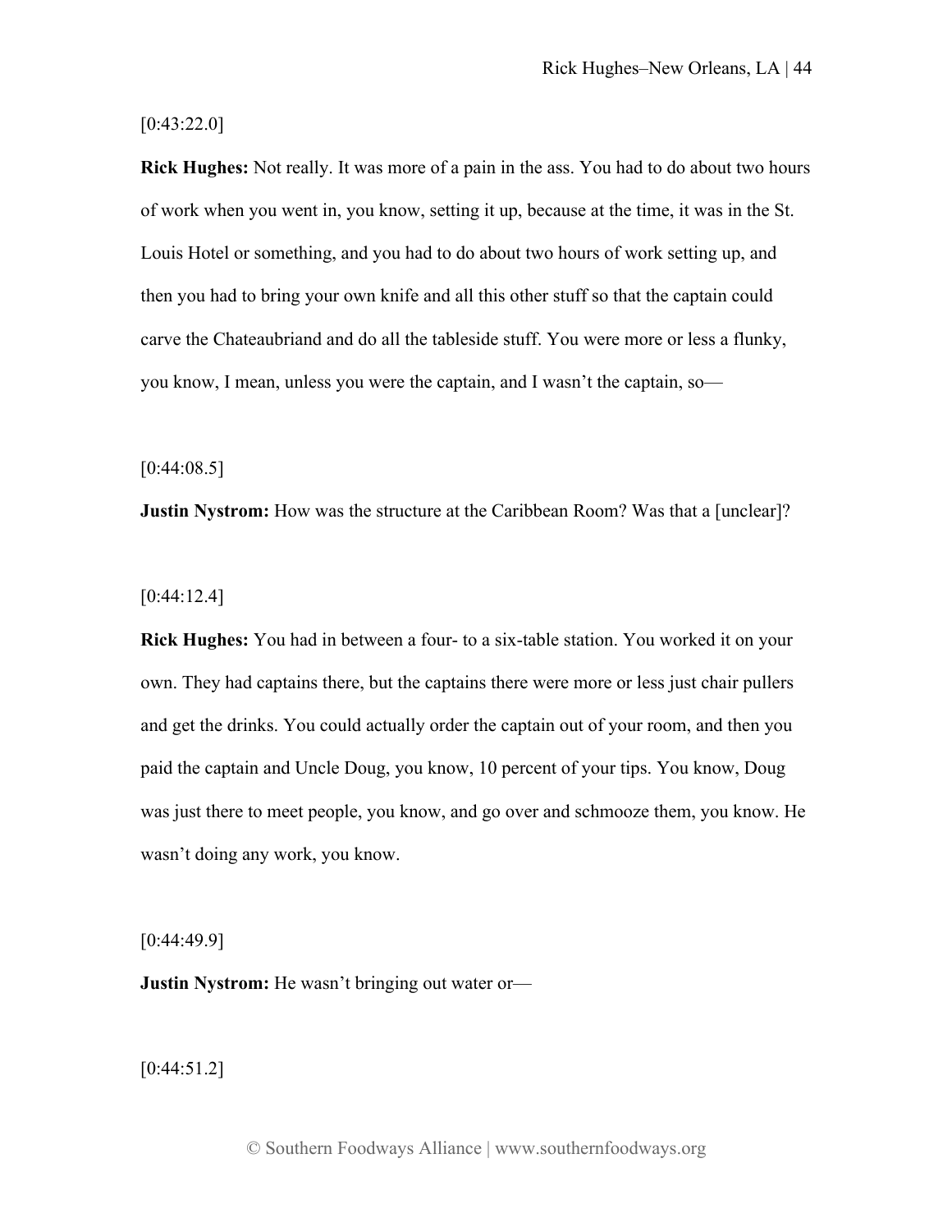[0:43:22.0]

**Rick Hughes:** Not really. It was more of a pain in the ass. You had to do about two hours of work when you went in, you know, setting it up, because at the time, it was in the St. Louis Hotel or something, and you had to do about two hours of work setting up, and then you had to bring your own knife and all this other stuff so that the captain could carve the Chateaubriand and do all the tableside stuff. You were more or less a flunky, you know, I mean, unless you were the captain, and I wasn't the captain, so—

[0:44:08.5]

**Justin Nystrom:** How was the structure at the Caribbean Room? Was that a [unclear]?

[0:44:12.4]

**Rick Hughes:** You had in between a four- to a six-table station. You worked it on your own. They had captains there, but the captains there were more or less just chair pullers and get the drinks. You could actually order the captain out of your room, and then you paid the captain and Uncle Doug, you know, 10 percent of your tips. You know, Doug was just there to meet people, you know, and go over and schmooze them, you know. He wasn't doing any work, you know.

[0:44:49.9]

**Justin Nystrom:** He wasn't bringing out water or—

[0:44:51.2]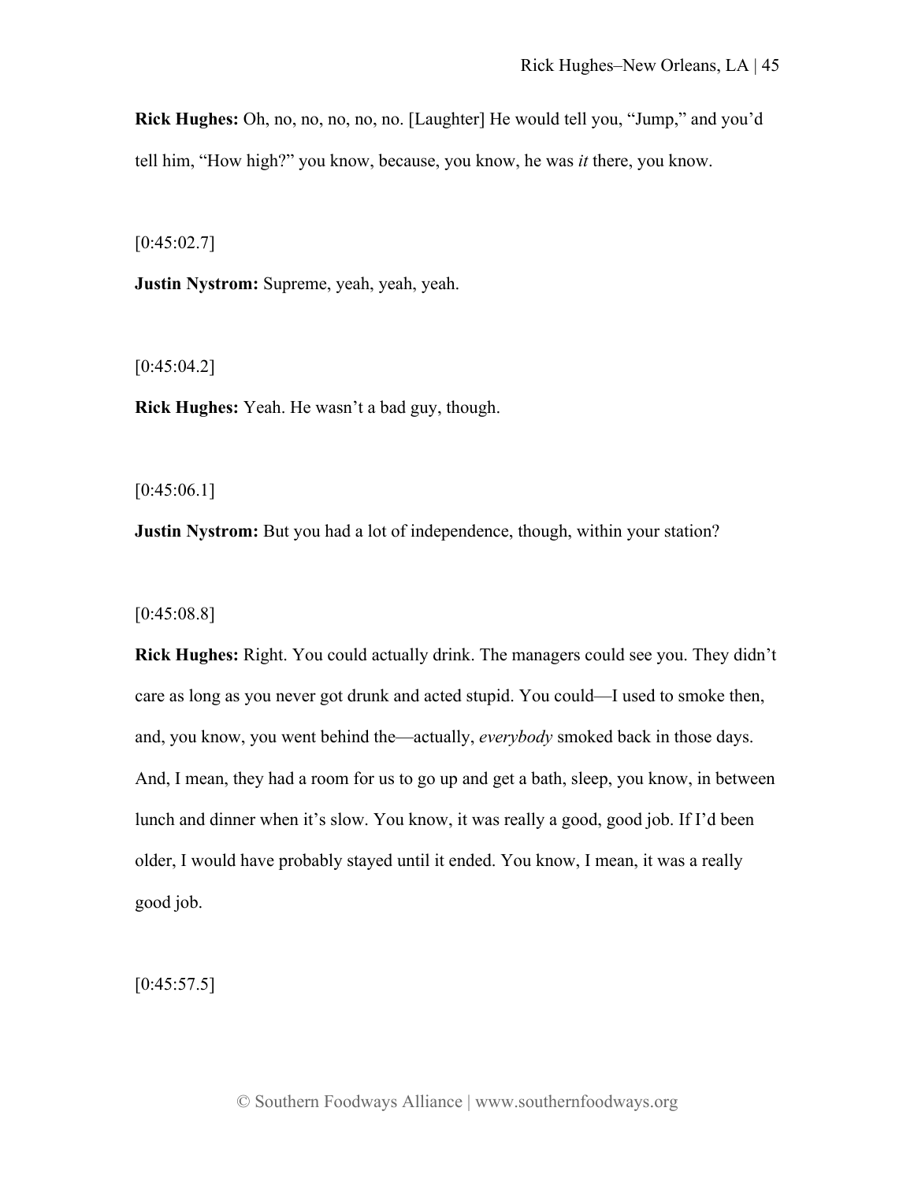**Rick Hughes:** Oh, no, no, no, no, no. [Laughter] He would tell you, "Jump," and you'd tell him, "How high?" you know, because, you know, he was *it* there, you know.

[0:45:02.7]

**Justin Nystrom:** Supreme, yeah, yeah, yeah.

[0:45:04.2]

**Rick Hughes:** Yeah. He wasn't a bad guy, though.

[0:45:06.1]

**Justin Nystrom:** But you had a lot of independence, though, within your station?

[0:45:08.8]

**Rick Hughes:** Right. You could actually drink. The managers could see you. They didn't care as long as you never got drunk and acted stupid. You could—I used to smoke then, and, you know, you went behind the—actually, *everybody* smoked back in those days. And, I mean, they had a room for us to go up and get a bath, sleep, you know, in between lunch and dinner when it's slow. You know, it was really a good, good job. If I'd been older, I would have probably stayed until it ended. You know, I mean, it was a really good job.

[0:45:57.5]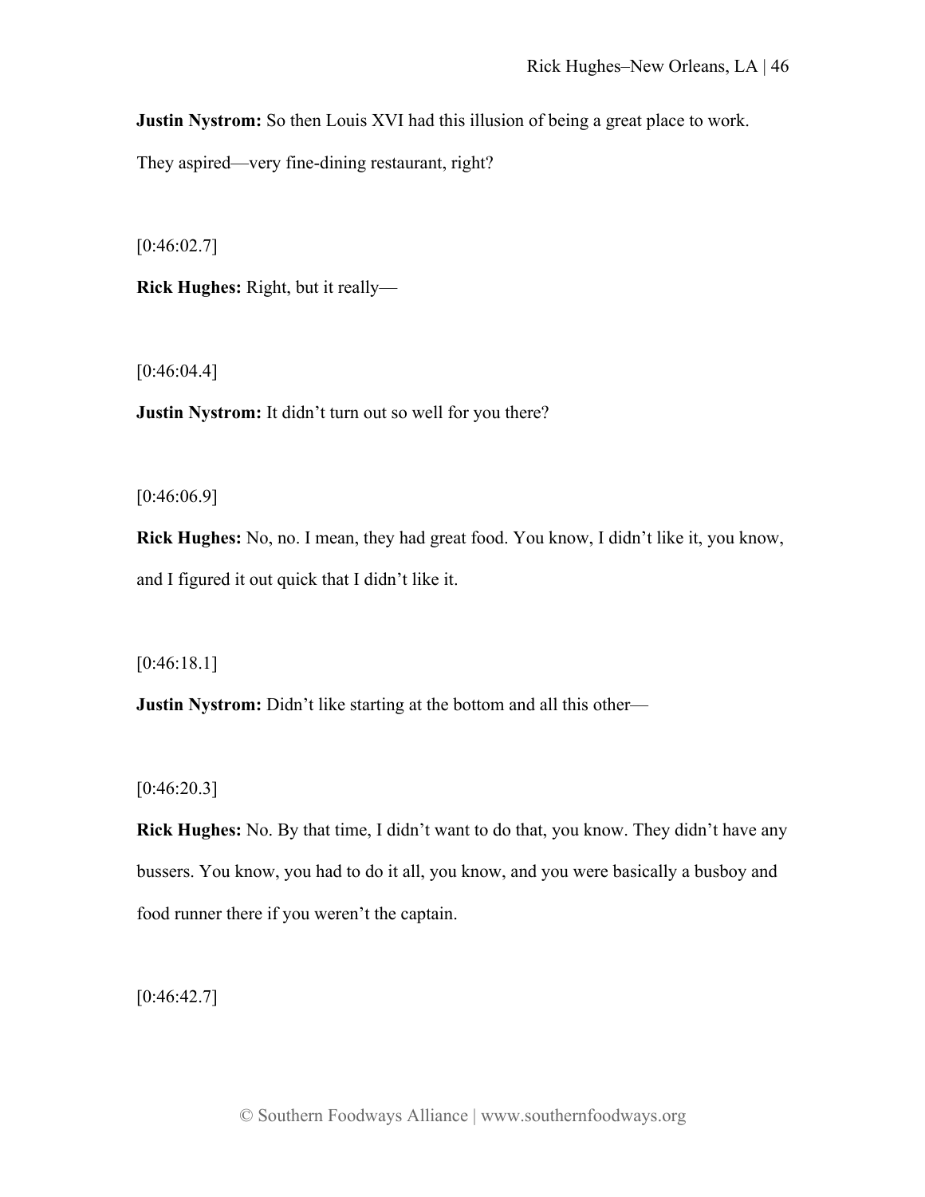**Justin Nystrom:** So then Louis XVI had this illusion of being a great place to work. They aspired—very fine-dining restaurant, right?

[0:46:02.7]

**Rick Hughes:** Right, but it really—

[0:46:04.4]

**Justin Nystrom:** It didn't turn out so well for you there?

[0:46:06.9]

**Rick Hughes:** No, no. I mean, they had great food. You know, I didn't like it, you know, and I figured it out quick that I didn't like it.

[0:46:18.1]

**Justin Nystrom:** Didn't like starting at the bottom and all this other—

[0:46:20.3]

**Rick Hughes:** No. By that time, I didn't want to do that, you know. They didn't have any bussers. You know, you had to do it all, you know, and you were basically a busboy and food runner there if you weren't the captain.

[0:46:42.7]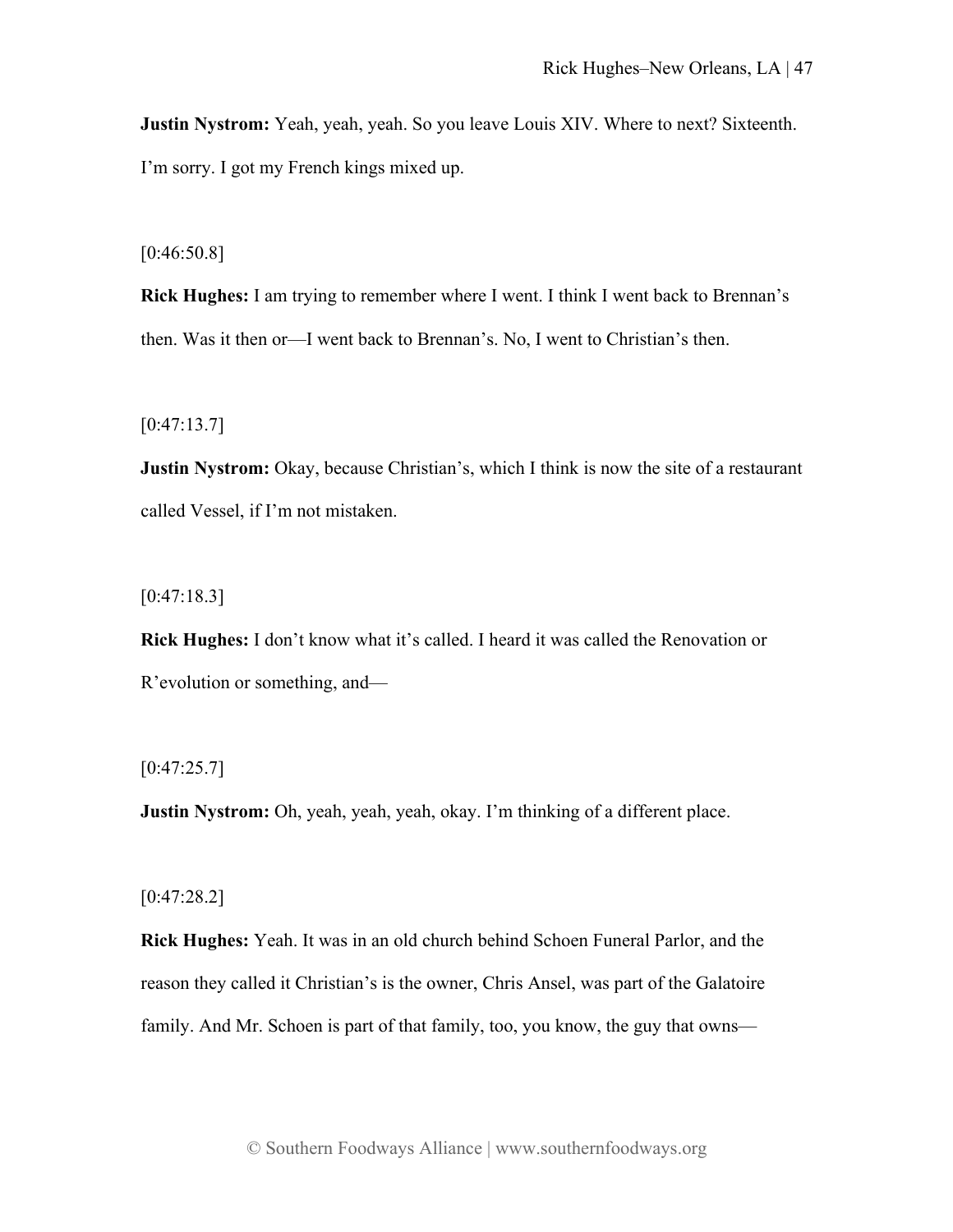**Justin Nystrom:** Yeah, yeah, yeah. So you leave Louis XIV. Where to next? Sixteenth. I'm sorry. I got my French kings mixed up.

[0:46:50.8]

**Rick Hughes:** I am trying to remember where I went. I think I went back to Brennan's then. Was it then or—I went back to Brennan's. No, I went to Christian's then.

[0:47:13.7]

**Justin Nystrom:** Okay, because Christian's, which I think is now the site of a restaurant called Vessel, if I'm not mistaken.

[0:47:18.3]

**Rick Hughes:** I don't know what it's called. I heard it was called the Renovation or R'evolution or something, and—

[0:47:25.7]

**Justin Nystrom:** Oh, yeah, yeah, yeah, okay. I'm thinking of a different place.

[0:47:28.2]

**Rick Hughes:** Yeah. It was in an old church behind Schoen Funeral Parlor, and the reason they called it Christian's is the owner, Chris Ansel, was part of the Galatoire family. And Mr. Schoen is part of that family, too, you know, the guy that owns—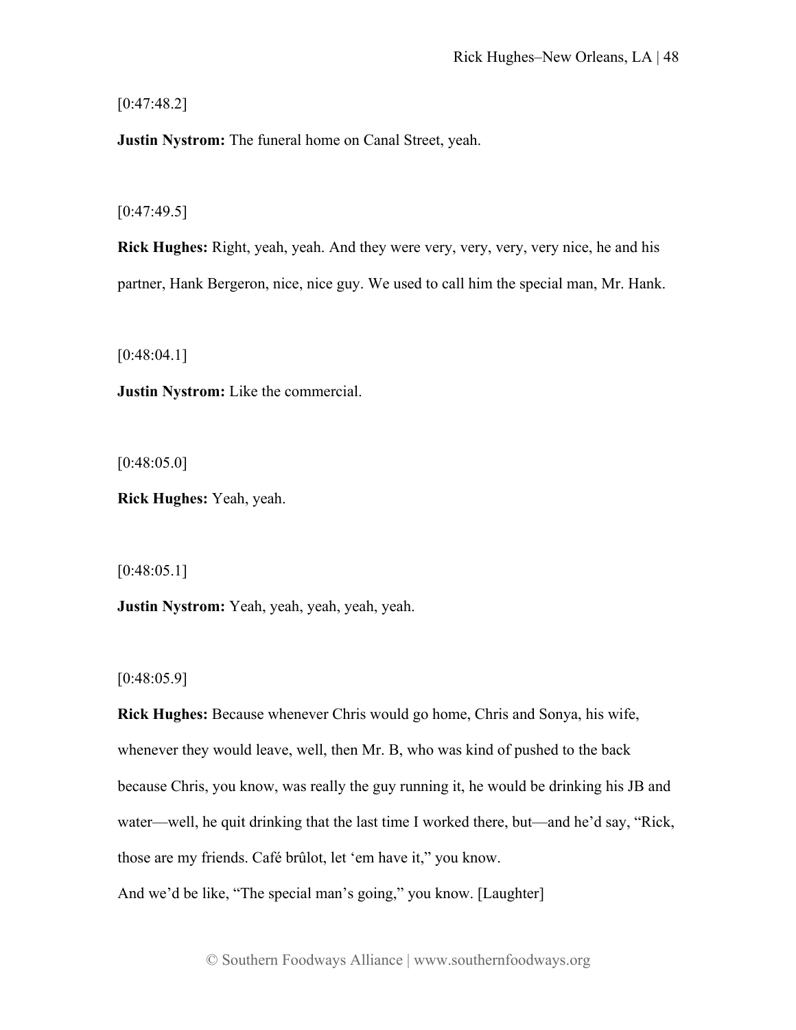[0:47:48.2]

**Justin Nystrom:** The funeral home on Canal Street, yeah.

[0:47:49.5]

**Rick Hughes:** Right, yeah, yeah. And they were very, very, very, very nice, he and his partner, Hank Bergeron, nice, nice guy. We used to call him the special man, Mr. Hank.

[0:48:04.1]

**Justin Nystrom:** Like the commercial.

[0:48:05.0]

**Rick Hughes:** Yeah, yeah.

[0:48:05.1]

**Justin Nystrom:** Yeah, yeah, yeah, yeah, yeah.

[0:48:05.9]

**Rick Hughes:** Because whenever Chris would go home, Chris and Sonya, his wife, whenever they would leave, well, then Mr. B, who was kind of pushed to the back because Chris, you know, was really the guy running it, he would be drinking his JB and water—well, he quit drinking that the last time I worked there, but—and he'd say, "Rick, those are my friends. Café brûlot, let 'em have it," you know.

And we'd be like, "The special man's going," you know. [Laughter]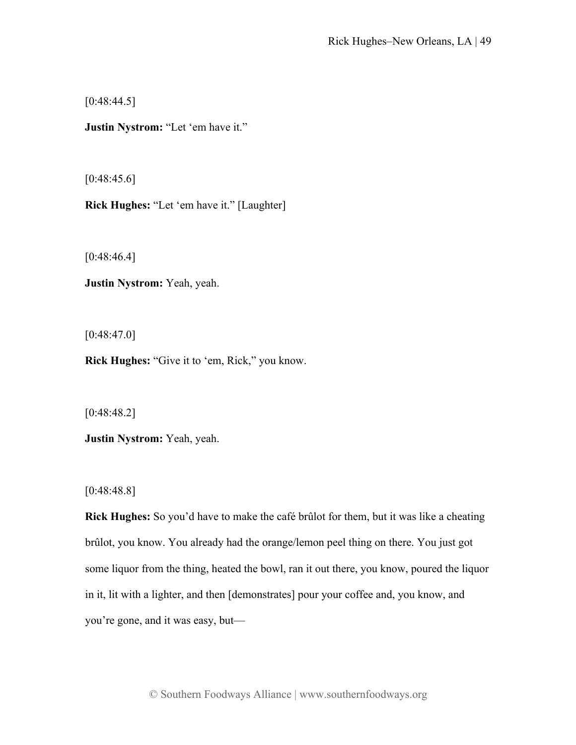[0:48:44.5]

**Justin Nystrom:** "Let 'em have it."

[0:48:45.6]

**Rick Hughes:** "Let 'em have it." [Laughter]

[0:48:46.4]

**Justin Nystrom:** Yeah, yeah.

[0:48:47.0]

**Rick Hughes:** "Give it to 'em, Rick," you know.

[0:48:48.2]

**Justin Nystrom:** Yeah, yeah.

[0:48:48.8]

**Rick Hughes:** So you'd have to make the café brûlot for them, but it was like a cheating brûlot, you know. You already had the orange/lemon peel thing on there. You just got some liquor from the thing, heated the bowl, ran it out there, you know, poured the liquor in it, lit with a lighter, and then [demonstrates] pour your coffee and, you know, and you're gone, and it was easy, but—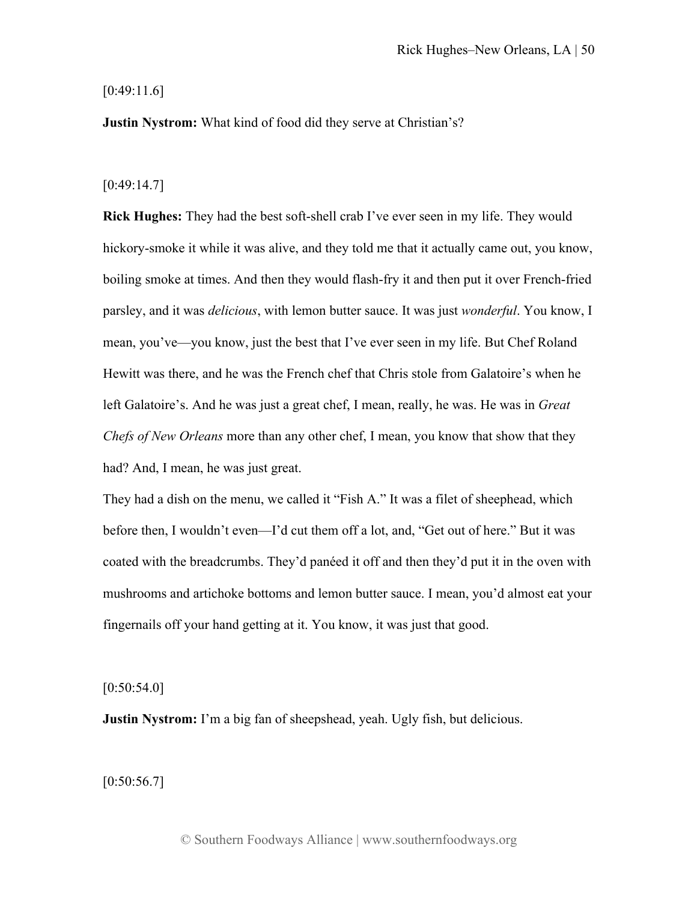[0:49:11.6]

**Justin Nystrom:** What kind of food did they serve at Christian's?

[0:49:14.7]

**Rick Hughes:** They had the best soft-shell crab I've ever seen in my life. They would hickory-smoke it while it was alive, and they told me that it actually came out, you know, boiling smoke at times. And then they would flash-fry it and then put it over French-fried parsley, and it was *delicious*, with lemon butter sauce. It was just *wonderful*. You know, I mean, you've—you know, just the best that I've ever seen in my life. But Chef Roland Hewitt was there, and he was the French chef that Chris stole from Galatoire's when he left Galatoire's. And he was just a great chef, I mean, really, he was. He was in *Great Chefs of New Orleans* more than any other chef, I mean, you know that show that they had? And, I mean, he was just great.

They had a dish on the menu, we called it "Fish A." It was a filet of sheephead, which before then, I wouldn't even—I'd cut them off a lot, and, "Get out of here." But it was coated with the breadcrumbs. They'd panéed it off and then they'd put it in the oven with mushrooms and artichoke bottoms and lemon butter sauce. I mean, you'd almost eat your fingernails off your hand getting at it. You know, it was just that good.

[0:50:54.0]

**Justin Nystrom:** I'm a big fan of sheepshead, yeah. Ugly fish, but delicious.

[0:50:56.7]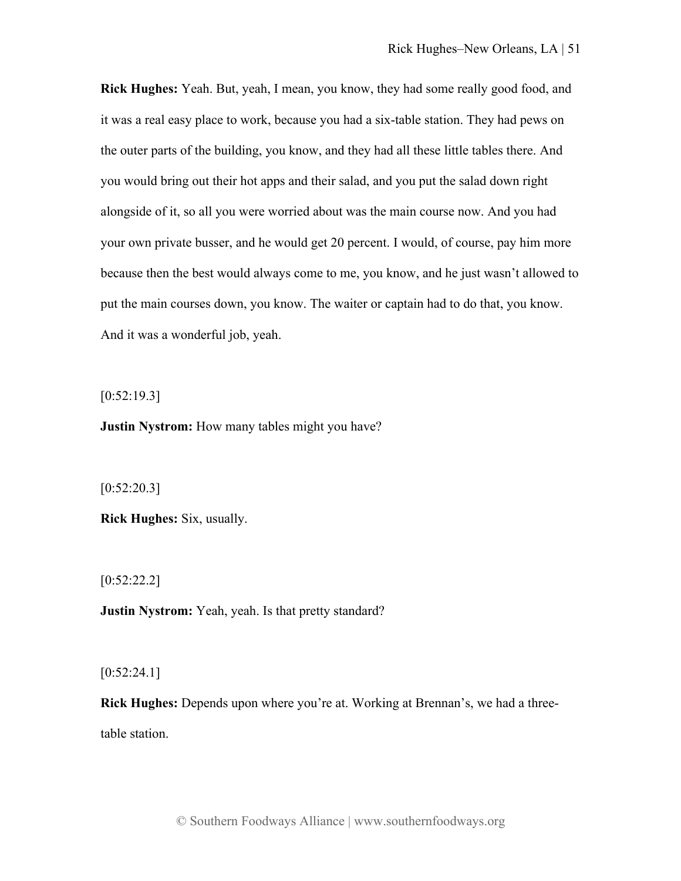**Rick Hughes:** Yeah. But, yeah, I mean, you know, they had some really good food, and it was a real easy place to work, because you had a six-table station. They had pews on the outer parts of the building, you know, and they had all these little tables there. And you would bring out their hot apps and their salad, and you put the salad down right alongside of it, so all you were worried about was the main course now. And you had your own private busser, and he would get 20 percent. I would, of course, pay him more because then the best would always come to me, you know, and he just wasn't allowed to put the main courses down, you know. The waiter or captain had to do that, you know. And it was a wonderful job, yeah.

[0:52:19.3]

**Justin Nystrom:** How many tables might you have?

[0:52:20.3]

**Rick Hughes:** Six, usually.

[0:52:22.2]

**Justin Nystrom:** Yeah, yeah. Is that pretty standard?

[0:52:24.1]

**Rick Hughes:** Depends upon where you're at. Working at Brennan's, we had a three-table station.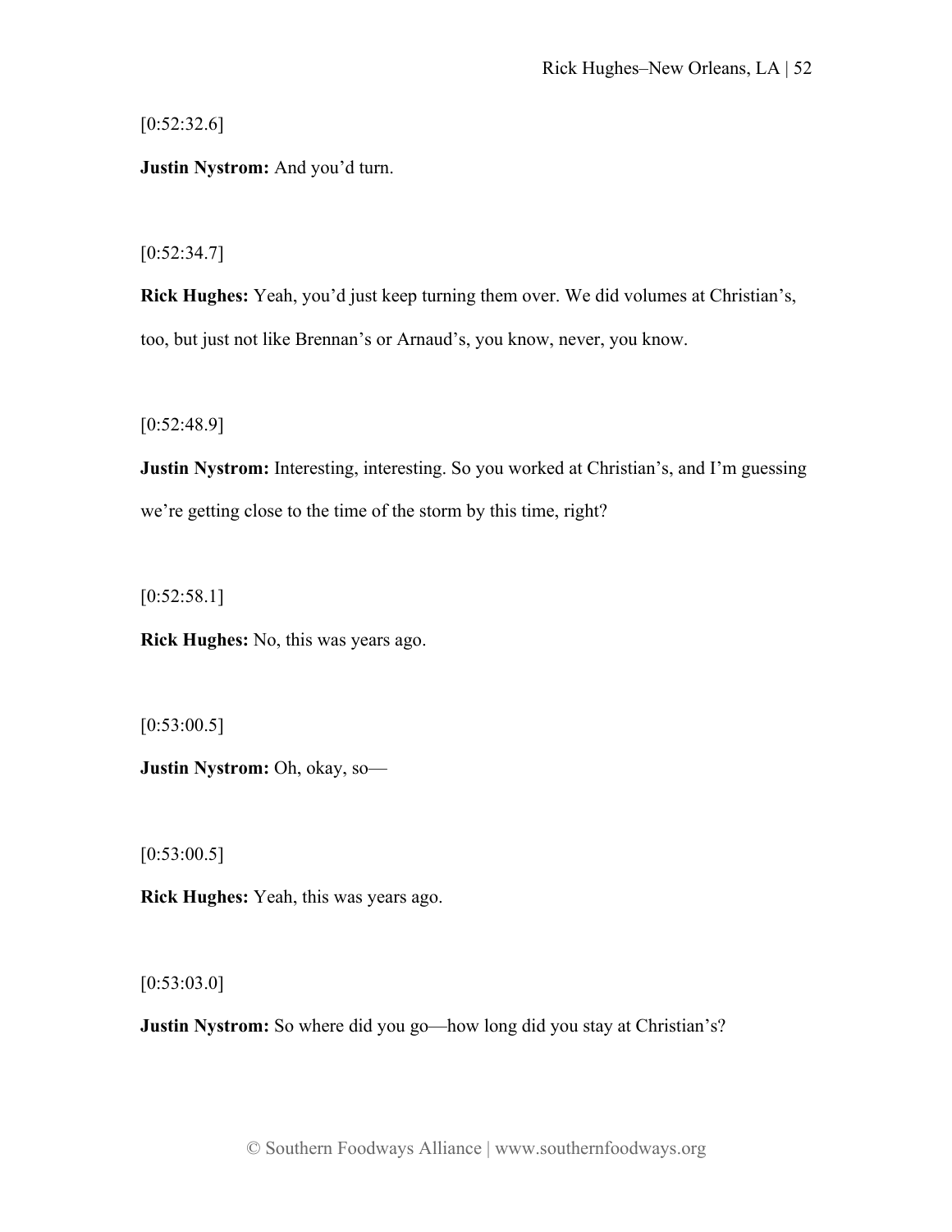[0:52:32.6]

**Justin Nystrom:** And you'd turn.

[0:52:34.7]

**Rick Hughes:** Yeah, you'd just keep turning them over. We did volumes at Christian's, too, but just not like Brennan's or Arnaud's, you know, never, you know.

[0:52:48.9]

**Justin Nystrom:** Interesting, interesting. So you worked at Christian's, and I'm guessing we're getting close to the time of the storm by this time, right?

[0:52:58.1]

**Rick Hughes:** No, this was years ago.

[0:53:00.5]

**Justin Nystrom:** Oh, okay, so—

[0:53:00.5]

**Rick Hughes:** Yeah, this was years ago.

[0:53:03.0]

**Justin Nystrom:** So where did you go—how long did you stay at Christian's?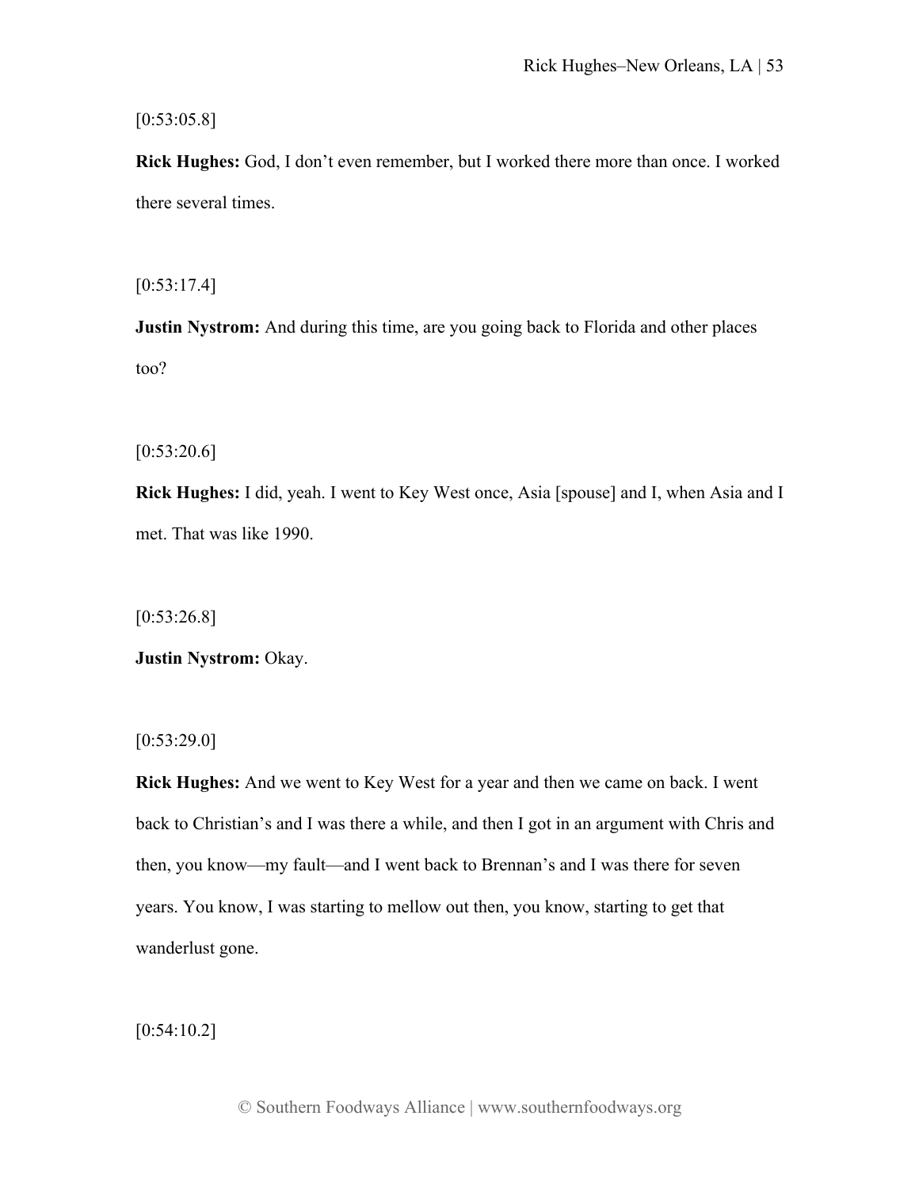[0:53:05.8]

**Rick Hughes:** God, I don't even remember, but I worked there more than once. I worked there several times.

[0:53:17.4]

**Justin Nystrom:** And during this time, are you going back to Florida and other places too?

[0:53:20.6]

**Rick Hughes:** I did, yeah. I went to Key West once, Asia [spouse] and I, when Asia and I met. That was like 1990.

[0:53:26.8]

**Justin Nystrom:** Okay.

[0:53:29.0]

**Rick Hughes:** And we went to Key West for a year and then we came on back. I went back to Christian's and I was there a while, and then I got in an argument with Chris and then, you know—my fault—and I went back to Brennan's and I was there for seven years. You know, I was starting to mellow out then, you know, starting to get that wanderlust gone.

[0:54:10.2]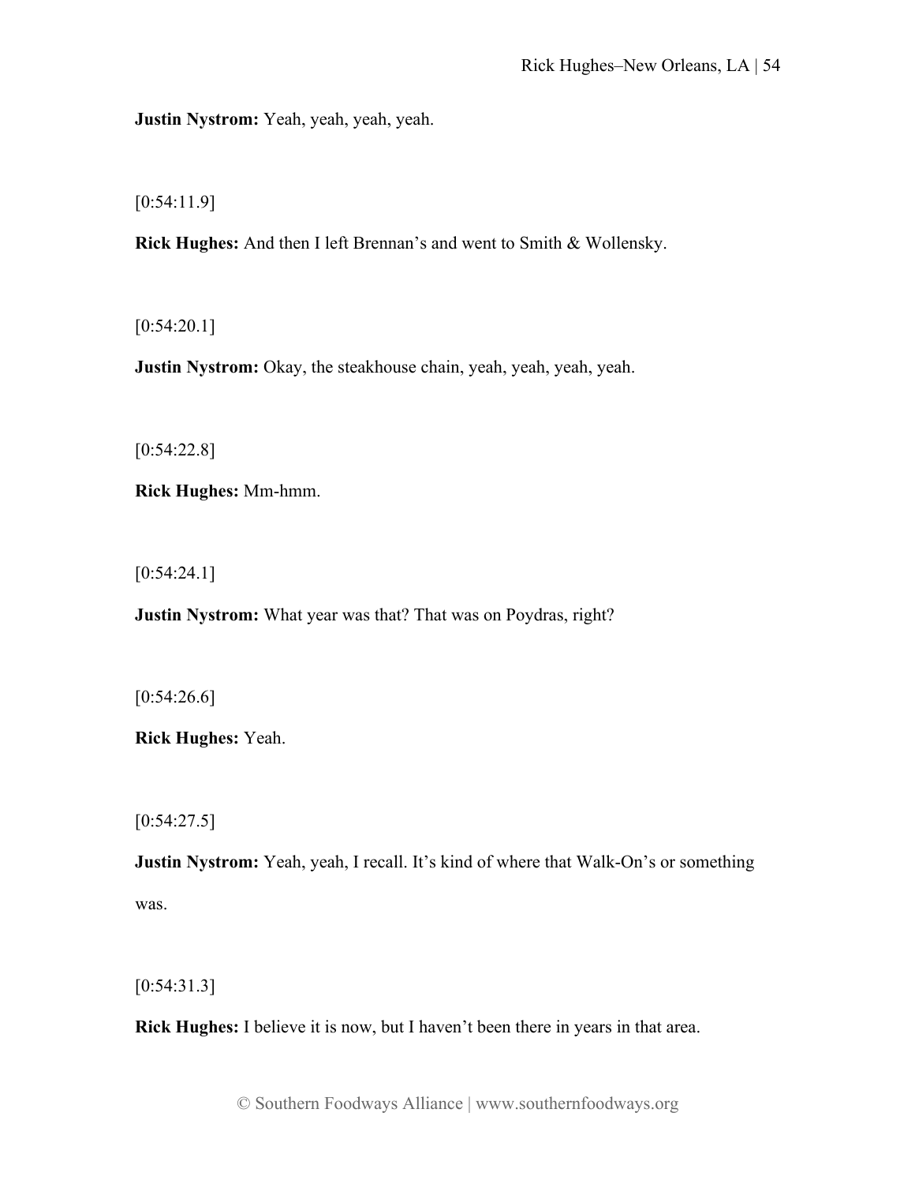**Justin Nystrom:** Yeah, yeah, yeah, yeah.

[0:54:11.9]

**Rick Hughes:** And then I left Brennan's and went to Smith & Wollensky.

[0:54:20.1]

**Justin Nystrom:** Okay, the steakhouse chain, yeah, yeah, yeah, yeah.

[0:54:22.8]

**Rick Hughes:** Mm-hmm.

[0:54:24.1]

**Justin Nystrom:** What year was that? That was on Poydras, right?

[0:54:26.6]

**Rick Hughes:** Yeah.

[0:54:27.5]

**Justin Nystrom:** Yeah, yeah, I recall. It's kind of where that Walk-On's or something was.

[0:54:31.3]

**Rick Hughes:** I believe it is now, but I haven't been there in years in that area.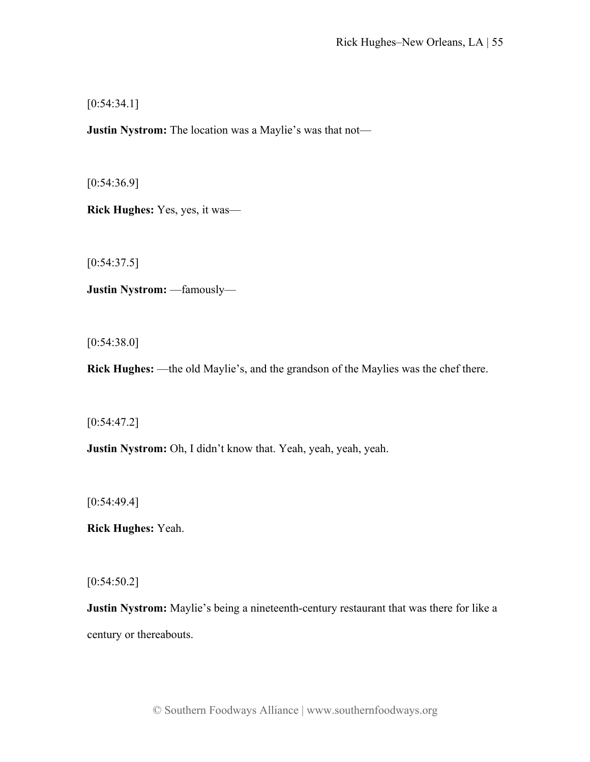[0:54:34.1]

**Justin Nystrom:** The location was a Maylie's was that not—

[0:54:36.9]

**Rick Hughes:** Yes, yes, it was—

[0:54:37.5]

**Justin Nystrom:** —famously—

[0:54:38.0]

**Rick Hughes:** —the old Maylie's, and the grandson of the Maylies was the chef there.

[0:54:47.2]

**Justin Nystrom:** Oh, I didn't know that. Yeah, yeah, yeah, yeah.

[0:54:49.4]

**Rick Hughes:** Yeah.

[0:54:50.2]

**Justin Nystrom:** Maylie's being a nineteenth-century restaurant that was there for like a century or thereabouts.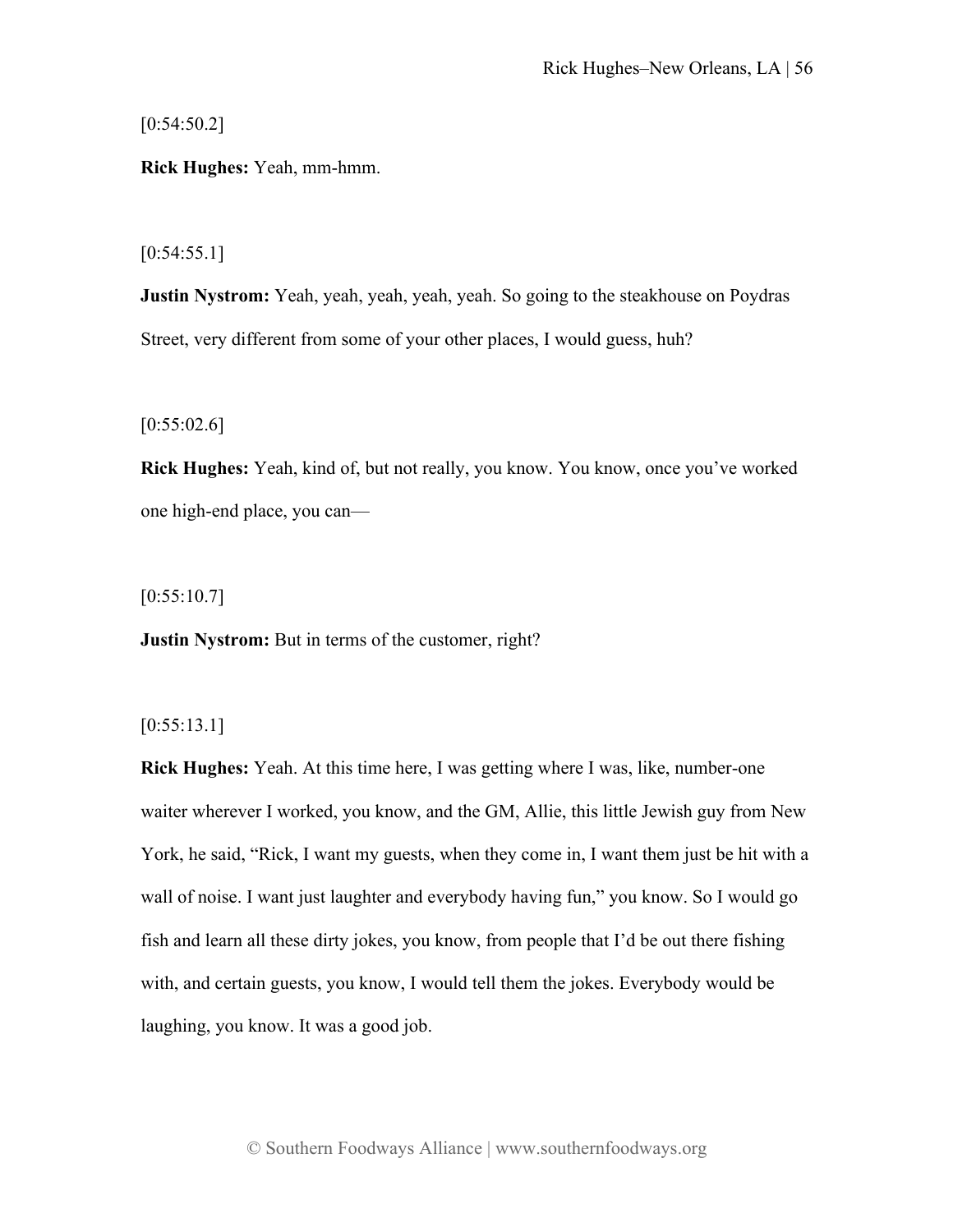[0:54:50.2]

**Rick Hughes:** Yeah, mm-hmm.

[0:54:55.1]

**Justin Nystrom:** Yeah, yeah, yeah, yeah, yeah. So going to the steakhouse on Poydras Street, very different from some of your other places, I would guess, huh?

[0:55:02.6]

**Rick Hughes:** Yeah, kind of, but not really, you know. You know, once you've worked one high-end place, you can—

[0:55:10.7]

**Justin Nystrom:** But in terms of the customer, right?

[0:55:13.1]

**Rick Hughes:** Yeah. At this time here, I was getting where I was, like, number-one waiter wherever I worked, you know, and the GM, Allie, this little Jewish guy from New York, he said, "Rick, I want my guests, when they come in, I want them just be hit with a wall of noise. I want just laughter and everybody having fun," you know. So I would go fish and learn all these dirty jokes, you know, from people that I'd be out there fishing with, and certain guests, you know, I would tell them the jokes. Everybody would be laughing, you know. It was a good job.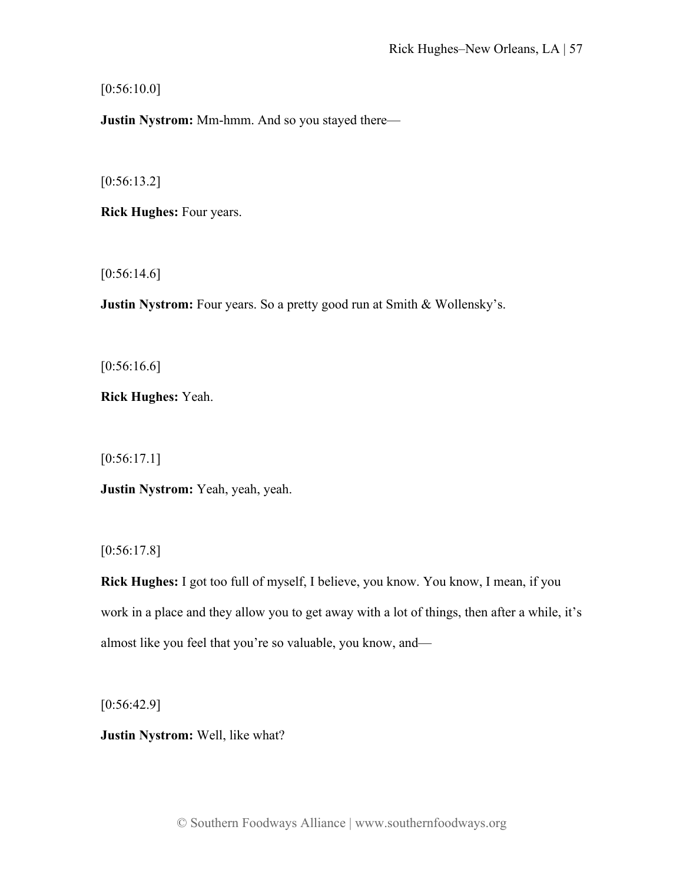[0:56:10.0]

**Justin Nystrom:** Mm-hmm. And so you stayed there—

[0:56:13.2]

**Rick Hughes:** Four years.

[0:56:14.6]

**Justin Nystrom:** Four years. So a pretty good run at Smith & Wollensky's.

[0:56:16.6]

**Rick Hughes:** Yeah.

[0:56:17.1]

**Justin Nystrom:** Yeah, yeah, yeah.

[0:56:17.8]

**Rick Hughes:** I got too full of myself, I believe, you know. You know, I mean, if you work in a place and they allow you to get away with a lot of things, then after a while, it's almost like you feel that you're so valuable, you know, and—

[0:56:42.9]

**Justin Nystrom:** Well, like what?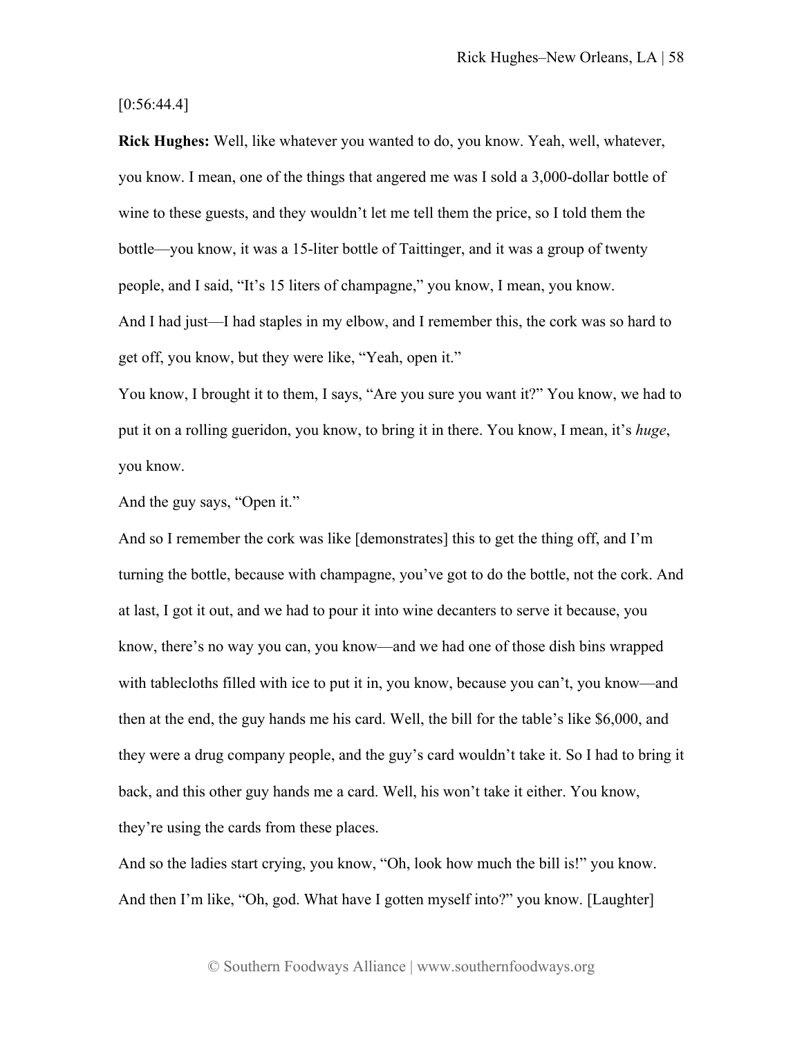[0:56:44.4]

**Rick Hughes:** Well, like whatever you wanted to do, you know. Yeah, well, whatever, you know. I mean, one of the things that angered me was I sold a 3,000-dollar bottle of wine to these guests, and they wouldn't let me tell them the price, so I told them the bottle—you know, it was a 15-liter bottle of Taittinger, and it was a group of twenty people, and I said, "It's 15 liters of champagne," you know, I mean, you know.

And I had just—I had staples in my elbow, and I remember this, the cork was so hard to get off, you know, but they were like, "Yeah, open it."

You know, I brought it to them, I says, "Are you sure you want it?" You know, we had to put it on a rolling gueridon, you know, to bring it in there. You know, I mean, it's *huge*, you know.

And the guy says, "Open it."

And so I remember the cork was like [demonstrates] this to get the thing off, and I'm turning the bottle, because with champagne, you've got to do the bottle, not the cork. And at last, I got it out, and we had to pour it into wine decanters to serve it because, you know, there's no way you can, you know—and we had one of those dish bins wrapped with tablecloths filled with ice to put it in, you know, because you can't, you know—and then at the end, the guy hands me his card. Well, the bill for the table's like $6,000, and they were a drug company people, and the guy's card wouldn't take it. So I had to bring it back, and this other guy hands me a card. Well, his won't take it either. You know, they're using the cards from these places.

And so the ladies start crying, you know, "Oh, look how much the bill is!" you know. And then I'm like, "Oh, god. What have I gotten myself into?" you know. [Laughter]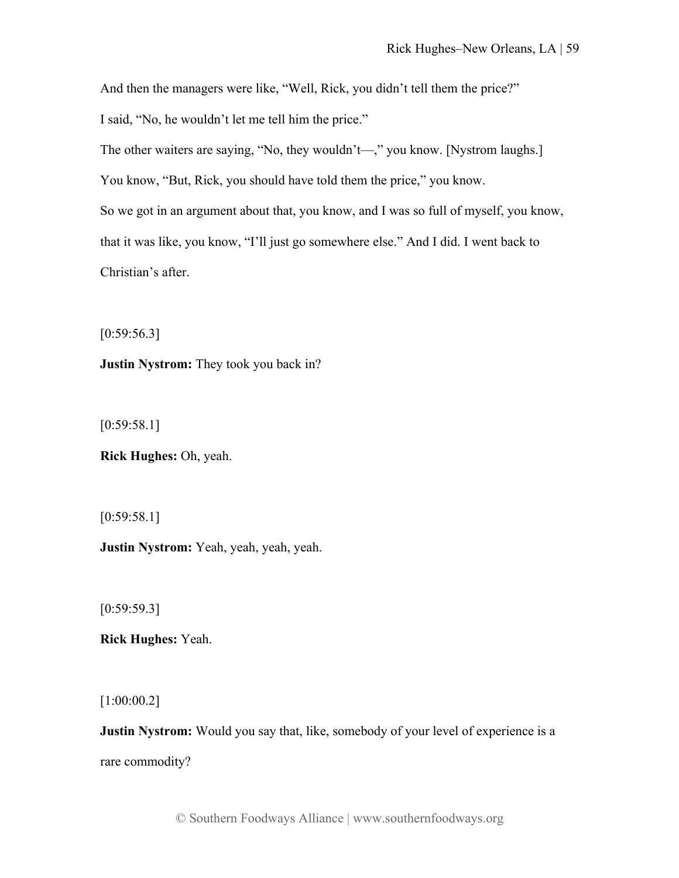And then the managers were like, "Well, Rick, you didn't tell them the price?"

I said, "No, he wouldn't let me tell him the price."

The other waiters are saying, "No, they wouldn't—," you know. [Nystrom laughs.]

You know, "But, Rick, you should have told them the price," you know.

So we got in an argument about that, you know, and I was so full of myself, you know, that it was like, you know, "I'll just go somewhere else." And I did. I went back to Christian's after.

[0:59:56.3]

**Justin Nystrom:** They took you back in?

[0:59:58.1]

**Rick Hughes:** Oh, yeah.

[0:59:58.1]

**Justin Nystrom:** Yeah, yeah, yeah, yeah.

[0:59:59.3]

**Rick Hughes:** Yeah.

[1:00:00.2]

**Justin Nystrom:** Would you say that, like, somebody of your level of experience is a rare commodity?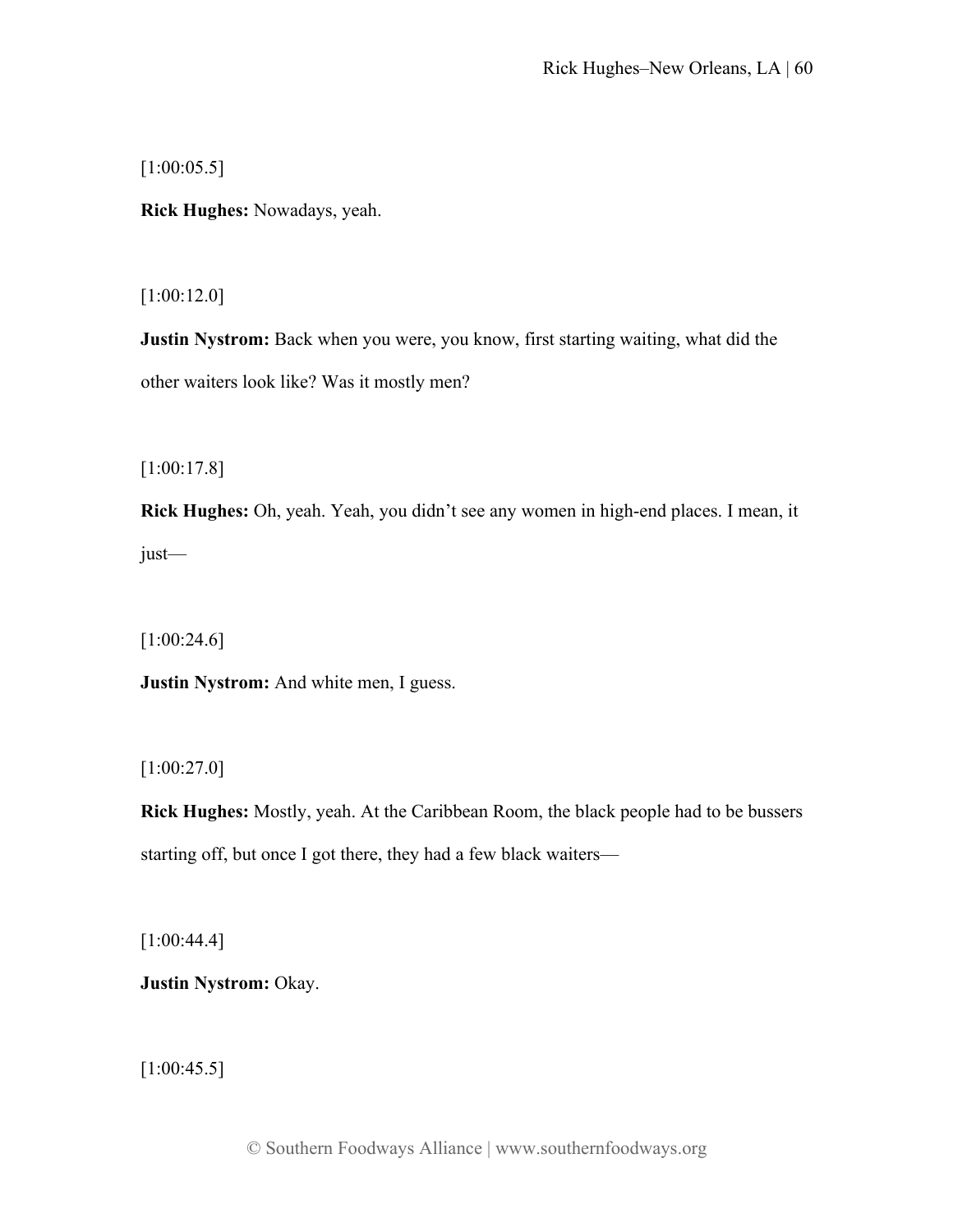[1:00:05.5]

**Rick Hughes:** Nowadays, yeah.

[1:00:12.0]

**Justin Nystrom:** Back when you were, you know, first starting waiting, what did the other waiters look like? Was it mostly men?

[1:00:17.8]

**Rick Hughes:** Oh, yeah. Yeah, you didn't see any women in high-end places. I mean, it just—

[1:00:24.6]

**Justin Nystrom:** And white men, I guess.

[1:00:27.0]

**Rick Hughes:** Mostly, yeah. At the Caribbean Room, the black people had to be bussers starting off, but once I got there, they had a few black waiters—

[1:00:44.4]

**Justin Nystrom:** Okay.

[1:00:45.5]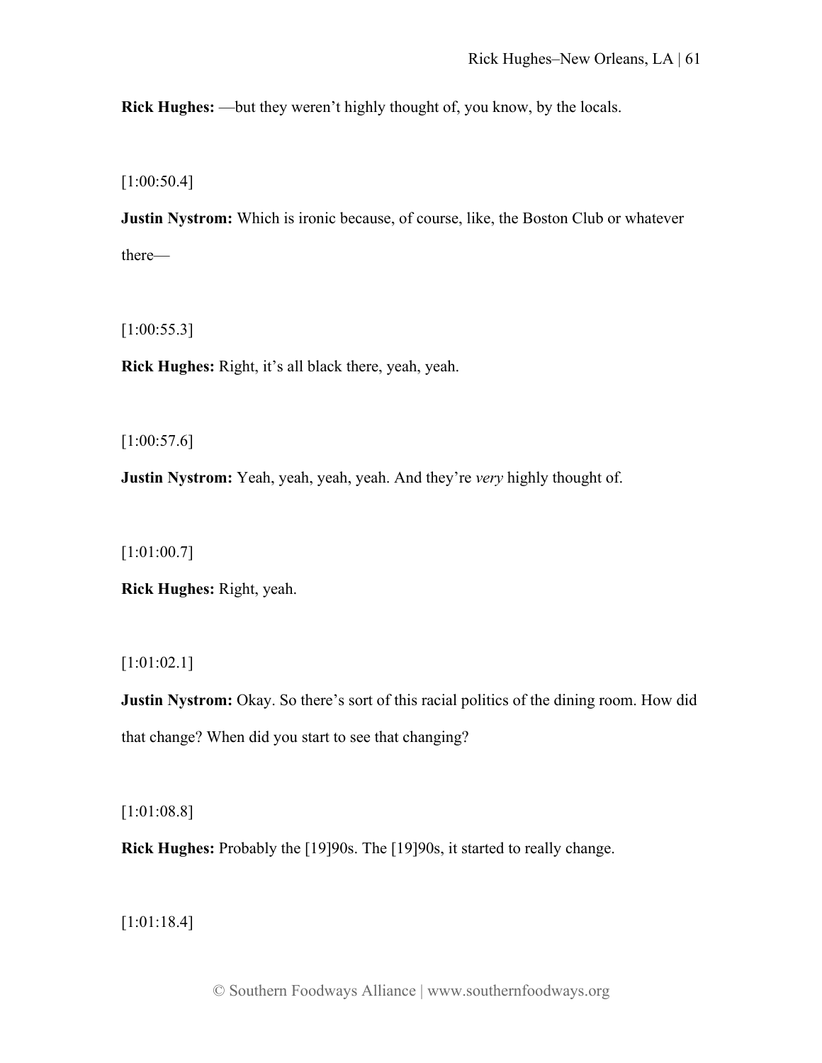**Rick Hughes:** —but they weren't highly thought of, you know, by the locals.

[1:00:50.4]

**Justin Nystrom:** Which is ironic because, of course, like, the Boston Club or whatever there—

[1:00:55.3]

**Rick Hughes:** Right, it's all black there, yeah, yeah.

[1:00:57.6]

**Justin Nystrom:** Yeah, yeah, yeah, yeah. And they're *very* highly thought of.

[1:01:00.7]

**Rick Hughes:** Right, yeah.

[1:01:02.1]

**Justin Nystrom:** Okay. So there's sort of this racial politics of the dining room. How did that change? When did you start to see that changing?

[1:01:08.8]

**Rick Hughes:** Probably the [19]90s. The [19]90s, it started to really change.

[1:01:18.4]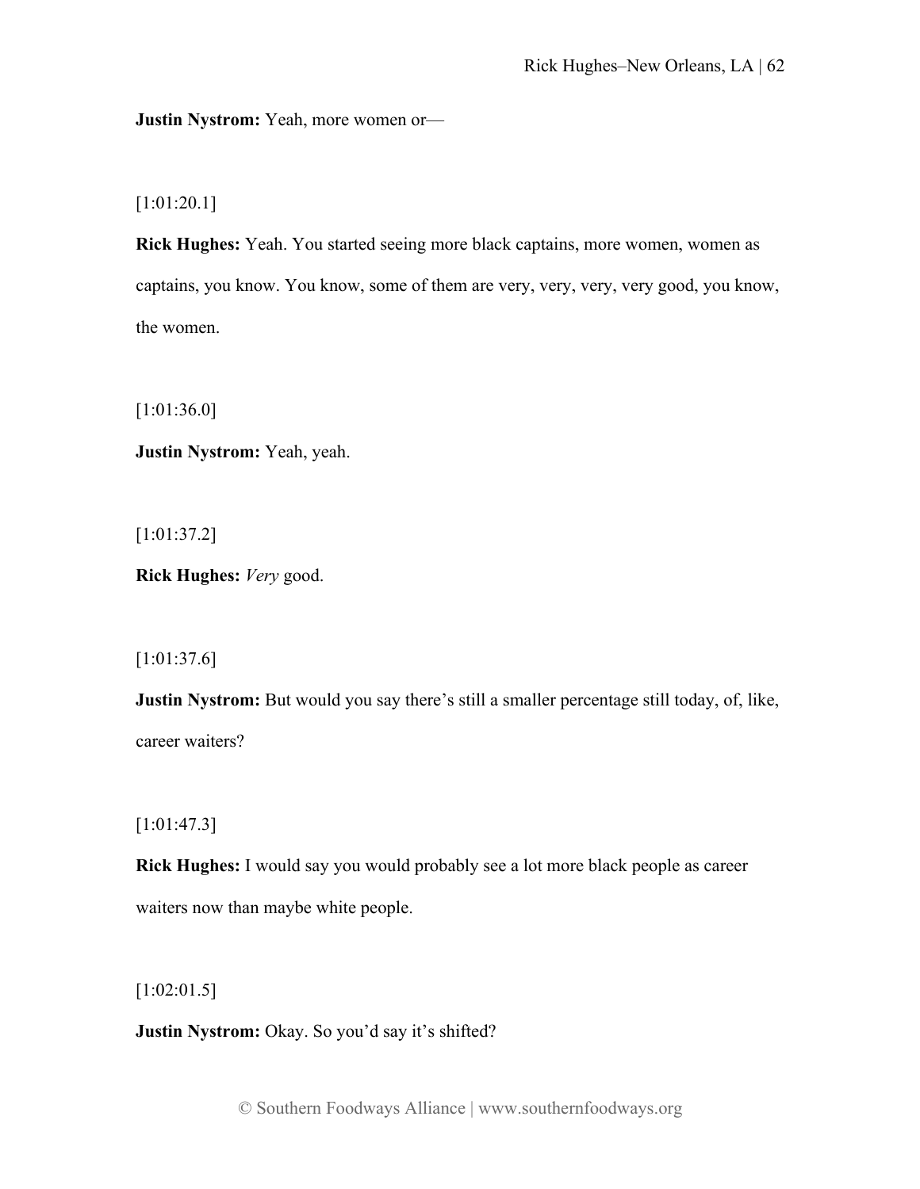**Justin Nystrom:** Yeah, more women or—

[1:01:20.1]

**Rick Hughes:** Yeah. You started seeing more black captains, more women, women as captains, you know. You know, some of them are very, very, very, very good, you know, the women.

[1:01:36.0]

**Justin Nystrom:** Yeah, yeah.

[1:01:37.2]

**Rick Hughes:** *Very* good.

[1:01:37.6]

**Justin Nystrom:** But would you say there's still a smaller percentage still today, of, like, career waiters?

[1:01:47.3]

**Rick Hughes:** I would say you would probably see a lot more black people as career waiters now than maybe white people.

[1:02:01.5]

**Justin Nystrom:** Okay. So you'd say it's shifted?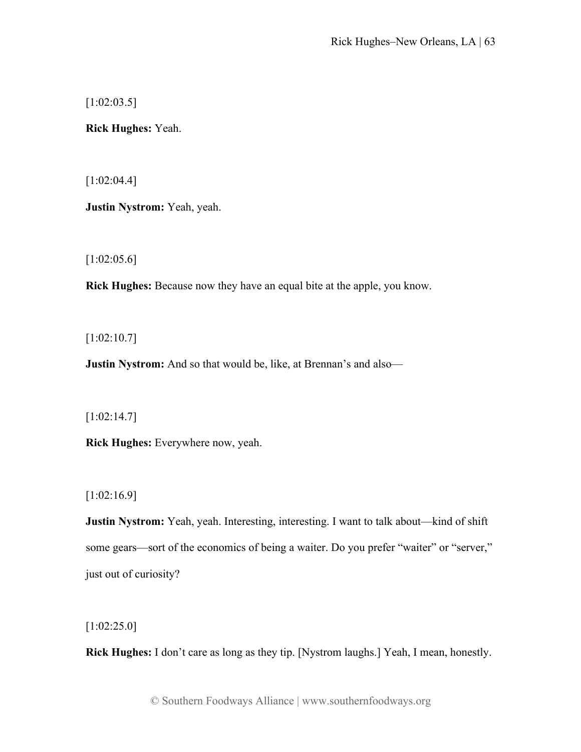[1:02:03.5]

**Rick Hughes:** Yeah.

[1:02:04.4]

**Justin Nystrom:** Yeah, yeah.

[1:02:05.6]

**Rick Hughes:** Because now they have an equal bite at the apple, you know.

[1:02:10.7]

**Justin Nystrom:** And so that would be, like, at Brennan's and also—

[1:02:14.7]

**Rick Hughes:** Everywhere now, yeah.

[1:02:16.9]

**Justin Nystrom:** Yeah, yeah. Interesting, interesting. I want to talk about—kind of shift some gears—sort of the economics of being a waiter. Do you prefer "waiter" or "server," just out of curiosity?

[1:02:25.0]

**Rick Hughes:** I don't care as long as they tip. [Nystrom laughs.] Yeah, I mean, honestly.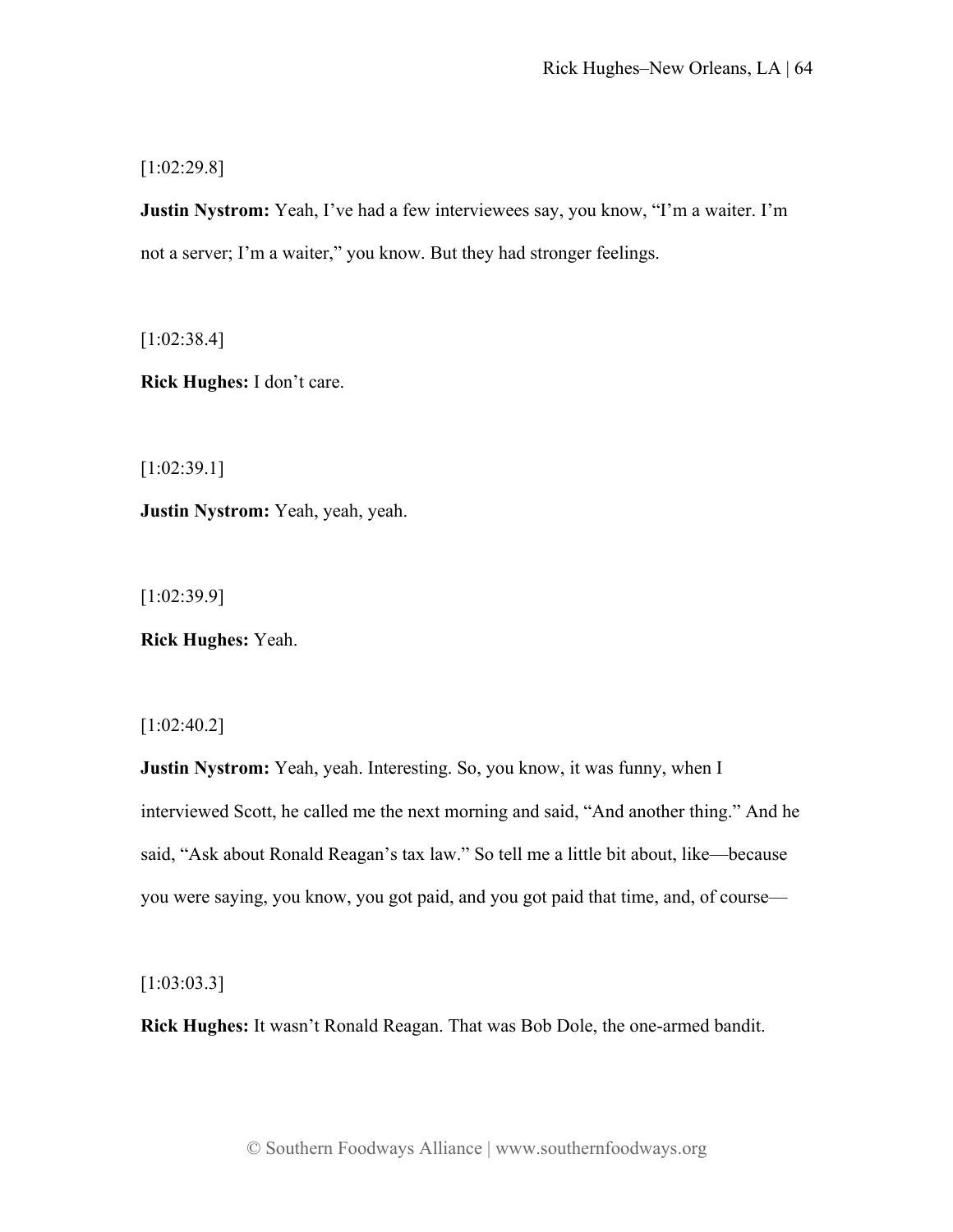[1:02:29.8]

**Justin Nystrom:** Yeah, I've had a few interviewees say, you know, "I'm a waiter. I'm not a server; I'm a waiter," you know. But they had stronger feelings.

[1:02:38.4]

**Rick Hughes:** I don't care.

[1:02:39.1]

**Justin Nystrom:** Yeah, yeah, yeah.

[1:02:39.9]

**Rick Hughes:** Yeah.

[1:02:40.2]

**Justin Nystrom:** Yeah, yeah. Interesting. So, you know, it was funny, when I interviewed Scott, he called me the next morning and said, "And another thing." And he said, "Ask about Ronald Reagan's tax law." So tell me a little bit about, like—because you were saying, you know, you got paid, and you got paid that time, and, of course—

[1:03:03.3]

**Rick Hughes:** It wasn't Ronald Reagan. That was Bob Dole, the one-armed bandit.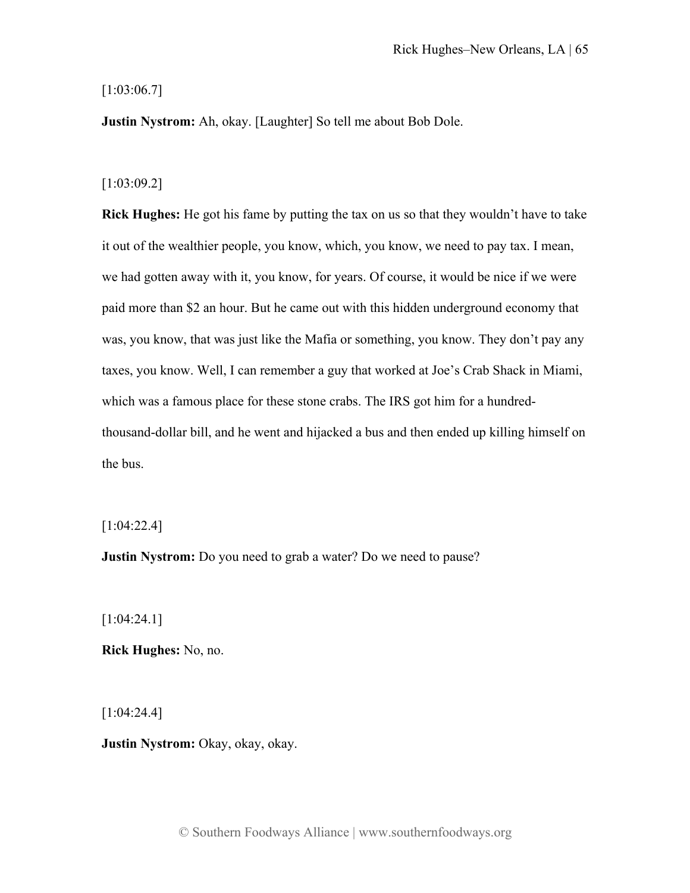[1:03:06.7]

**Justin Nystrom:** Ah, okay. [Laughter] So tell me about Bob Dole.

[1:03:09.2]

**Rick Hughes:** He got his fame by putting the tax on us so that they wouldn't have to take it out of the wealthier people, you know, which, you know, we need to pay tax. I mean, we had gotten away with it, you know, for years. Of course, it would be nice if we were paid more than $2 an hour. But he came out with this hidden underground economy that was, you know, that was just like the Mafia or something, you know. They don't pay any taxes, you know. Well, I can remember a guy that worked at Joe's Crab Shack in Miami, which was a famous place for these stone crabs. The IRS got him for a hundred-thousand-dollar bill, and he went and hijacked a bus and then ended up killing himself on the bus.

[1:04:22.4]

**Justin Nystrom:** Do you need to grab a water? Do we need to pause?

[1:04:24.1]

**Rick Hughes:** No, no.

[1:04:24.4]

**Justin Nystrom:** Okay, okay, okay.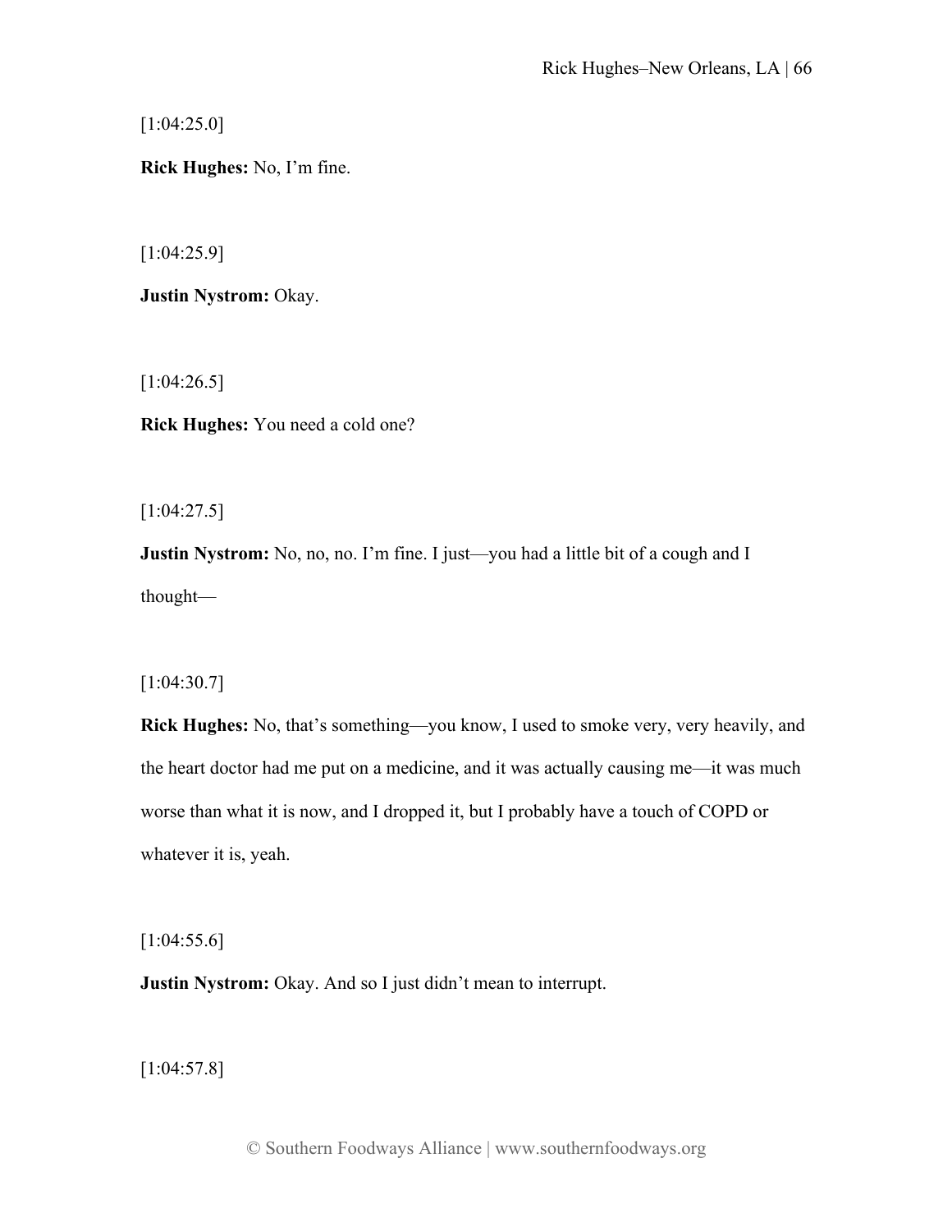[1:04:25.0]

**Rick Hughes:** No, I'm fine.

[1:04:25.9]

**Justin Nystrom:** Okay.

[1:04:26.5]

**Rick Hughes:** You need a cold one?

[1:04:27.5]

**Justin Nystrom:** No, no, no. I'm fine. I just—you had a little bit of a cough and I thought—

[1:04:30.7]

**Rick Hughes:** No, that's something—you know, I used to smoke very, very heavily, and the heart doctor had me put on a medicine, and it was actually causing me—it was much worse than what it is now, and I dropped it, but I probably have a touch of COPD or whatever it is, yeah.

[1:04:55.6]

**Justin Nystrom:** Okay. And so I just didn't mean to interrupt.

[1:04:57.8]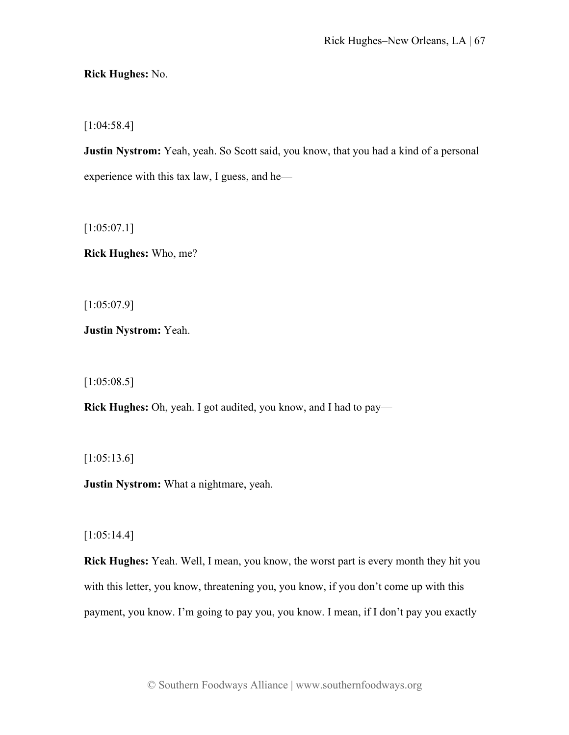**Rick Hughes:** No.

[1:04:58.4]

**Justin Nystrom:** Yeah, yeah. So Scott said, you know, that you had a kind of a personal experience with this tax law, I guess, and he—

[1:05:07.1]

**Rick Hughes:** Who, me?

[1:05:07.9]

**Justin Nystrom:** Yeah.

[1:05:08.5]

**Rick Hughes:** Oh, yeah. I got audited, you know, and I had to pay—

[1:05:13.6]

**Justin Nystrom:** What a nightmare, yeah.

[1:05:14.4]

**Rick Hughes:** Yeah. Well, I mean, you know, the worst part is every month they hit you with this letter, you know, threatening you, you know, if you don't come up with this payment, you know. I'm going to pay you, you know. I mean, if I don't pay you exactly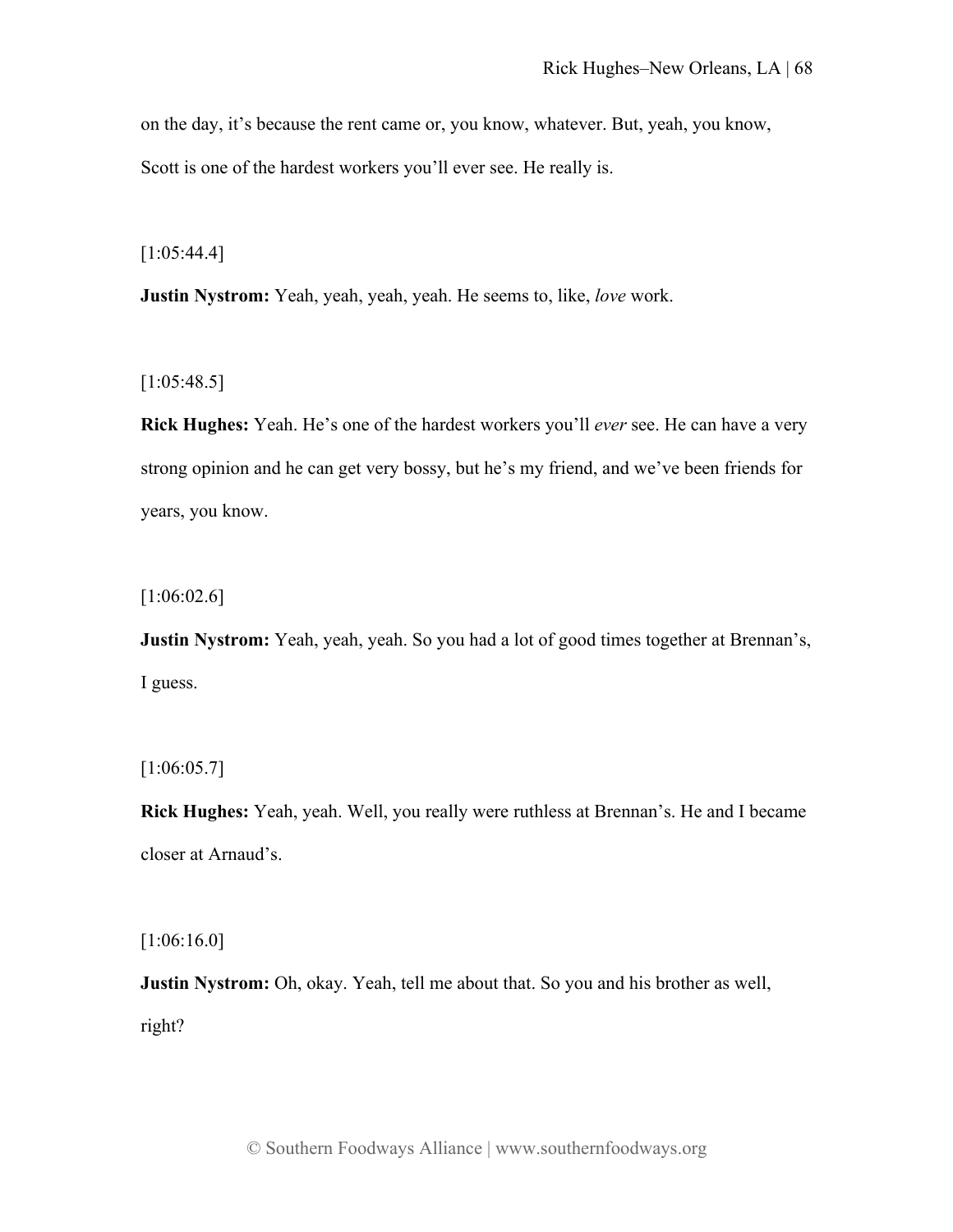on the day, it's because the rent came or, you know, whatever. But, yeah, you know, Scott is one of the hardest workers you'll ever see. He really is.

[1:05:44.4]

**Justin Nystrom:** Yeah, yeah, yeah, yeah. He seems to, like, *love* work.

[1:05:48.5]

**Rick Hughes:** Yeah. He's one of the hardest workers you'll *ever* see. He can have a very strong opinion and he can get very bossy, but he's my friend, and we've been friends for years, you know.

[1:06:02.6]

**Justin Nystrom:** Yeah, yeah, yeah. So you had a lot of good times together at Brennan's, I guess.

[1:06:05.7]

**Rick Hughes:** Yeah, yeah. Well, you really were ruthless at Brennan's. He and I became closer at Arnaud's.

[1:06:16.0]

**Justin Nystrom:** Oh, okay. Yeah, tell me about that. So you and his brother as well, right?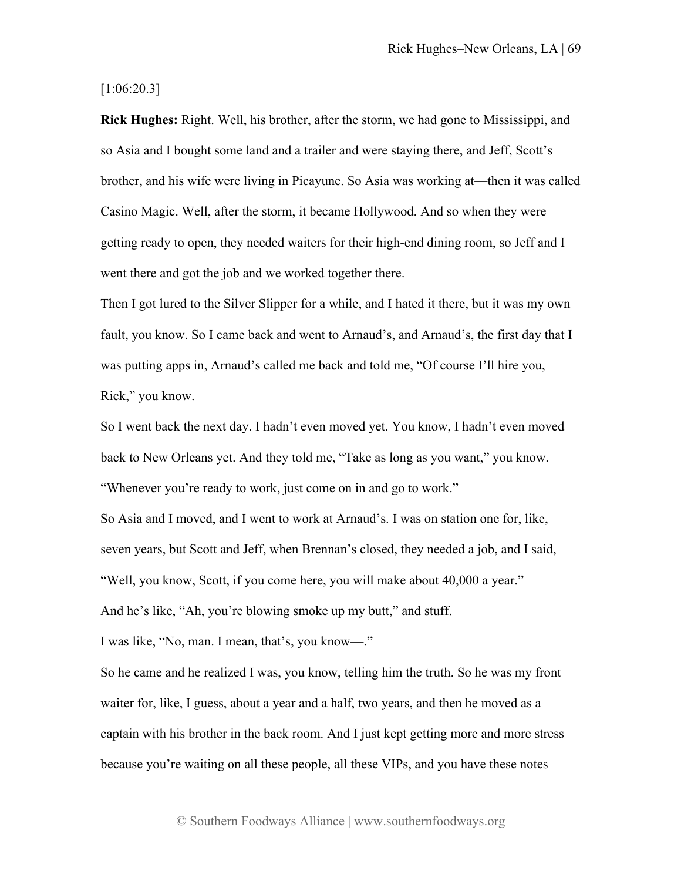[1:06:20.3]

**Rick Hughes:** Right. Well, his brother, after the storm, we had gone to Mississippi, and so Asia and I bought some land and a trailer and were staying there, and Jeff, Scott's brother, and his wife were living in Picayune. So Asia was working at—then it was called Casino Magic. Well, after the storm, it became Hollywood. And so when they were getting ready to open, they needed waiters for their high-end dining room, so Jeff and I went there and got the job and we worked together there.

Then I got lured to the Silver Slipper for a while, and I hated it there, but it was my own fault, you know. So I came back and went to Arnaud's, and Arnaud's, the first day that I was putting apps in, Arnaud's called me back and told me, "Of course I'll hire you, Rick," you know.

So I went back the next day. I hadn't even moved yet. You know, I hadn't even moved back to New Orleans yet. And they told me, "Take as long as you want," you know. "Whenever you're ready to work, just come on in and go to work."

So Asia and I moved, and I went to work at Arnaud's. I was on station one for, like, seven years, but Scott and Jeff, when Brennan's closed, they needed a job, and I said, "Well, you know, Scott, if you come here, you will make about 40,000 a year."

And he's like, "Ah, you're blowing smoke up my butt," and stuff.

I was like, "No, man. I mean, that's, you know—."

So he came and he realized I was, you know, telling him the truth. So he was my front waiter for, like, I guess, about a year and a half, two years, and then he moved as a captain with his brother in the back room. And I just kept getting more and more stress because you're waiting on all these people, all these VIPs, and you have these notes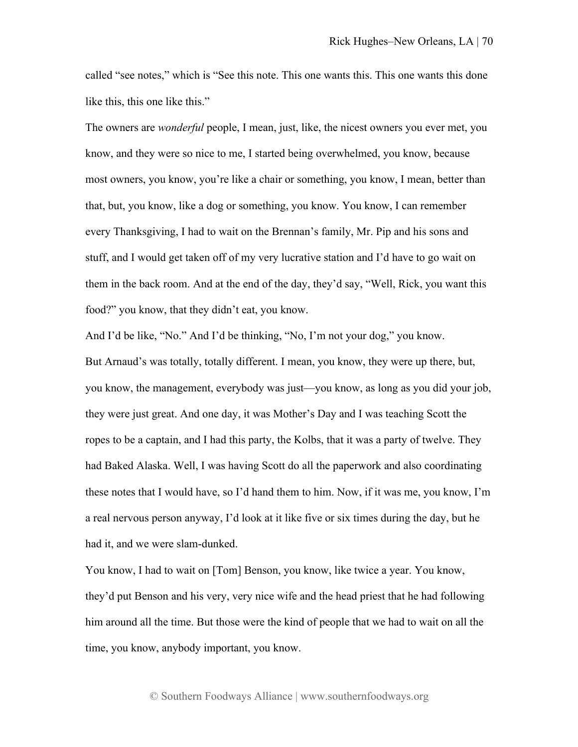called "see notes," which is "See this note. This one wants this. This one wants this done like this, this one like this."

The owners are *wonderful* people, I mean, just, like, the nicest owners you ever met, you know, and they were so nice to me, I started being overwhelmed, you know, because most owners, you know, you're like a chair or something, you know, I mean, better than that, but, you know, like a dog or something, you know. You know, I can remember every Thanksgiving, I had to wait on the Brennan's family, Mr. Pip and his sons and stuff, and I would get taken off of my very lucrative station and I'd have to go wait on them in the back room. And at the end of the day, they'd say, "Well, Rick, you want this food?" you know, that they didn't eat, you know.

And I'd be like, "No." And I'd be thinking, "No, I'm not your dog," you know.

But Arnaud's was totally, totally different. I mean, you know, they were up there, but, you know, the management, everybody was just—you know, as long as you did your job, they were just great. And one day, it was Mother's Day and I was teaching Scott the ropes to be a captain, and I had this party, the Kolbs, that it was a party of twelve. They had Baked Alaska. Well, I was having Scott do all the paperwork and also coordinating these notes that I would have, so I'd hand them to him. Now, if it was me, you know, I'm a real nervous person anyway, I'd look at it like five or six times during the day, but he had it, and we were slam-dunked.

You know, I had to wait on [Tom] Benson, you know, like twice a year. You know, they'd put Benson and his very, very nice wife and the head priest that he had following him around all the time. But those were the kind of people that we had to wait on all the time, you know, anybody important, you know.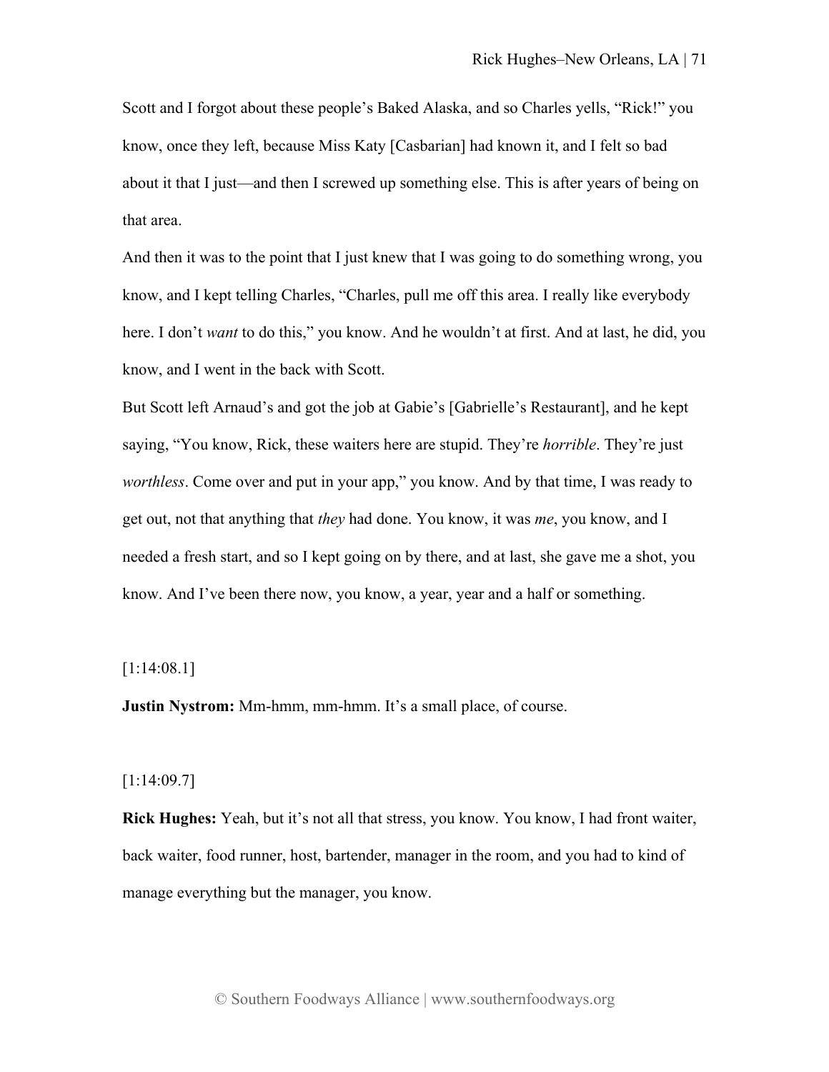Scott and I forgot about these people's Baked Alaska, and so Charles yells, "Rick!" you know, once they left, because Miss Katy [Casbarian] had known it, and I felt so bad about it that I just—and then I screwed up something else. This is after years of being on that area.

And then it was to the point that I just knew that I was going to do something wrong, you know, and I kept telling Charles, "Charles, pull me off this area. I really like everybody here. I don't *want* to do this," you know. And he wouldn't at first. And at last, he did, you know, and I went in the back with Scott.

But Scott left Arnaud's and got the job at Gabie's [Gabrielle's Restaurant], and he kept saying, "You know, Rick, these waiters here are stupid. They're *horrible*. They're just *worthless*. Come over and put in your app," you know. And by that time, I was ready to get out, not that anything that *they* had done. You know, it was *me*, you know, and I needed a fresh start, and so I kept going on by there, and at last, she gave me a shot, you know. And I've been there now, you know, a year, year and a half or something.

[1:14:08.1]

**Justin Nystrom:** Mm-hmm, mm-hmm. It's a small place, of course.

[1:14:09.7]

**Rick Hughes:** Yeah, but it's not all that stress, you know. You know, I had front waiter, back waiter, food runner, host, bartender, manager in the room, and you had to kind of manage everything but the manager, you know.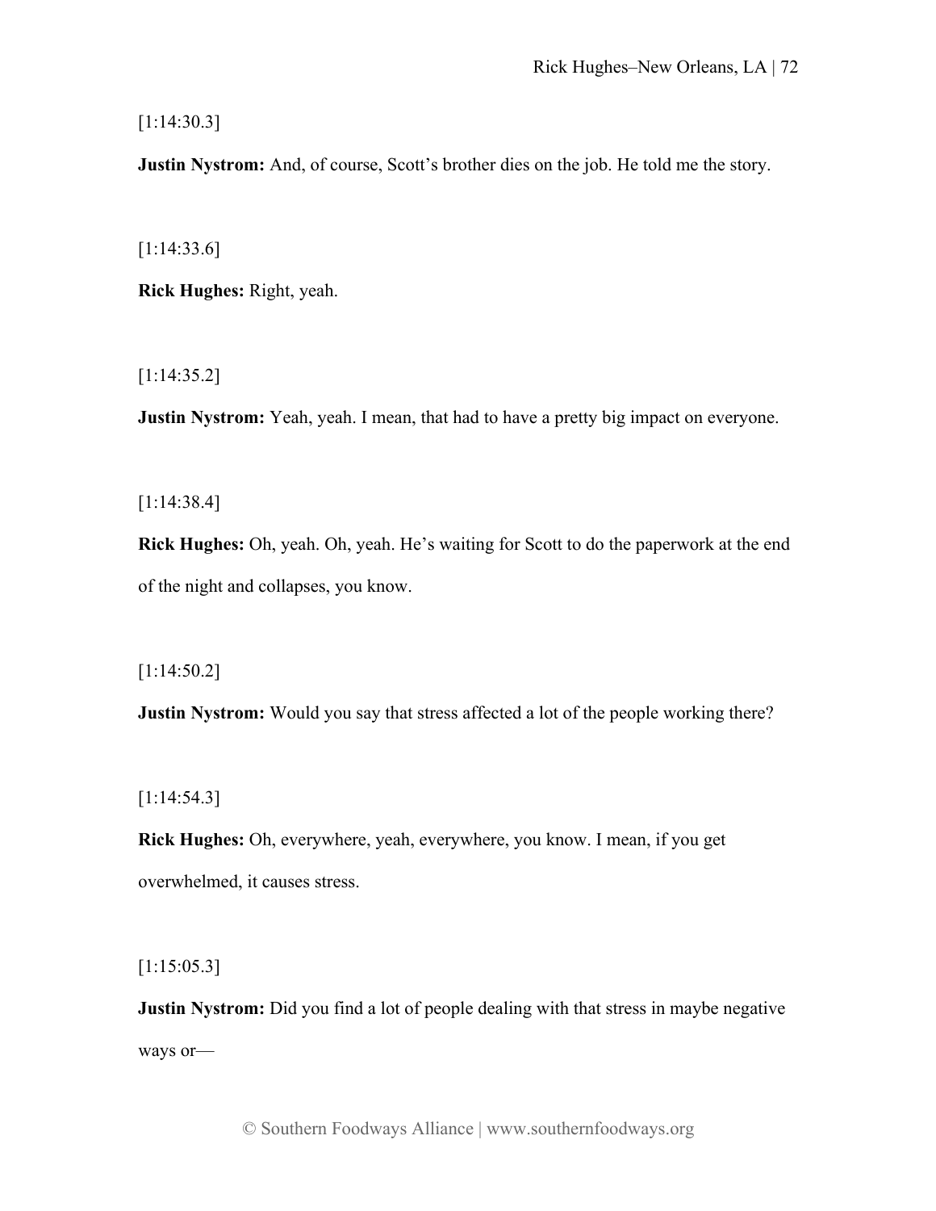[1:14:30.3]

**Justin Nystrom:** And, of course, Scott's brother dies on the job. He told me the story.

[1:14:33.6]

**Rick Hughes:** Right, yeah.

[1:14:35.2]

**Justin Nystrom:** Yeah, yeah. I mean, that had to have a pretty big impact on everyone.

[1:14:38.4]

**Rick Hughes:** Oh, yeah. Oh, yeah. He's waiting for Scott to do the paperwork at the end of the night and collapses, you know.

[1:14:50.2]

**Justin Nystrom:** Would you say that stress affected a lot of the people working there?

[1:14:54.3]

**Rick Hughes:** Oh, everywhere, yeah, everywhere, you know. I mean, if you get overwhelmed, it causes stress.

[1:15:05.3]

**Justin Nystrom:** Did you find a lot of people dealing with that stress in maybe negative ways or—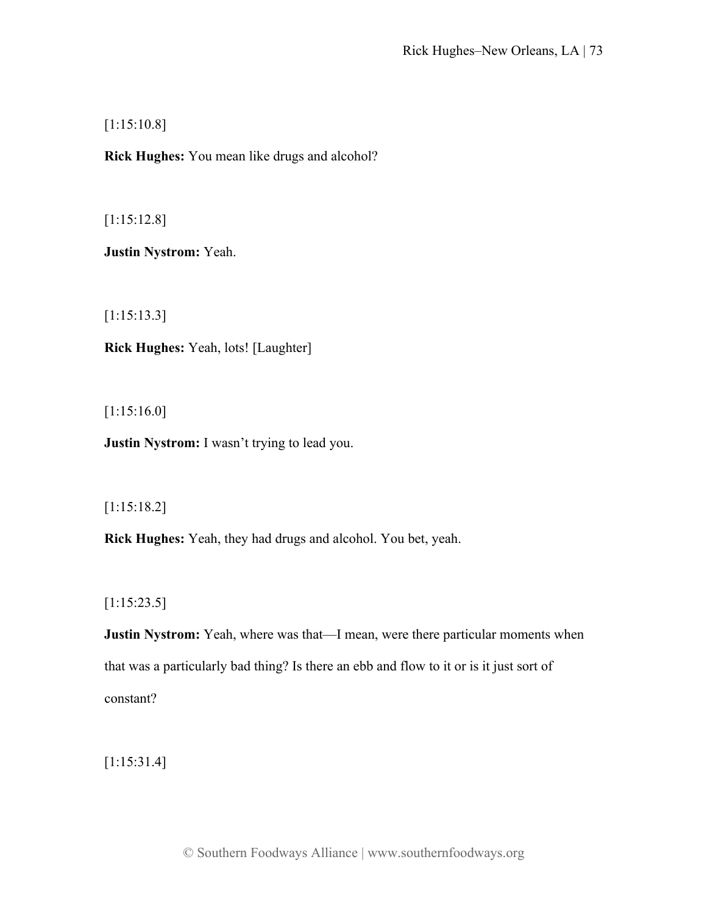[1:15:10.8]

**Rick Hughes:** You mean like drugs and alcohol?

[1:15:12.8]

**Justin Nystrom:** Yeah.

[1:15:13.3]

**Rick Hughes:** Yeah, lots! [Laughter]

[1:15:16.0]

**Justin Nystrom:** I wasn't trying to lead you.

[1:15:18.2]

**Rick Hughes:** Yeah, they had drugs and alcohol. You bet, yeah.

[1:15:23.5]

**Justin Nystrom:** Yeah, where was that—I mean, were there particular moments when that was a particularly bad thing? Is there an ebb and flow to it or is it just sort of constant?

[1:15:31.4]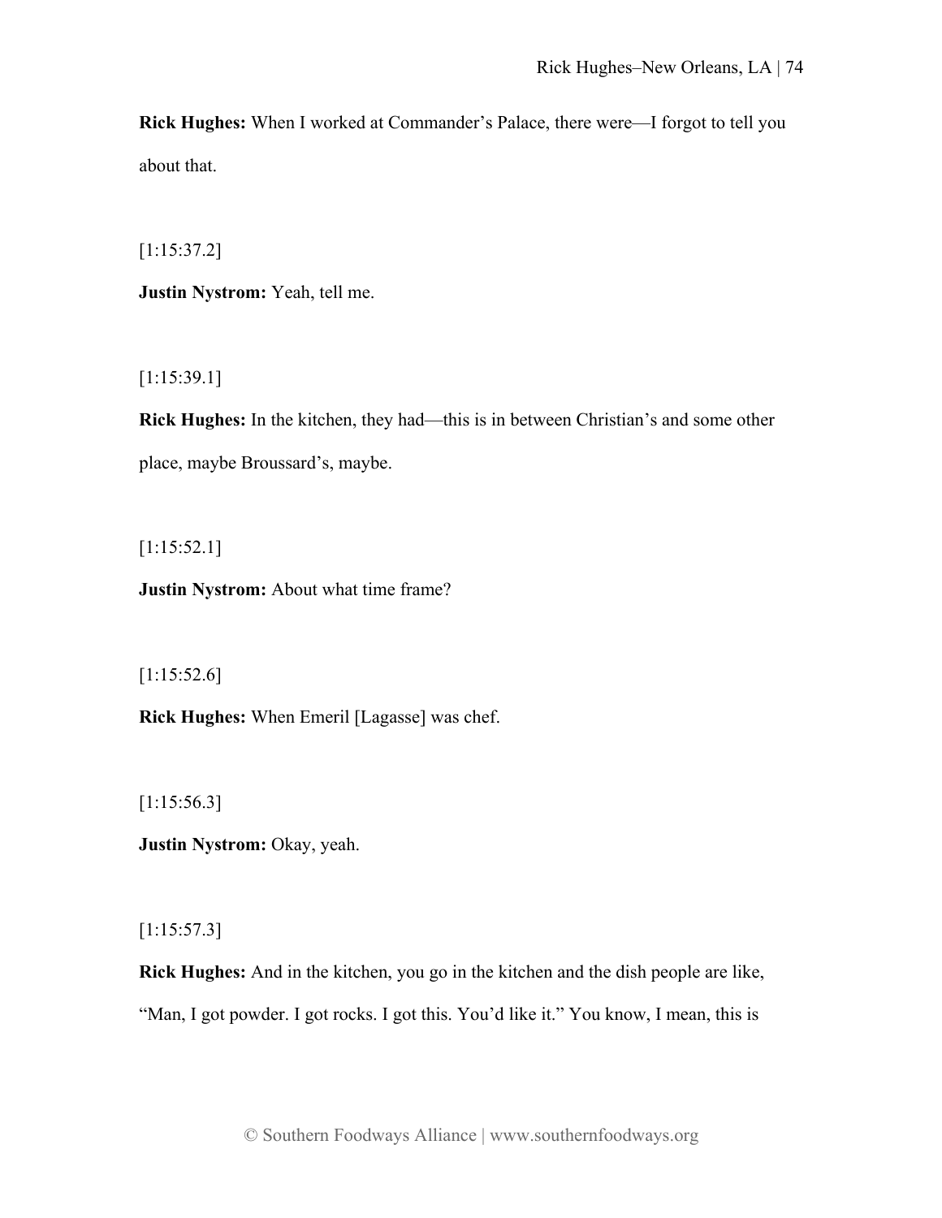**Rick Hughes:** When I worked at Commander's Palace, there were—I forgot to tell you about that.

[1:15:37.2]

**Justin Nystrom:** Yeah, tell me.

[1:15:39.1]

**Rick Hughes:** In the kitchen, they had—this is in between Christian's and some other place, maybe Broussard's, maybe.

[1:15:52.1]

**Justin Nystrom:** About what time frame?

[1:15:52.6]

**Rick Hughes:** When Emeril [Lagasse] was chef.

[1:15:56.3]

**Justin Nystrom:** Okay, yeah.

[1:15:57.3]

**Rick Hughes:** And in the kitchen, you go in the kitchen and the dish people are like, "Man, I got powder. I got rocks. I got this. You'd like it." You know, I mean, this is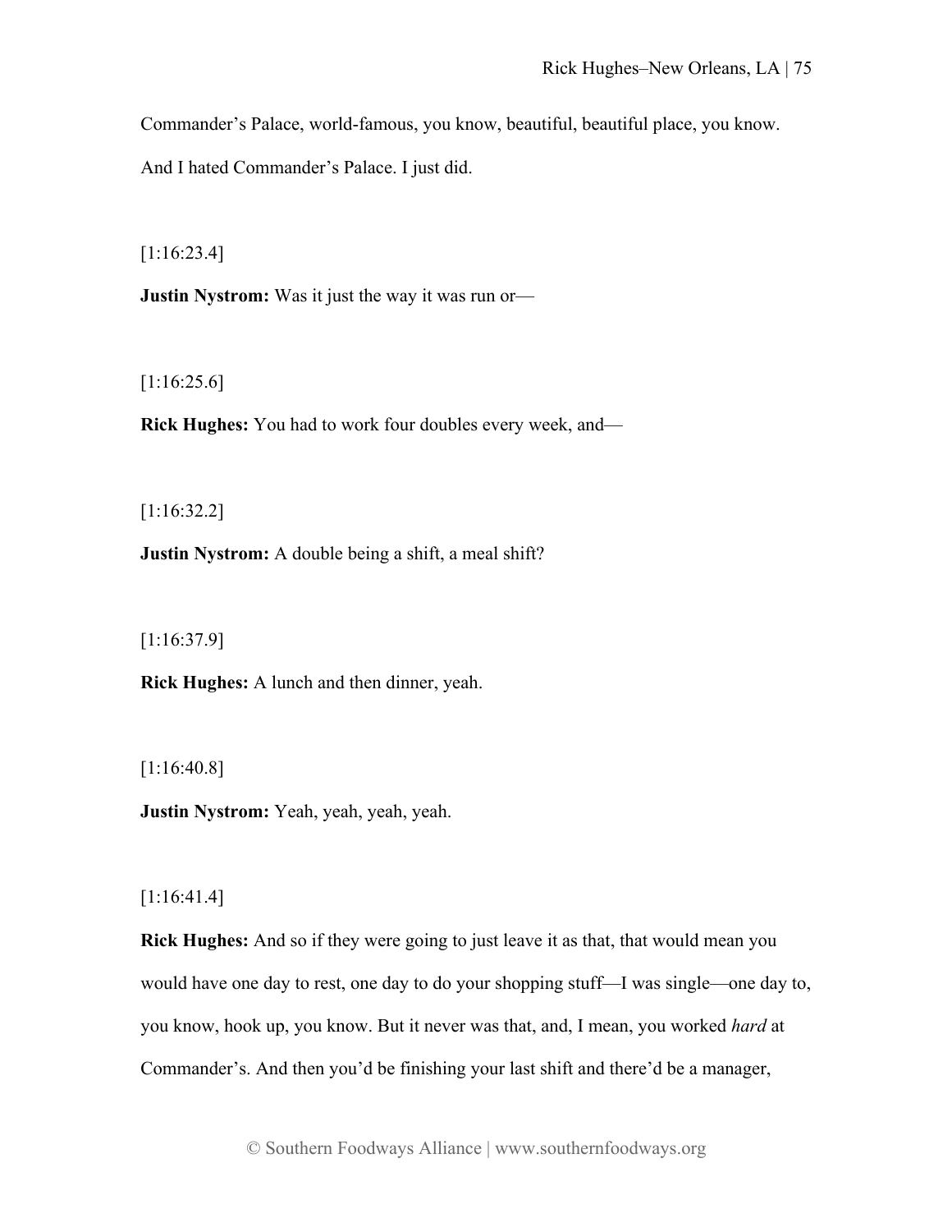Commander's Palace, world-famous, you know, beautiful, beautiful place, you know. And I hated Commander's Palace. I just did.

[1:16:23.4]

**Justin Nystrom:** Was it just the way it was run or—

[1:16:25.6]

**Rick Hughes:** You had to work four doubles every week, and—

[1:16:32.2]

**Justin Nystrom:** A double being a shift, a meal shift?

[1:16:37.9]

**Rick Hughes:** A lunch and then dinner, yeah.

[1:16:40.8]

**Justin Nystrom:** Yeah, yeah, yeah, yeah.

[1:16:41.4]

**Rick Hughes:** And so if they were going to just leave it as that, that would mean you would have one day to rest, one day to do your shopping stuff—I was single—one day to, you know, hook up, you know. But it never was that, and, I mean, you worked *hard* at Commander's. And then you'd be finishing your last shift and there'd be a manager,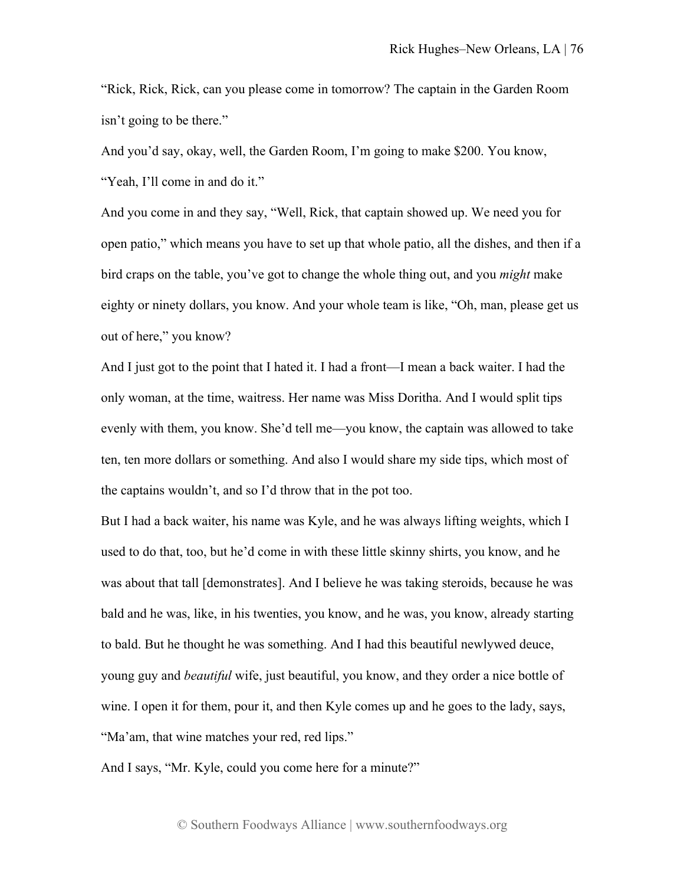"Rick, Rick, Rick, can you please come in tomorrow? The captain in the Garden Room isn't going to be there."

And you'd say, okay, well, the Garden Room, I'm going to make $200. You know, "Yeah, I'll come in and do it."

And you come in and they say, "Well, Rick, that captain showed up. We need you for open patio," which means you have to set up that whole patio, all the dishes, and then if a bird craps on the table, you've got to change the whole thing out, and you *might* make eighty or ninety dollars, you know. And your whole team is like, "Oh, man, please get us out of here," you know?

And I just got to the point that I hated it. I had a front—I mean a back waiter. I had the only woman, at the time, waitress. Her name was Miss Doritha. And I would split tips evenly with them, you know. She'd tell me—you know, the captain was allowed to take ten, ten more dollars or something. And also I would share my side tips, which most of the captains wouldn't, and so I'd throw that in the pot too.

But I had a back waiter, his name was Kyle, and he was always lifting weights, which I used to do that, too, but he'd come in with these little skinny shirts, you know, and he was about that tall [demonstrates]. And I believe he was taking steroids, because he was bald and he was, like, in his twenties, you know, and he was, you know, already starting to bald. But he thought he was something. And I had this beautiful newlywed deuce, young guy and *beautiful* wife, just beautiful, you know, and they order a nice bottle of wine. I open it for them, pour it, and then Kyle comes up and he goes to the lady, says, "Ma'am, that wine matches your red, red lips."

And I says, "Mr. Kyle, could you come here for a minute?"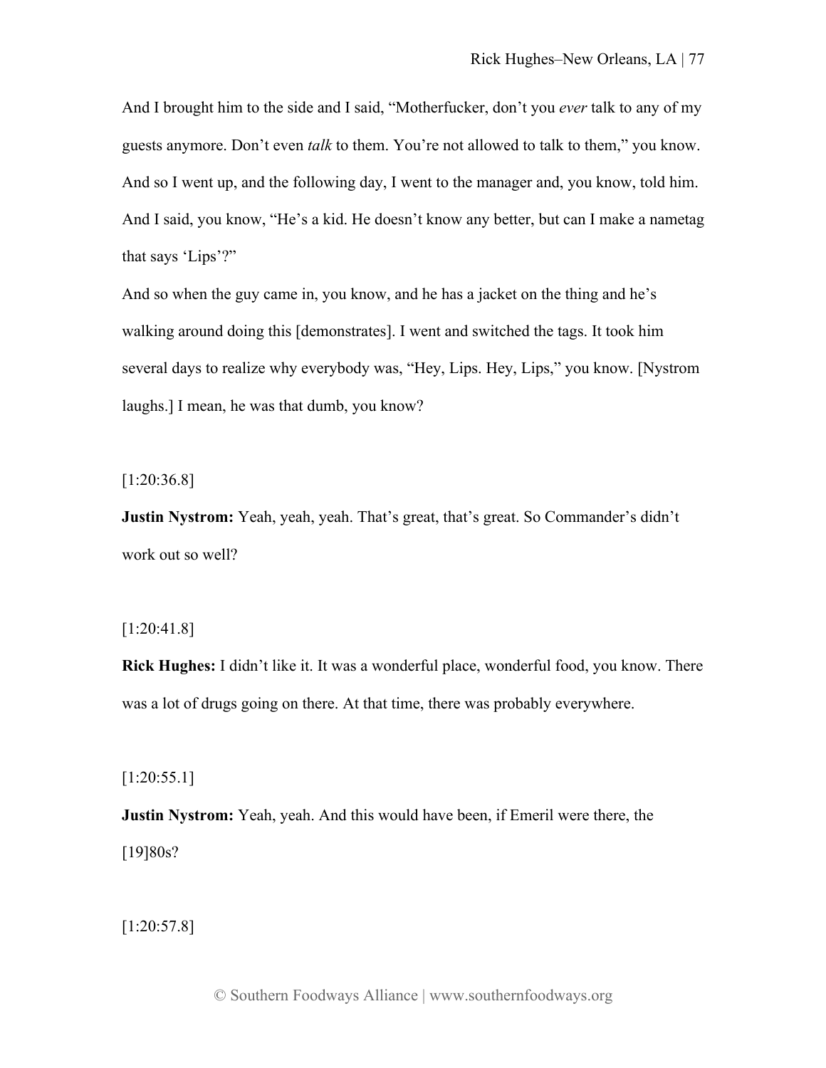And I brought him to the side and I said, "Motherfucker, don't you *ever* talk to any of my guests anymore. Don't even *talk* to them. You're not allowed to talk to them," you know. And so I went up, and the following day, I went to the manager and, you know, told him. And I said, you know, "He's a kid. He doesn't know any better, but can I make a nametag that says 'Lips'?"

And so when the guy came in, you know, and he has a jacket on the thing and he's walking around doing this [demonstrates]. I went and switched the tags. It took him several days to realize why everybody was, "Hey, Lips. Hey, Lips," you know. [Nystrom laughs.] I mean, he was that dumb, you know?

[1:20:36.8]

**Justin Nystrom:** Yeah, yeah, yeah. That's great, that's great. So Commander's didn't work out so well?

[1:20:41.8]

**Rick Hughes:** I didn't like it. It was a wonderful place, wonderful food, you know. There was a lot of drugs going on there. At that time, there was probably everywhere.

[1:20:55.1]

**Justin Nystrom:** Yeah, yeah. And this would have been, if Emeril were there, the [19]80s?

[1:20:57.8]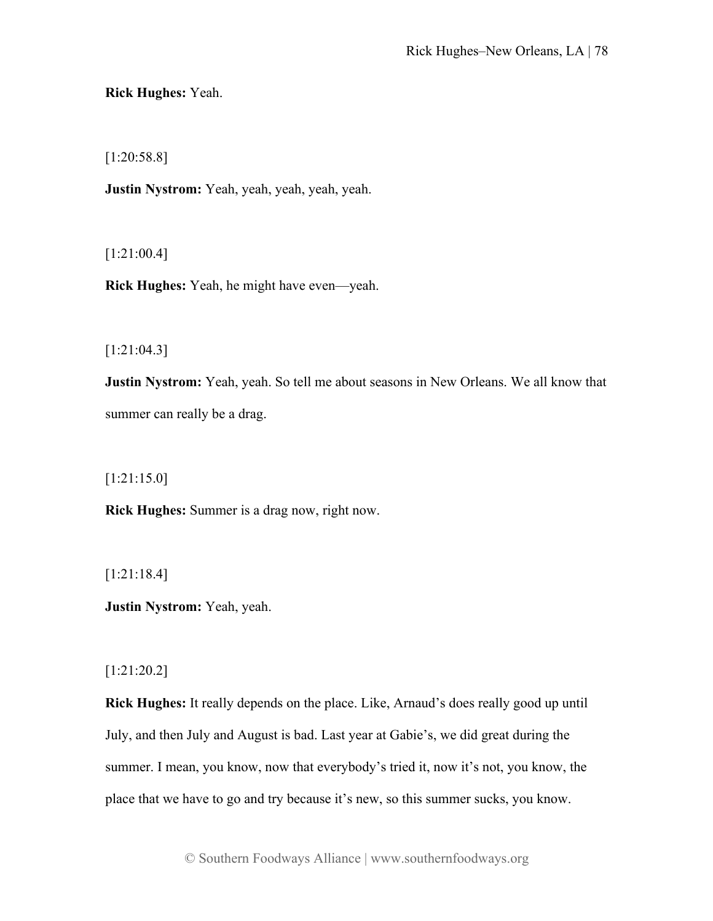**Rick Hughes:** Yeah.

[1:20:58.8]

**Justin Nystrom:** Yeah, yeah, yeah, yeah, yeah.

[1:21:00.4]

**Rick Hughes:** Yeah, he might have even—yeah.

[1:21:04.3]

**Justin Nystrom:** Yeah, yeah. So tell me about seasons in New Orleans. We all know that summer can really be a drag.

[1:21:15.0]

**Rick Hughes:** Summer is a drag now, right now.

[1:21:18.4]

**Justin Nystrom:** Yeah, yeah.

[1:21:20.2]

**Rick Hughes:** It really depends on the place. Like, Arnaud's does really good up until July, and then July and August is bad. Last year at Gabie's, we did great during the summer. I mean, you know, now that everybody's tried it, now it's not, you know, the place that we have to go and try because it's new, so this summer sucks, you know.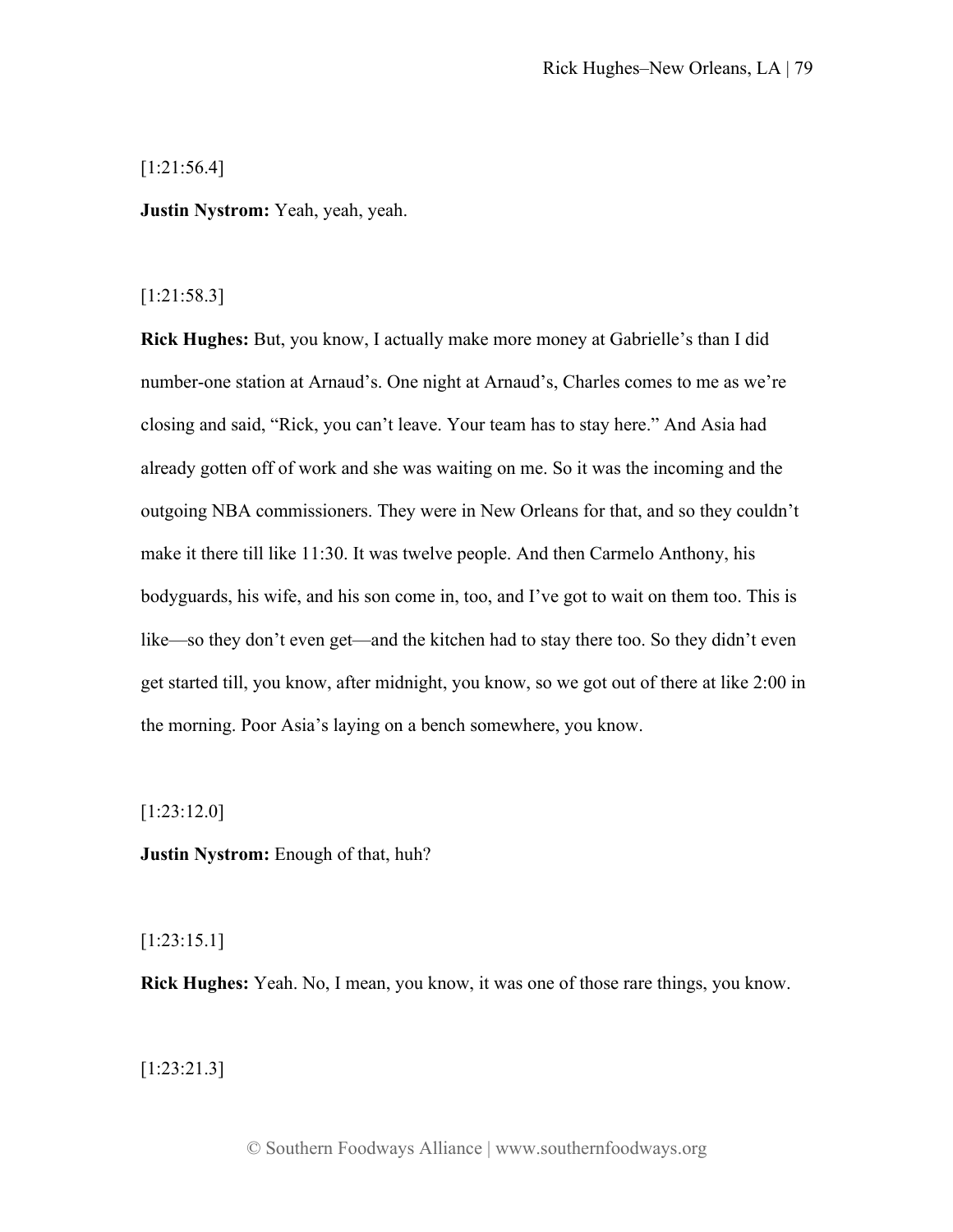[1:21:56.4]

**Justin Nystrom:** Yeah, yeah, yeah.

[1:21:58.3]

**Rick Hughes:** But, you know, I actually make more money at Gabrielle's than I did number-one station at Arnaud's. One night at Arnaud's, Charles comes to me as we're closing and said, "Rick, you can't leave. Your team has to stay here." And Asia had already gotten off of work and she was waiting on me. So it was the incoming and the outgoing NBA commissioners. They were in New Orleans for that, and so they couldn't make it there till like 11:30. It was twelve people. And then Carmelo Anthony, his bodyguards, his wife, and his son come in, too, and I've got to wait on them too. This is like—so they don't even get—and the kitchen had to stay there too. So they didn't even get started till, you know, after midnight, you know, so we got out of there at like 2:00 in the morning. Poor Asia's laying on a bench somewhere, you know.

[1:23:12.0]

**Justin Nystrom:** Enough of that, huh?

[1:23:15.1]

**Rick Hughes:** Yeah. No, I mean, you know, it was one of those rare things, you know.

[1:23:21.3]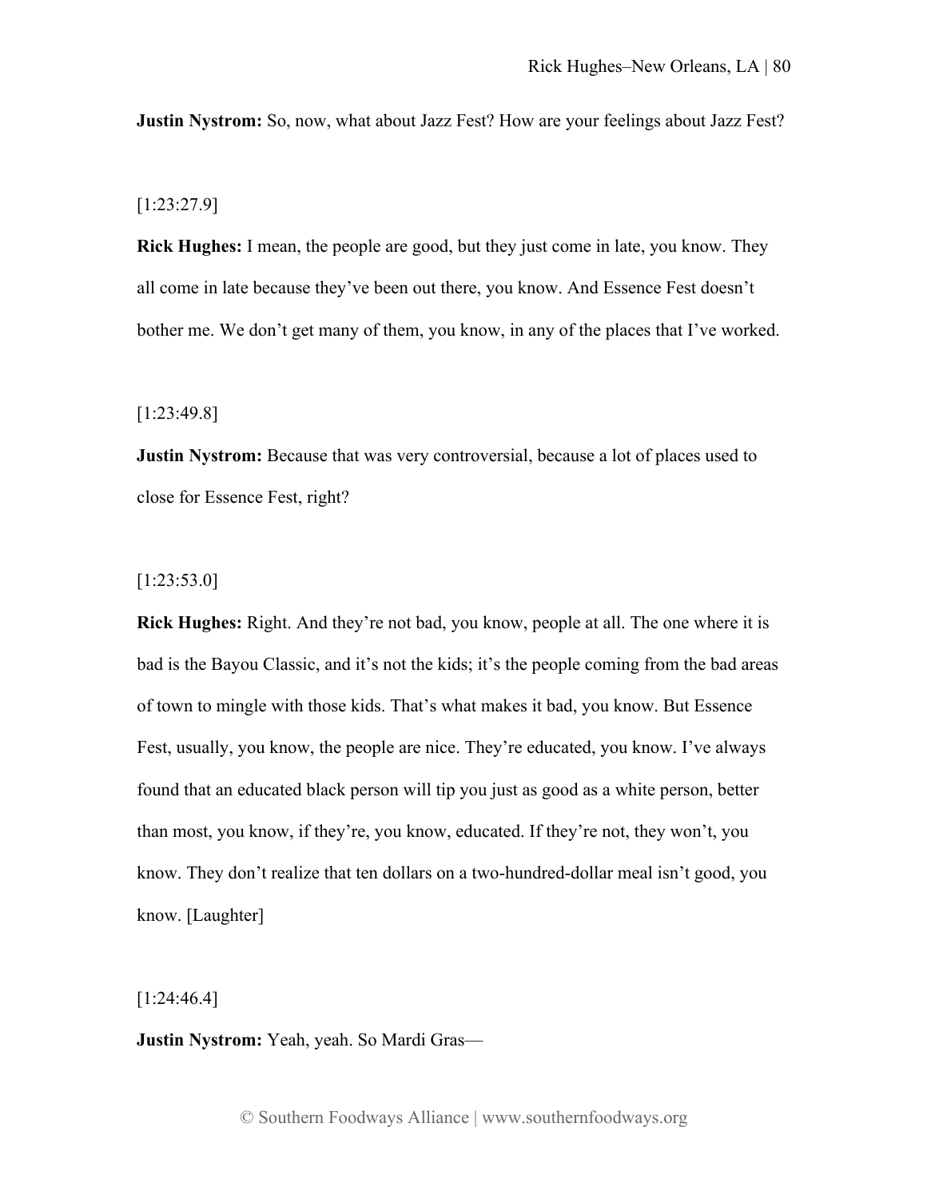**Justin Nystrom:** So, now, what about Jazz Fest? How are your feelings about Jazz Fest?

[1:23:27.9]

**Rick Hughes:** I mean, the people are good, but they just come in late, you know. They all come in late because they've been out there, you know. And Essence Fest doesn't bother me. We don't get many of them, you know, in any of the places that I've worked.

[1:23:49.8]

**Justin Nystrom:** Because that was very controversial, because a lot of places used to close for Essence Fest, right?

[1:23:53.0]

**Rick Hughes:** Right. And they're not bad, you know, people at all. The one where it is bad is the Bayou Classic, and it's not the kids; it's the people coming from the bad areas of town to mingle with those kids. That's what makes it bad, you know. But Essence Fest, usually, you know, the people are nice. They're educated, you know. I've always found that an educated black person will tip you just as good as a white person, better than most, you know, if they're, you know, educated. If they're not, they won't, you know. They don't realize that ten dollars on a two-hundred-dollar meal isn't good, you know. [Laughter]

[1:24:46.4]

**Justin Nystrom:** Yeah, yeah. So Mardi Gras—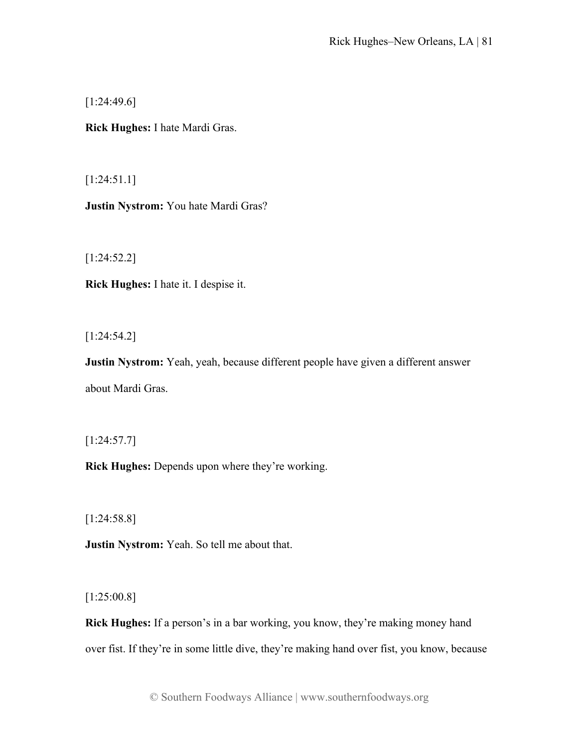[1:24:49.6]

**Rick Hughes:** I hate Mardi Gras.

[1:24:51.1]

**Justin Nystrom:** You hate Mardi Gras?

[1:24:52.2]

**Rick Hughes:** I hate it. I despise it.

[1:24:54.2]

**Justin Nystrom:** Yeah, yeah, because different people have given a different answer about Mardi Gras.

[1:24:57.7]

**Rick Hughes:** Depends upon where they're working.

[1:24:58.8]

**Justin Nystrom:** Yeah. So tell me about that.

[1:25:00.8]

**Rick Hughes:** If a person's in a bar working, you know, they're making money hand over fist. If they're in some little dive, they're making hand over fist, you know, because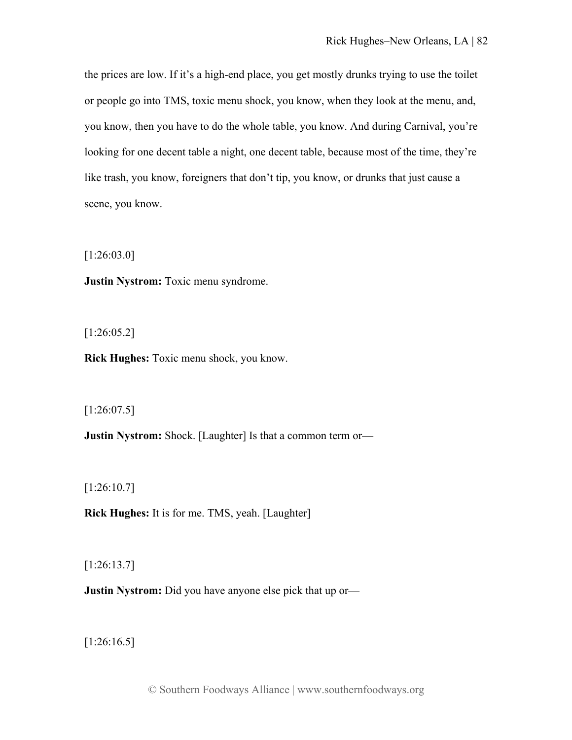the prices are low. If it's a high-end place, you get mostly drunks trying to use the toilet or people go into TMS, toxic menu shock, you know, when they look at the menu, and, you know, then you have to do the whole table, you know. And during Carnival, you're looking for one decent table a night, one decent table, because most of the time, they're like trash, you know, foreigners that don't tip, you know, or drunks that just cause a scene, you know.

[1:26:03.0]

**Justin Nystrom:** Toxic menu syndrome.

[1:26:05.2]

**Rick Hughes:** Toxic menu shock, you know.

[1:26:07.5]

**Justin Nystrom:** Shock. [Laughter] Is that a common term or—

[1:26:10.7]

**Rick Hughes:** It is for me. TMS, yeah. [Laughter]

[1:26:13.7]

**Justin Nystrom:** Did you have anyone else pick that up or—

[1:26:16.5]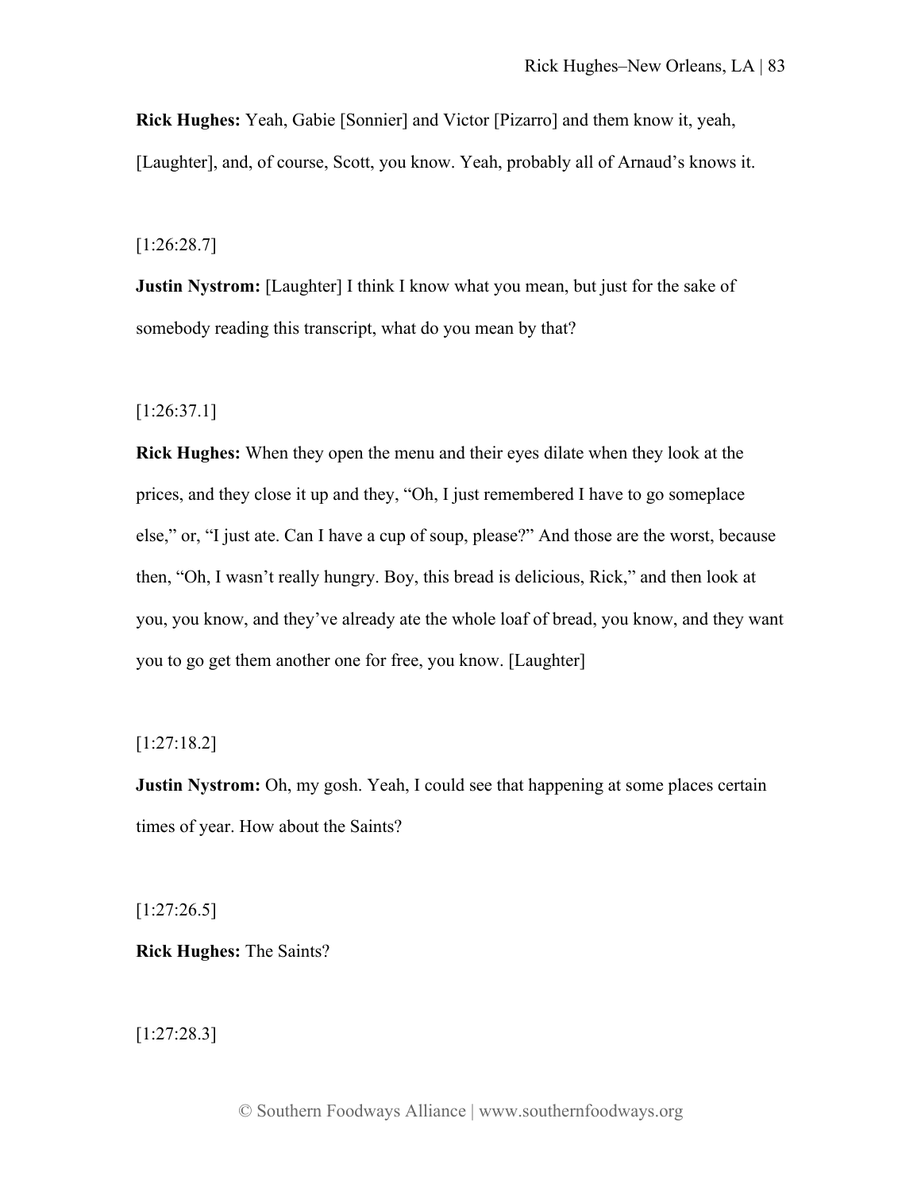**Rick Hughes:** Yeah, Gabie [Sonnier] and Victor [Pizarro] and them know it, yeah, [Laughter], and, of course, Scott, you know. Yeah, probably all of Arnaud's knows it.

[1:26:28.7]

**Justin Nystrom:** [Laughter] I think I know what you mean, but just for the sake of somebody reading this transcript, what do you mean by that?

[1:26:37.1]

**Rick Hughes:** When they open the menu and their eyes dilate when they look at the prices, and they close it up and they, "Oh, I just remembered I have to go someplace else," or, "I just ate. Can I have a cup of soup, please?" And those are the worst, because then, "Oh, I wasn't really hungry. Boy, this bread is delicious, Rick," and then look at you, you know, and they've already ate the whole loaf of bread, you know, and they want you to go get them another one for free, you know. [Laughter]

[1:27:18.2]

**Justin Nystrom:** Oh, my gosh. Yeah, I could see that happening at some places certain times of year. How about the Saints?

[1:27:26.5]

**Rick Hughes:** The Saints?

[1:27:28.3]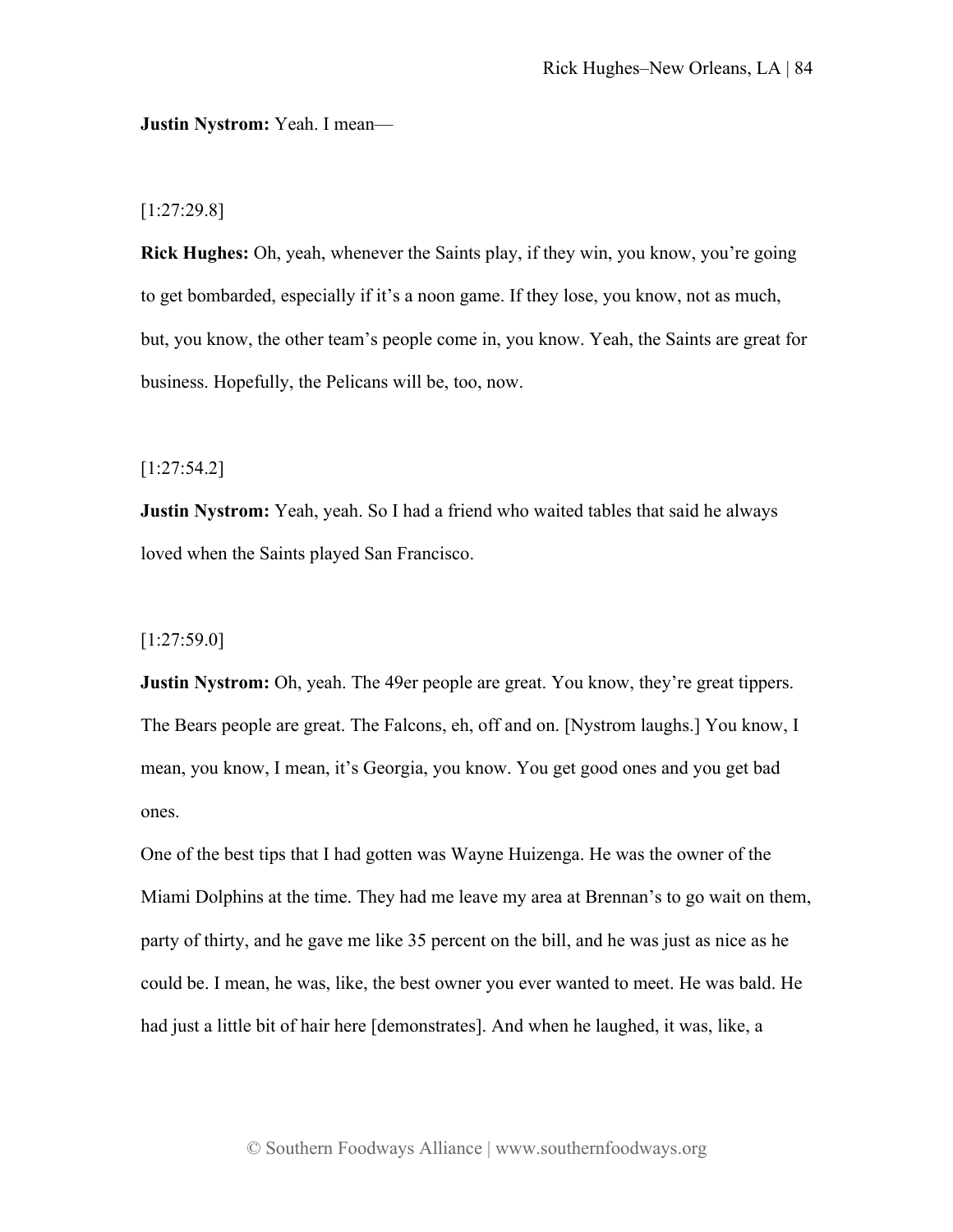**Justin Nystrom:** Yeah. I mean—

[1:27:29.8]

**Rick Hughes:** Oh, yeah, whenever the Saints play, if they win, you know, you're going to get bombarded, especially if it's a noon game. If they lose, you know, not as much, but, you know, the other team's people come in, you know. Yeah, the Saints are great for business. Hopefully, the Pelicans will be, too, now.

[1:27:54.2]

**Justin Nystrom:** Yeah, yeah. So I had a friend who waited tables that said he always loved when the Saints played San Francisco.

[1:27:59.0]

**Justin Nystrom:** Oh, yeah. The 49er people are great. You know, they're great tippers. The Bears people are great. The Falcons, eh, off and on. [Nystrom laughs.] You know, I mean, you know, I mean, it's Georgia, you know. You get good ones and you get bad ones.

One of the best tips that I had gotten was Wayne Huizenga. He was the owner of the Miami Dolphins at the time. They had me leave my area at Brennan's to go wait on them, party of thirty, and he gave me like 35 percent on the bill, and he was just as nice as he could be. I mean, he was, like, the best owner you ever wanted to meet. He was bald. He had just a little bit of hair here [demonstrates]. And when he laughed, it was, like, a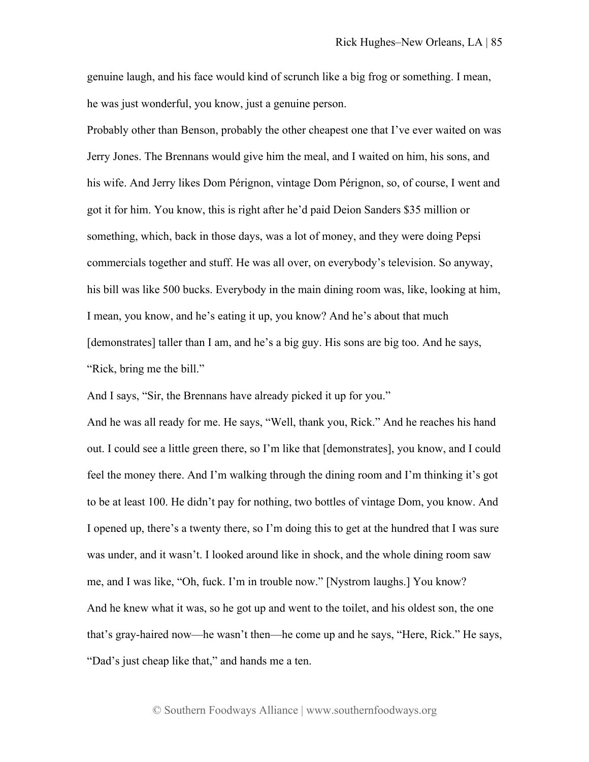genuine laugh, and his face would kind of scrunch like a big frog or something. I mean, he was just wonderful, you know, just a genuine person.

Probably other than Benson, probably the other cheapest one that I've ever waited on was Jerry Jones. The Brennans would give him the meal, and I waited on him, his sons, and his wife. And Jerry likes Dom Pérignon, vintage Dom Pérignon, so, of course, I went and got it for him. You know, this is right after he'd paid Deion Sanders $35 million or something, which, back in those days, was a lot of money, and they were doing Pepsi commercials together and stuff. He was all over, on everybody's television. So anyway, his bill was like 500 bucks. Everybody in the main dining room was, like, looking at him, I mean, you know, and he's eating it up, you know? And he's about that much [demonstrates] taller than I am, and he's a big guy. His sons are big too. And he says, "Rick, bring me the bill."

And I says, "Sir, the Brennans have already picked it up for you."

And he was all ready for me. He says, "Well, thank you, Rick." And he reaches his hand out. I could see a little green there, so I'm like that [demonstrates], you know, and I could feel the money there. And I'm walking through the dining room and I'm thinking it's got to be at least 100. He didn't pay for nothing, two bottles of vintage Dom, you know. And I opened up, there's a twenty there, so I'm doing this to get at the hundred that I was sure was under, and it wasn't. I looked around like in shock, and the whole dining room saw me, and I was like, "Oh, fuck. I'm in trouble now." [Nystrom laughs.] You know?

And he knew what it was, so he got up and went to the toilet, and his oldest son, the one that's gray-haired now—he wasn't then—he come up and he says, "Here, Rick." He says, "Dad's just cheap like that," and hands me a ten.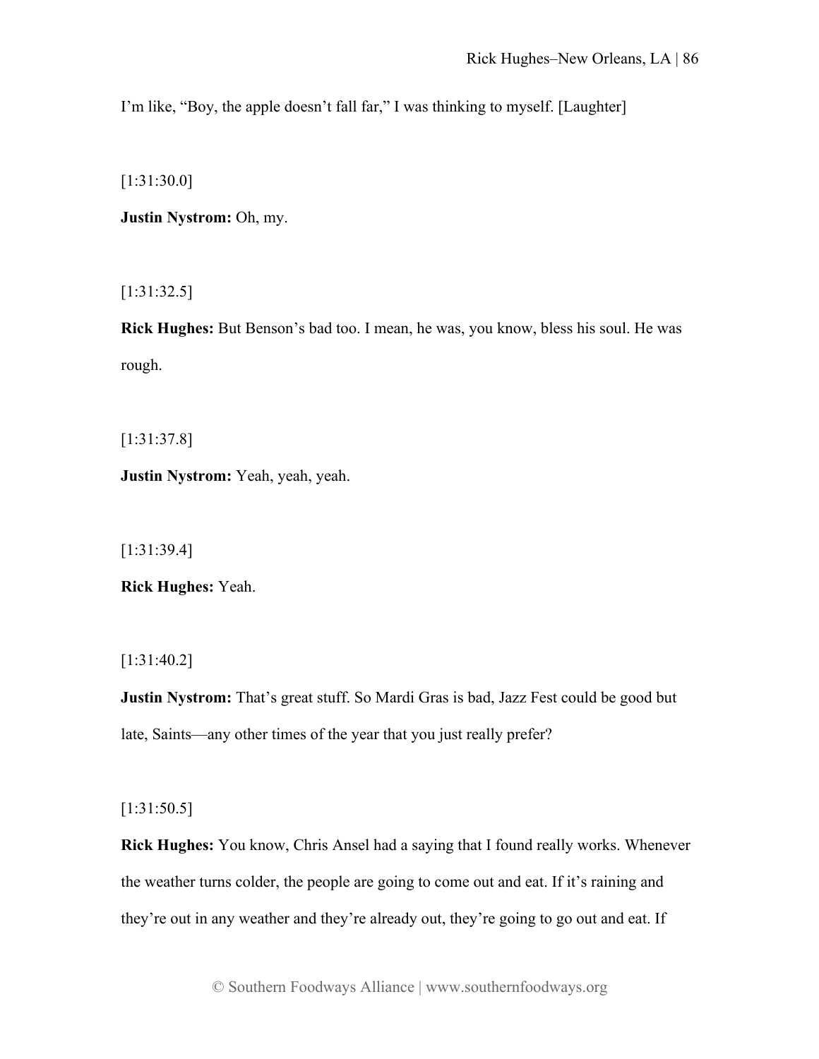I'm like, "Boy, the apple doesn't fall far," I was thinking to myself. [Laughter]

[1:31:30.0]

**Justin Nystrom:** Oh, my.

[1:31:32.5]

**Rick Hughes:** But Benson's bad too. I mean, he was, you know, bless his soul. He was rough.

[1:31:37.8]

**Justin Nystrom:** Yeah, yeah, yeah.

[1:31:39.4]

**Rick Hughes:** Yeah.

[1:31:40.2]

**Justin Nystrom:** That's great stuff. So Mardi Gras is bad, Jazz Fest could be good but late, Saints—any other times of the year that you just really prefer?

[1:31:50.5]

**Rick Hughes:** You know, Chris Ansel had a saying that I found really works. Whenever the weather turns colder, the people are going to come out and eat. If it's raining and they're out in any weather and they're already out, they're going to go out and eat. If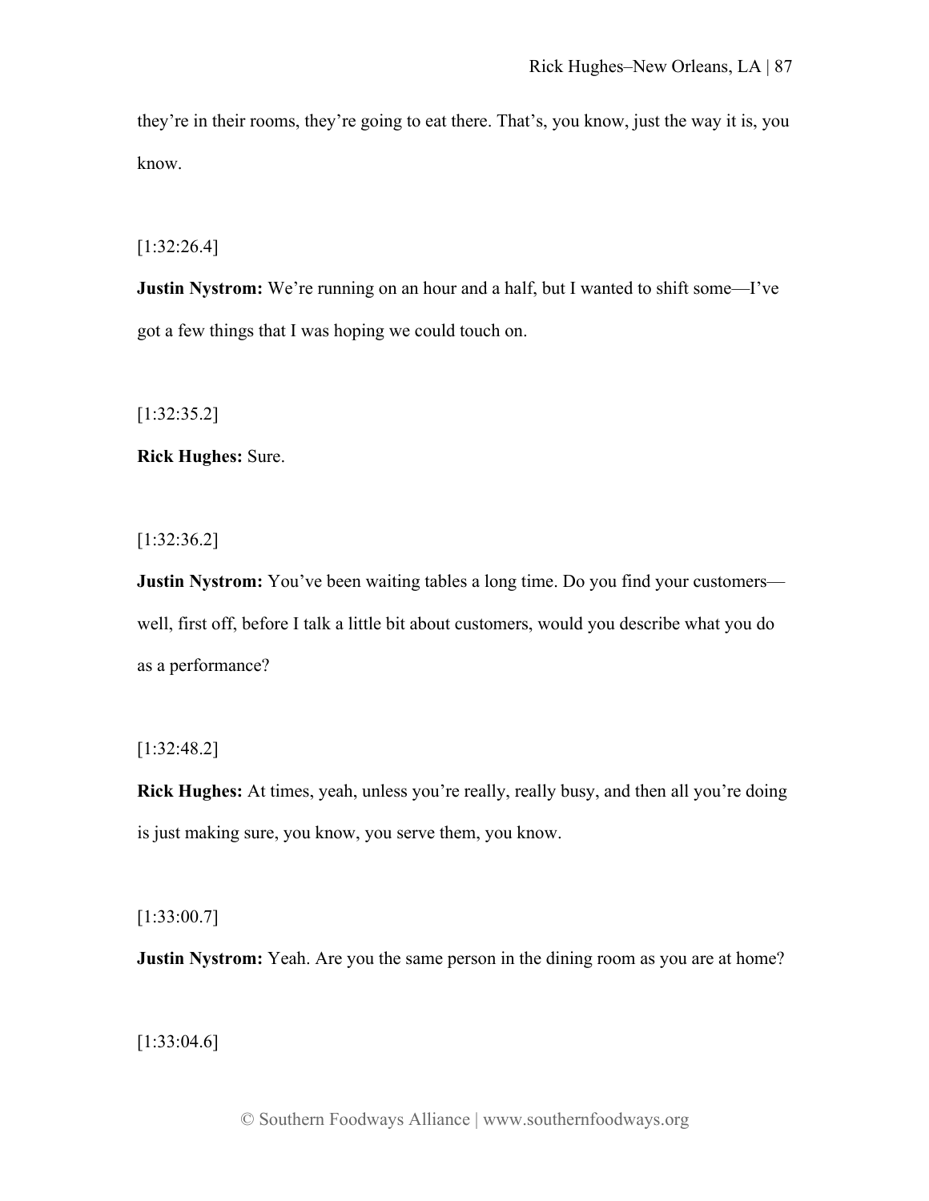they're in their rooms, they're going to eat there. That's, you know, just the way it is, you know.

[1:32:26.4]

**Justin Nystrom:** We're running on an hour and a half, but I wanted to shift some—I've got a few things that I was hoping we could touch on.

[1:32:35.2]

**Rick Hughes:** Sure.

[1:32:36.2]

**Justin Nystrom:** You've been waiting tables a long time. Do you find your customers—well, first off, before I talk a little bit about customers, would you describe what you do as a performance?

[1:32:48.2]

**Rick Hughes:** At times, yeah, unless you're really, really busy, and then all you're doing is just making sure, you know, you serve them, you know.

[1:33:00.7]

**Justin Nystrom:** Yeah. Are you the same person in the dining room as you are at home?

[1:33:04.6]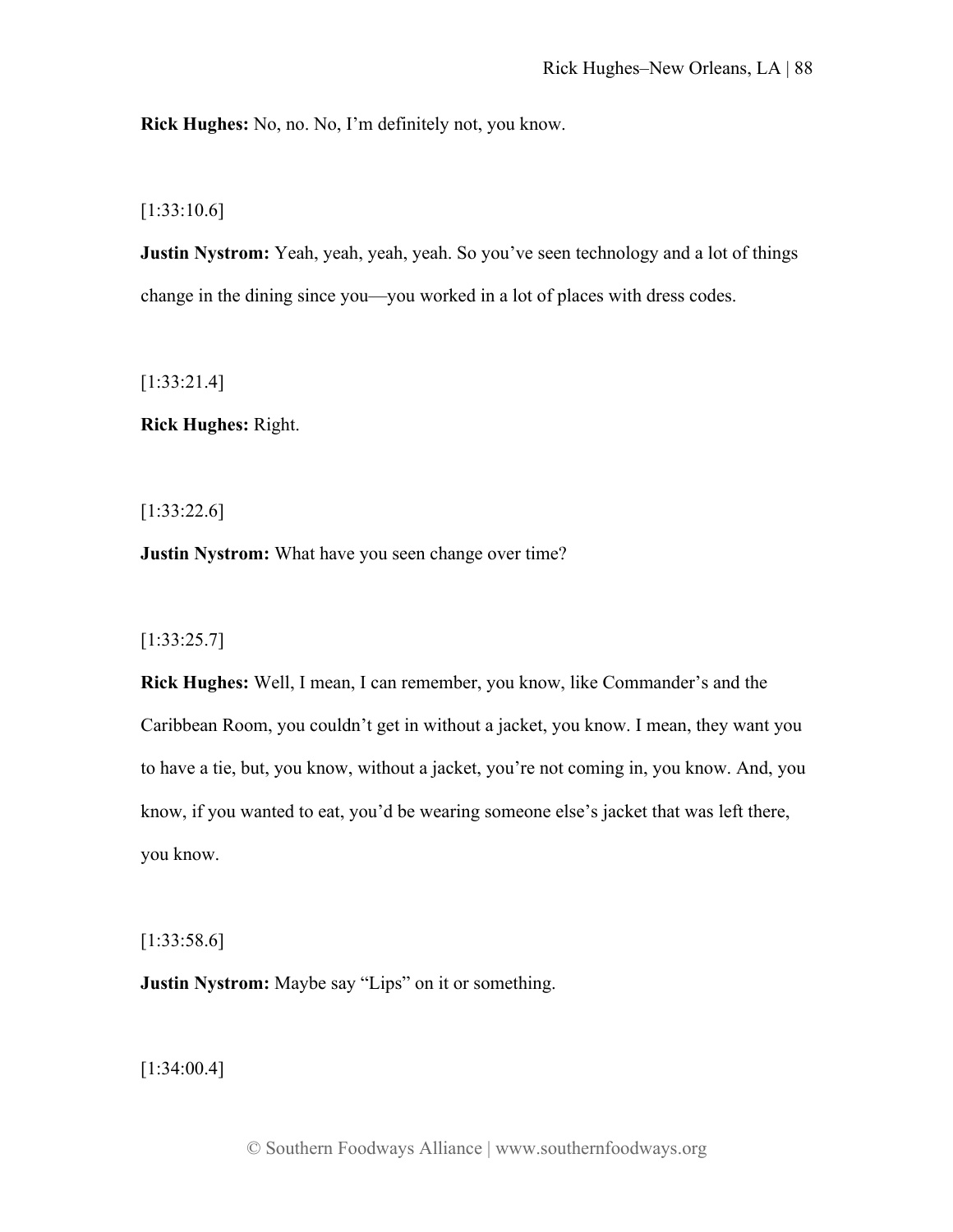**Rick Hughes:** No, no. No, I'm definitely not, you know.

[1:33:10.6]

**Justin Nystrom:** Yeah, yeah, yeah, yeah. So you've seen technology and a lot of things change in the dining since you—you worked in a lot of places with dress codes.

[1:33:21.4]

**Rick Hughes:** Right.

[1:33:22.6]

**Justin Nystrom:** What have you seen change over time?

[1:33:25.7]

**Rick Hughes:** Well, I mean, I can remember, you know, like Commander's and the Caribbean Room, you couldn't get in without a jacket, you know. I mean, they want you to have a tie, but, you know, without a jacket, you're not coming in, you know. And, you know, if you wanted to eat, you'd be wearing someone else's jacket that was left there, you know.

[1:33:58.6]

**Justin Nystrom:** Maybe say "Lips" on it or something.

[1:34:00.4]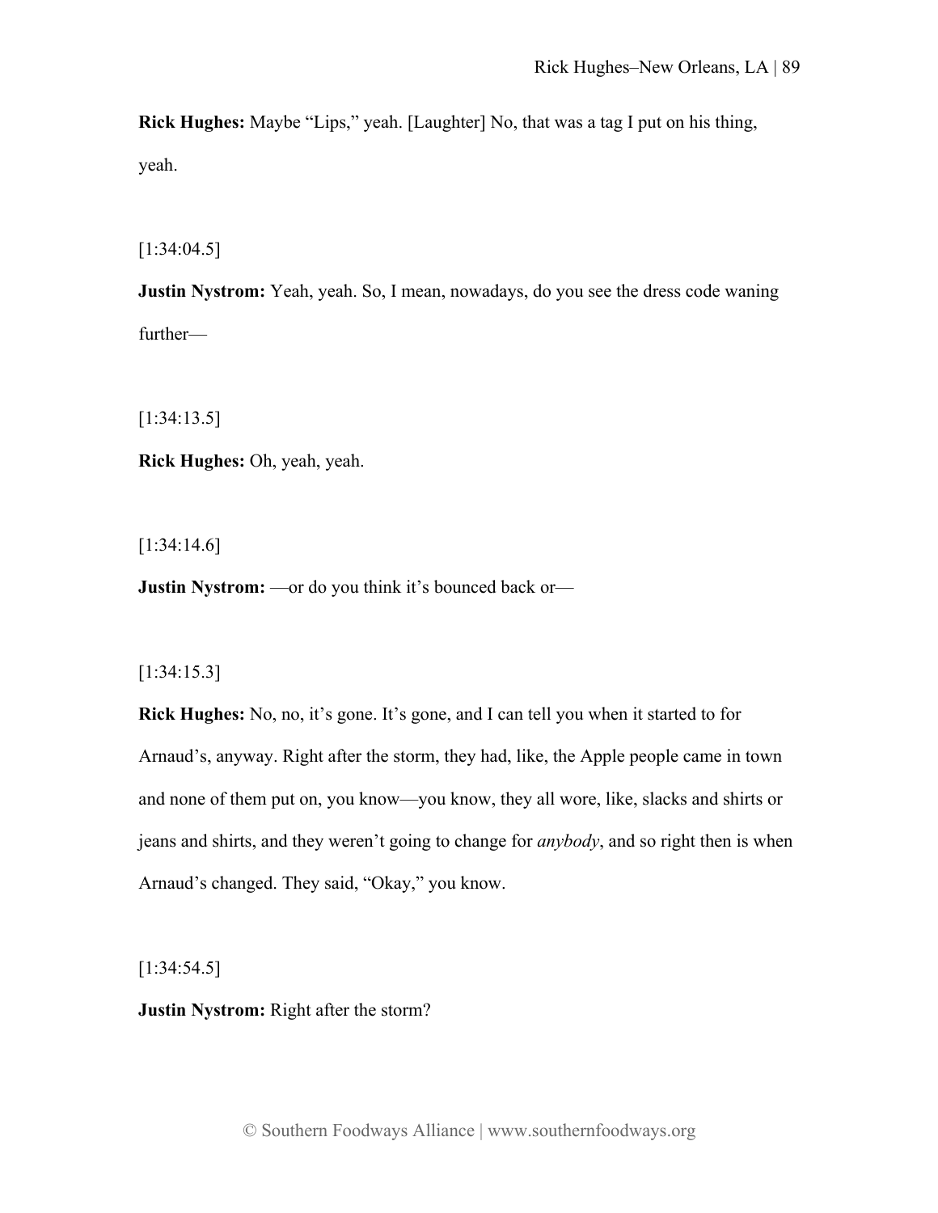**Rick Hughes:** Maybe "Lips," yeah. [Laughter] No, that was a tag I put on his thing, yeah.

[1:34:04.5]

**Justin Nystrom:** Yeah, yeah. So, I mean, nowadays, do you see the dress code waning further—

[1:34:13.5]

**Rick Hughes:** Oh, yeah, yeah.

[1:34:14.6]

**Justin Nystrom:** —or do you think it's bounced back or—

[1:34:15.3]

**Rick Hughes:** No, no, it's gone. It's gone, and I can tell you when it started to for Arnaud's, anyway. Right after the storm, they had, like, the Apple people came in town and none of them put on, you know—you know, they all wore, like, slacks and shirts or jeans and shirts, and they weren't going to change for *anybody*, and so right then is when Arnaud's changed. They said, "Okay," you know.

[1:34:54.5]

**Justin Nystrom:** Right after the storm?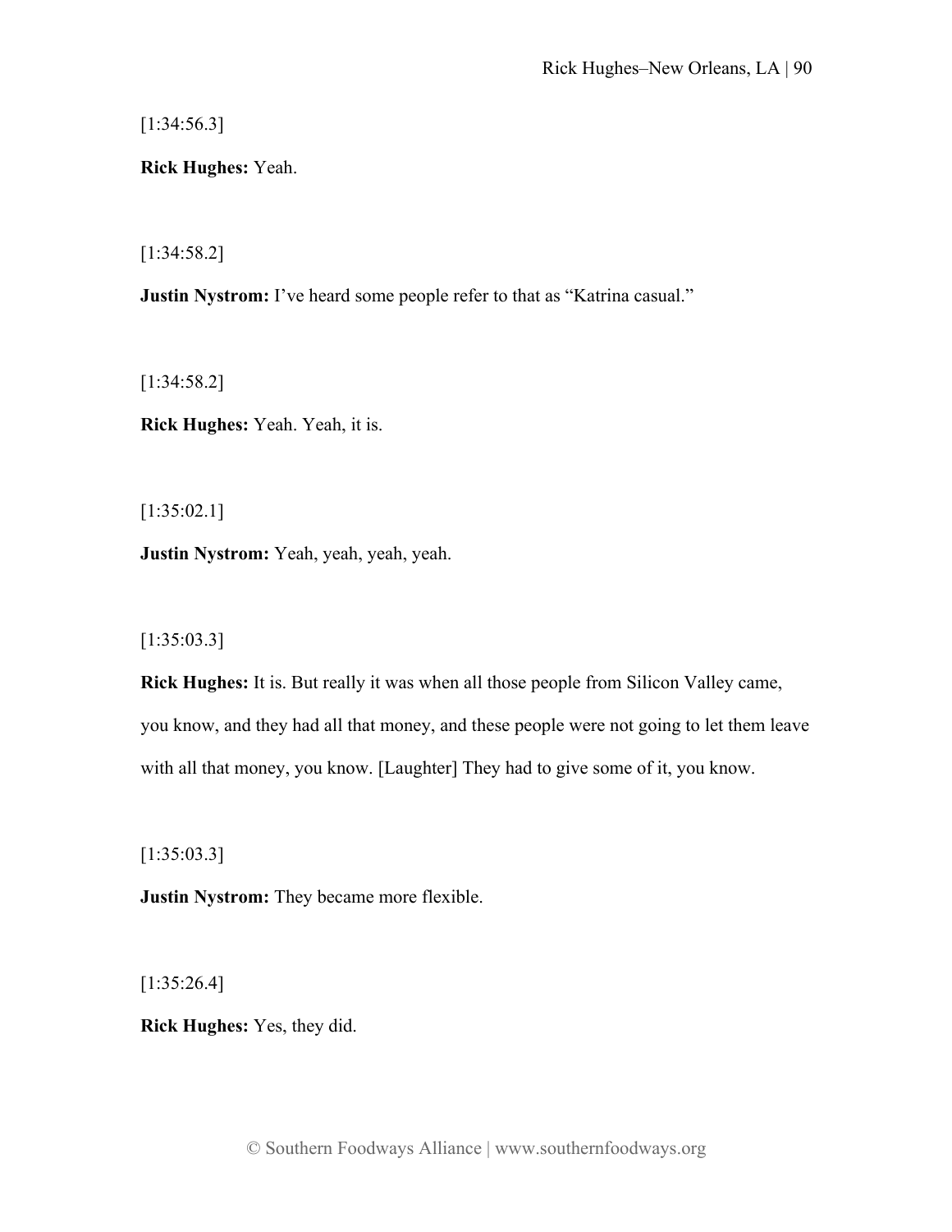[1:34:56.3]

**Rick Hughes:** Yeah.

[1:34:58.2]

**Justin Nystrom:** I've heard some people refer to that as "Katrina casual."

[1:34:58.2]

**Rick Hughes:** Yeah. Yeah, it is.

[1:35:02.1]

**Justin Nystrom:** Yeah, yeah, yeah, yeah.

[1:35:03.3]

**Rick Hughes:** It is. But really it was when all those people from Silicon Valley came, you know, and they had all that money, and these people were not going to let them leave with all that money, you know. [Laughter] They had to give some of it, you know.

[1:35:03.3]

**Justin Nystrom:** They became more flexible.

[1:35:26.4]

**Rick Hughes:** Yes, they did.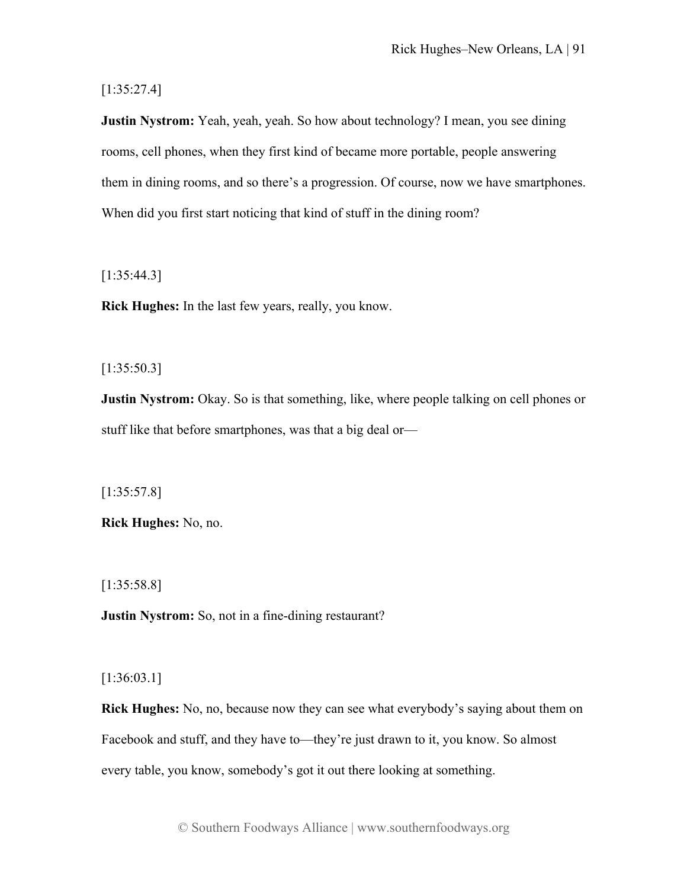[1:35:27.4]

**Justin Nystrom:** Yeah, yeah, yeah. So how about technology? I mean, you see dining rooms, cell phones, when they first kind of became more portable, people answering them in dining rooms, and so there's a progression. Of course, now we have smartphones. When did you first start noticing that kind of stuff in the dining room?

[1:35:44.3]

**Rick Hughes:** In the last few years, really, you know.

[1:35:50.3]

**Justin Nystrom:** Okay. So is that something, like, where people talking on cell phones or stuff like that before smartphones, was that a big deal or—

[1:35:57.8]

**Rick Hughes:** No, no.

[1:35:58.8]

**Justin Nystrom:** So, not in a fine-dining restaurant?

[1:36:03.1]

**Rick Hughes:** No, no, because now they can see what everybody's saying about them on Facebook and stuff, and they have to—they're just drawn to it, you know. So almost every table, you know, somebody's got it out there looking at something.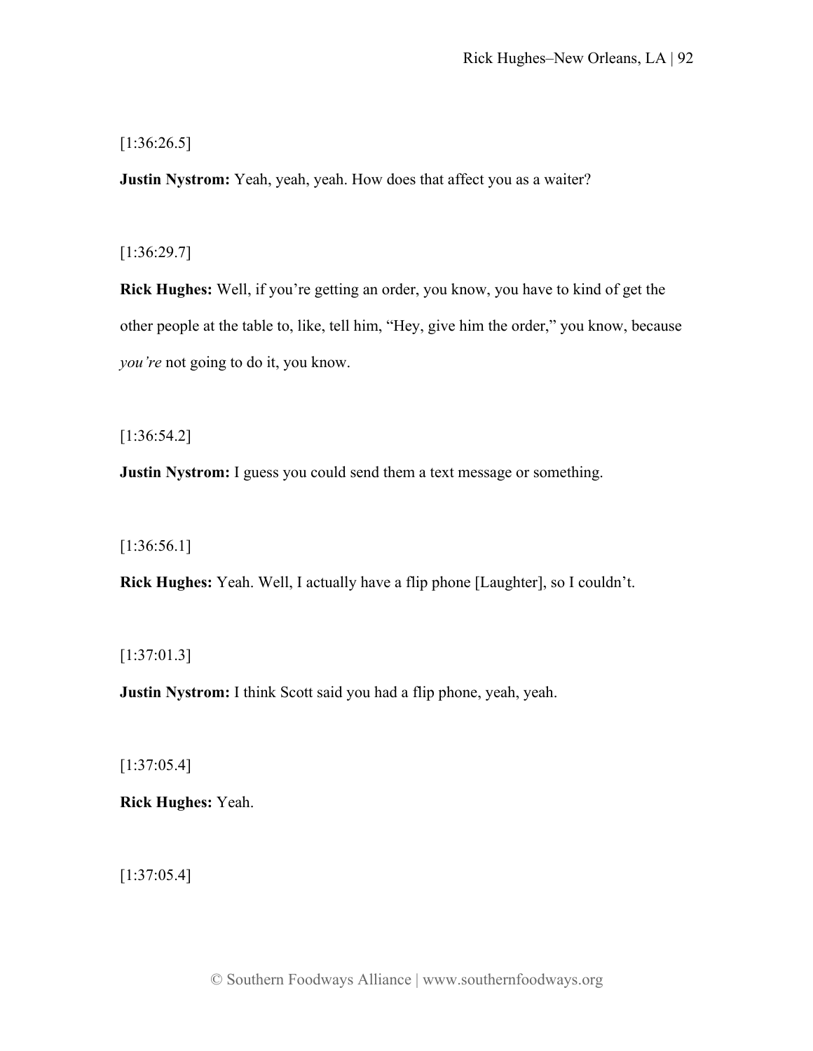[1:36:26.5]

**Justin Nystrom:** Yeah, yeah, yeah. How does that affect you as a waiter?

[1:36:29.7]

**Rick Hughes:** Well, if you're getting an order, you know, you have to kind of get the other people at the table to, like, tell him, "Hey, give him the order," you know, because *you're* not going to do it, you know.

[1:36:54.2]

**Justin Nystrom:** I guess you could send them a text message or something.

[1:36:56.1]

**Rick Hughes:** Yeah. Well, I actually have a flip phone [Laughter], so I couldn't.

[1:37:01.3]

**Justin Nystrom:** I think Scott said you had a flip phone, yeah, yeah.

[1:37:05.4]

**Rick Hughes:** Yeah.

[1:37:05.4]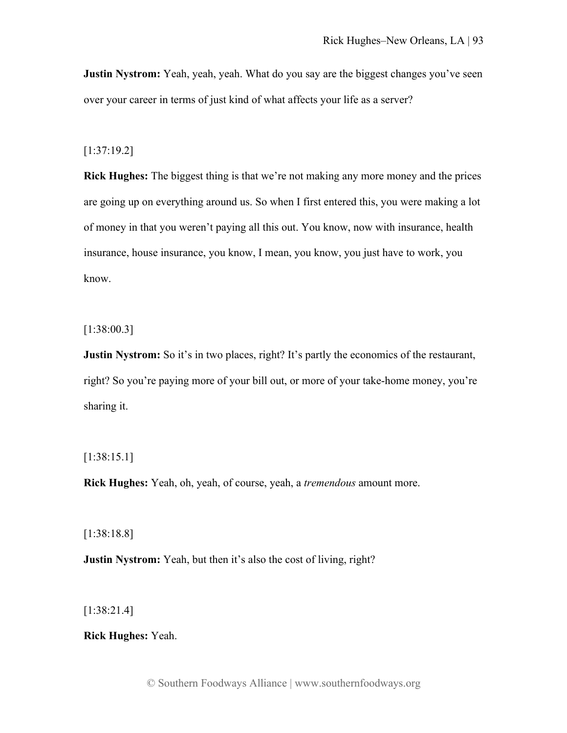**Justin Nystrom:** Yeah, yeah, yeah. What do you say are the biggest changes you've seen over your career in terms of just kind of what affects your life as a server?

[1:37:19.2]

**Rick Hughes:** The biggest thing is that we're not making any more money and the prices are going up on everything around us. So when I first entered this, you were making a lot of money in that you weren't paying all this out. You know, now with insurance, health insurance, house insurance, you know, I mean, you know, you just have to work, you know.

[1:38:00.3]

**Justin Nystrom:** So it's in two places, right? It's partly the economics of the restaurant, right? So you're paying more of your bill out, or more of your take-home money, you're sharing it.

[1:38:15.1]

**Rick Hughes:** Yeah, oh, yeah, of course, yeah, a *tremendous* amount more.

[1:38:18.8]

**Justin Nystrom:** Yeah, but then it's also the cost of living, right?

[1:38:21.4]

**Rick Hughes:** Yeah.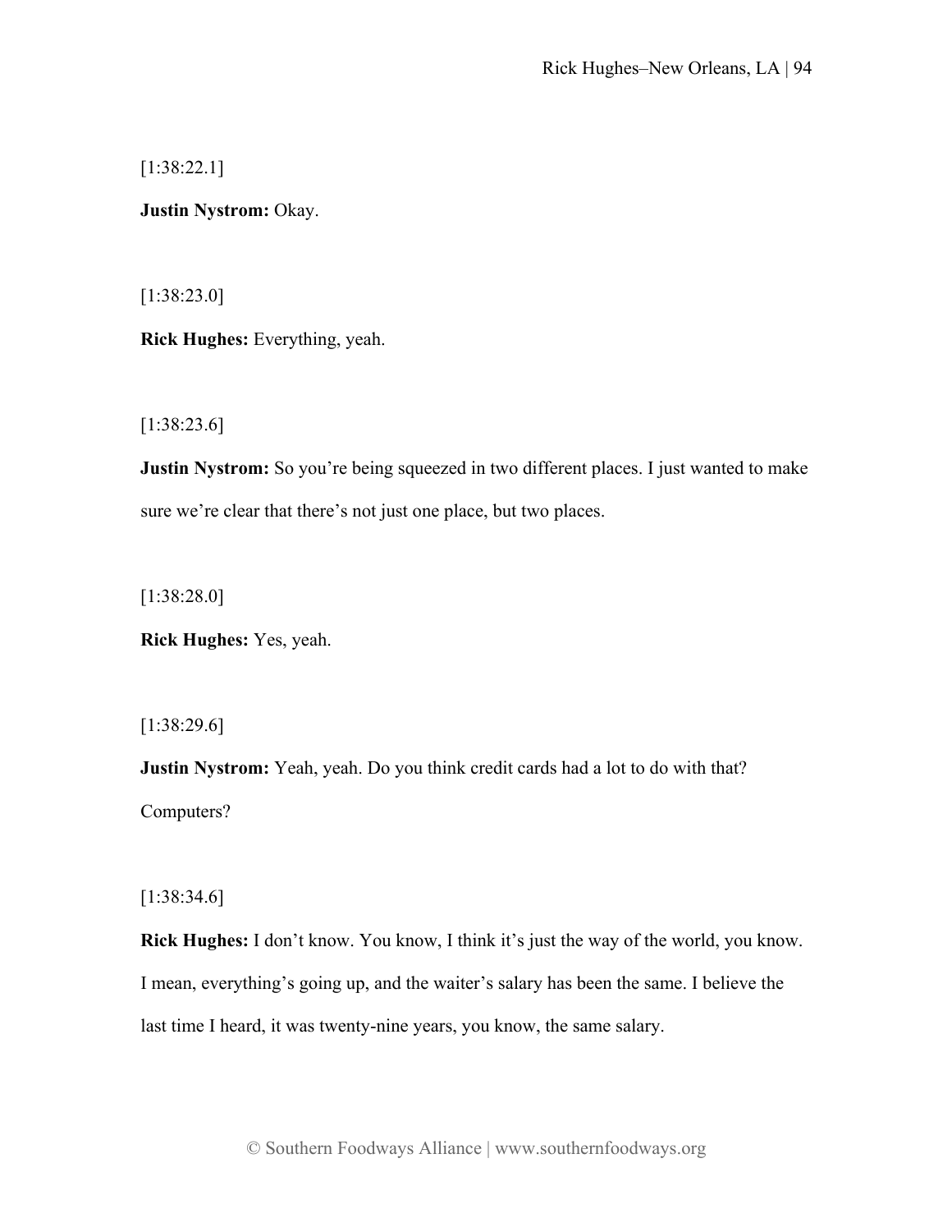[1:38:22.1]

**Justin Nystrom:** Okay.

[1:38:23.0]

**Rick Hughes:** Everything, yeah.

[1:38:23.6]

**Justin Nystrom:** So you're being squeezed in two different places. I just wanted to make sure we're clear that there's not just one place, but two places.

[1:38:28.0]

**Rick Hughes:** Yes, yeah.

[1:38:29.6]

**Justin Nystrom:** Yeah, yeah. Do you think credit cards had a lot to do with that? Computers?

[1:38:34.6]

**Rick Hughes:** I don't know. You know, I think it's just the way of the world, you know. I mean, everything's going up, and the waiter's salary has been the same. I believe the last time I heard, it was twenty-nine years, you know, the same salary.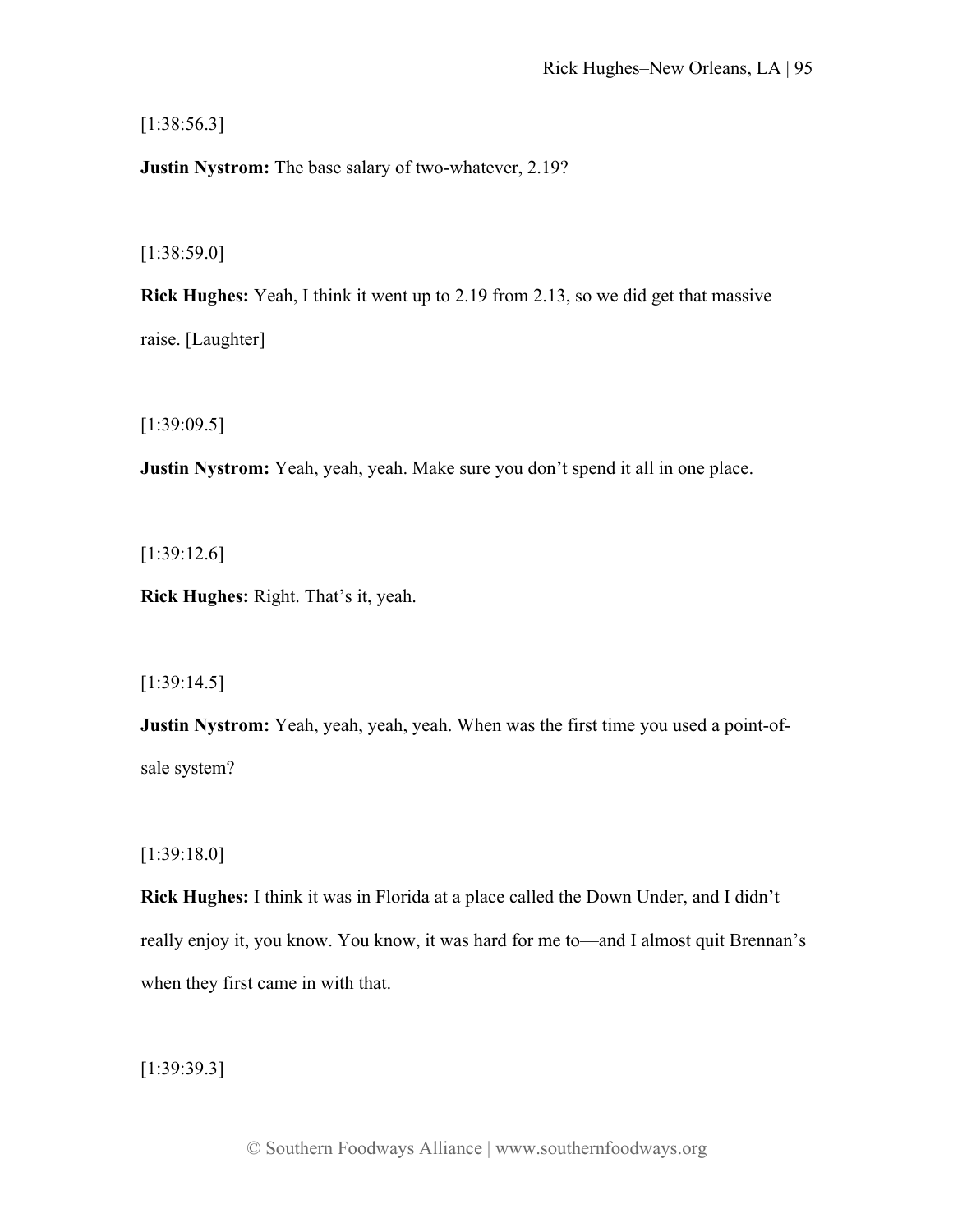[1:38:56.3]

**Justin Nystrom:** The base salary of two-whatever, 2.19?

[1:38:59.0]

**Rick Hughes:** Yeah, I think it went up to 2.19 from 2.13, so we did get that massive raise. [Laughter]

[1:39:09.5]

**Justin Nystrom:** Yeah, yeah, yeah. Make sure you don't spend it all in one place.

[1:39:12.6]

**Rick Hughes:** Right. That's it, yeah.

[1:39:14.5]

**Justin Nystrom:** Yeah, yeah, yeah, yeah. When was the first time you used a point-of-sale system?

[1:39:18.0]

**Rick Hughes:** I think it was in Florida at a place called the Down Under, and I didn't really enjoy it, you know. You know, it was hard for me to—and I almost quit Brennan's when they first came in with that.

[1:39:39.3]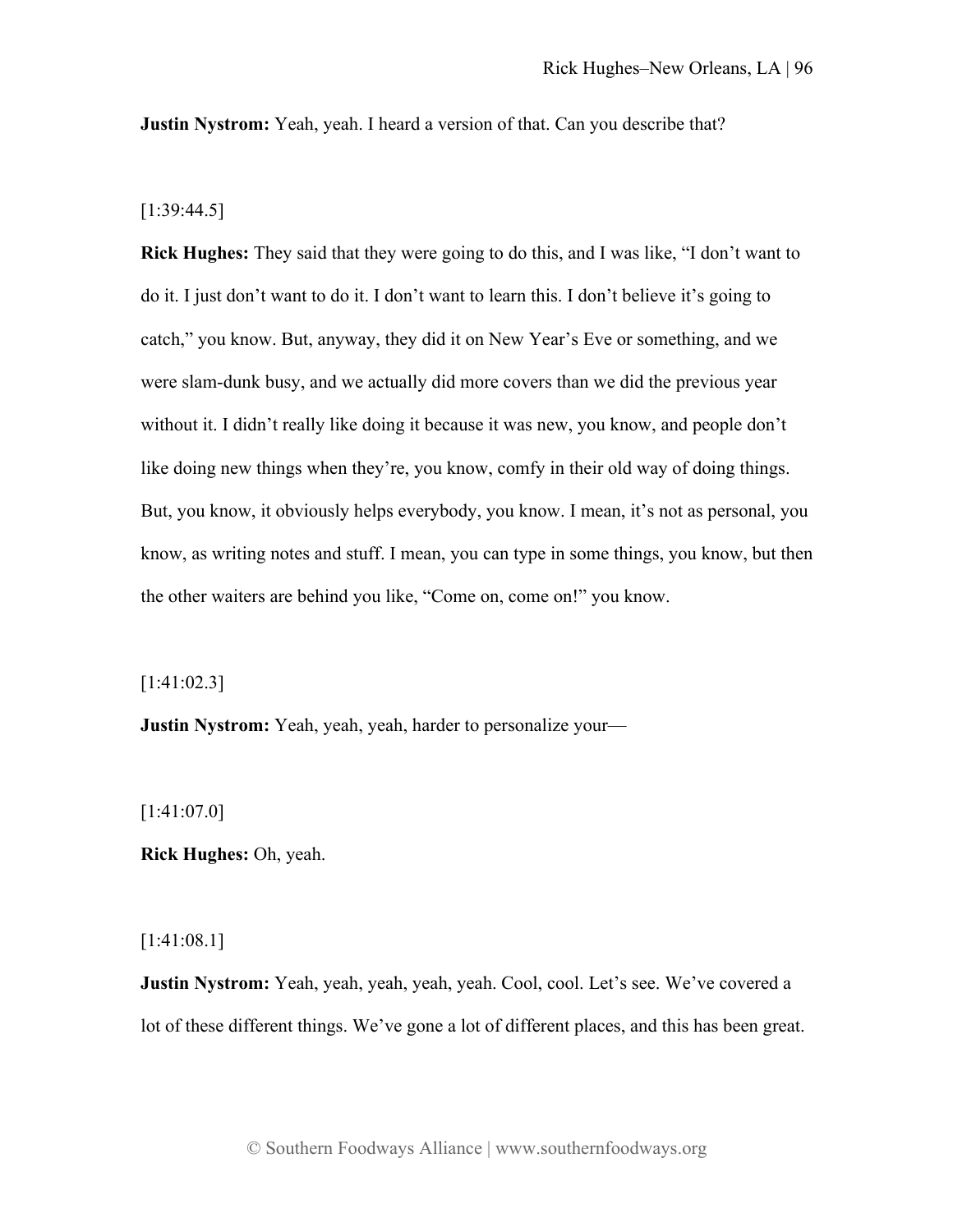**Justin Nystrom:** Yeah, yeah. I heard a version of that. Can you describe that?

[1:39:44.5]

**Rick Hughes:** They said that they were going to do this, and I was like, "I don't want to do it. I just don't want to do it. I don't want to learn this. I don't believe it's going to catch," you know. But, anyway, they did it on New Year's Eve or something, and we were slam-dunk busy, and we actually did more covers than we did the previous year without it. I didn't really like doing it because it was new, you know, and people don't like doing new things when they're, you know, comfy in their old way of doing things. But, you know, it obviously helps everybody, you know. I mean, it's not as personal, you know, as writing notes and stuff. I mean, you can type in some things, you know, but then the other waiters are behind you like, "Come on, come on!" you know.

[1:41:02.3]

**Justin Nystrom:** Yeah, yeah, yeah, harder to personalize your—

[1:41:07.0]

**Rick Hughes:** Oh, yeah.

[1:41:08.1]

**Justin Nystrom:** Yeah, yeah, yeah, yeah, yeah. Cool, cool. Let's see. We've covered a lot of these different things. We've gone a lot of different places, and this has been great.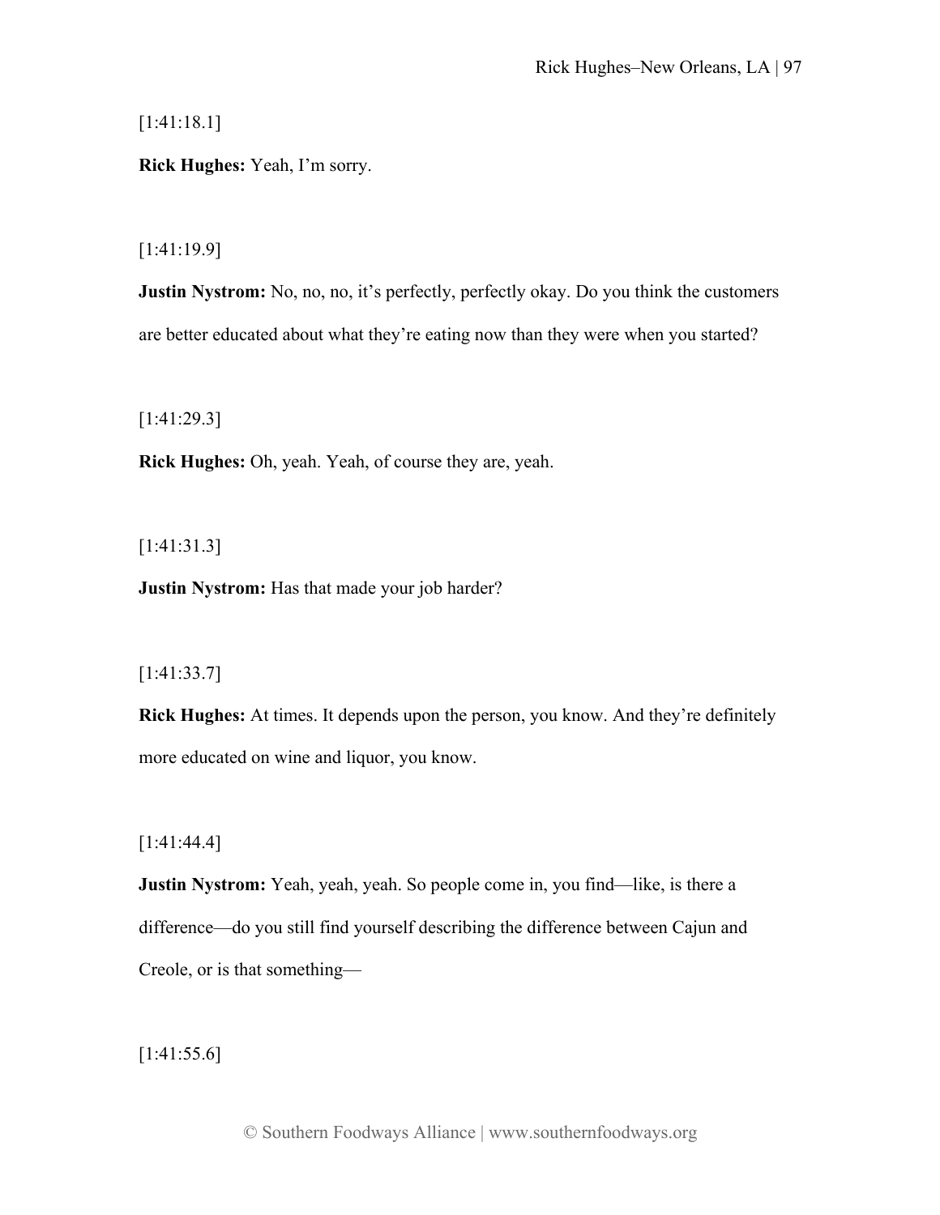[1:41:18.1]

**Rick Hughes:** Yeah, I'm sorry.

[1:41:19.9]

**Justin Nystrom:** No, no, no, it's perfectly, perfectly okay. Do you think the customers are better educated about what they're eating now than they were when you started?

[1:41:29.3]

**Rick Hughes:** Oh, yeah. Yeah, of course they are, yeah.

[1:41:31.3]

**Justin Nystrom:** Has that made your job harder?

[1:41:33.7]

**Rick Hughes:** At times. It depends upon the person, you know. And they're definitely more educated on wine and liquor, you know.

[1:41:44.4]

**Justin Nystrom:** Yeah, yeah, yeah. So people come in, you find—like, is there a difference—do you still find yourself describing the difference between Cajun and Creole, or is that something—

[1:41:55.6]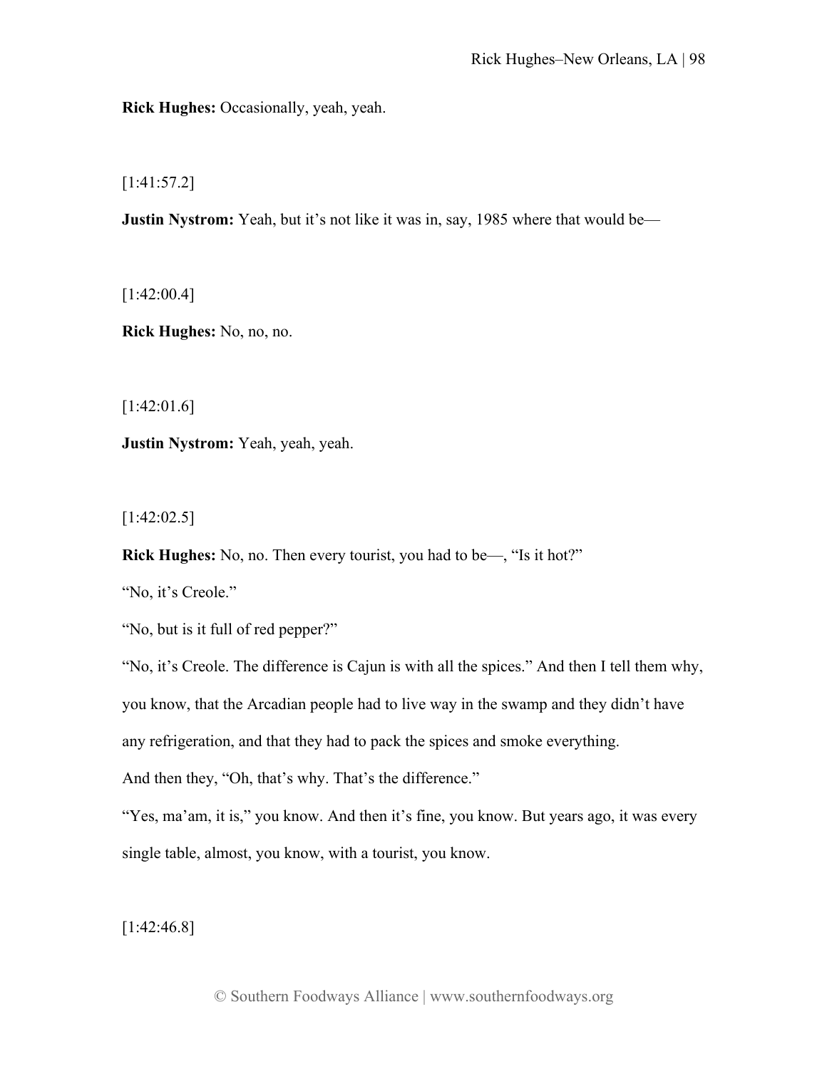**Rick Hughes:** Occasionally, yeah, yeah.

[1:41:57.2]

**Justin Nystrom:** Yeah, but it's not like it was in, say, 1985 where that would be—

[1:42:00.4]

**Rick Hughes:** No, no, no.

[1:42:01.6]

**Justin Nystrom:** Yeah, yeah, yeah.

[1:42:02.5]

**Rick Hughes:** No, no. Then every tourist, you had to be—, "Is it hot?"

"No, it's Creole."

"No, but is it full of red pepper?"

"No, it's Creole. The difference is Cajun is with all the spices." And then I tell them why, you know, that the Arcadian people had to live way in the swamp and they didn't have any refrigeration, and that they had to pack the spices and smoke everything.

And then they, "Oh, that's why. That's the difference."

"Yes, ma'am, it is," you know. And then it's fine, you know. But years ago, it was every single table, almost, you know, with a tourist, you know.

[1:42:46.8]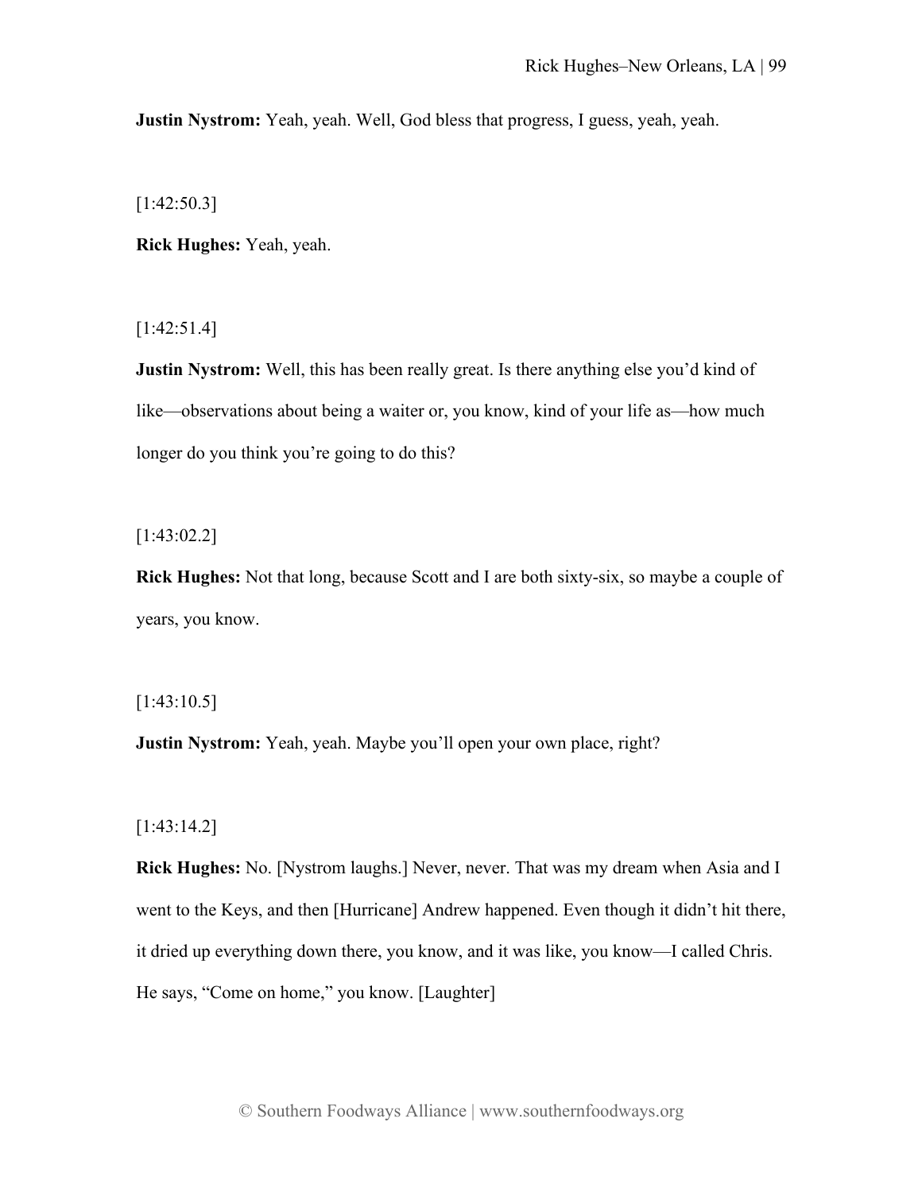**Justin Nystrom:** Yeah, yeah. Well, God bless that progress, I guess, yeah, yeah.

[1:42:50.3]

**Rick Hughes:** Yeah, yeah.

[1:42:51.4]

**Justin Nystrom:** Well, this has been really great. Is there anything else you'd kind of like—observations about being a waiter or, you know, kind of your life as—how much longer do you think you're going to do this?

[1:43:02.2]

**Rick Hughes:** Not that long, because Scott and I are both sixty-six, so maybe a couple of years, you know.

[1:43:10.5]

**Justin Nystrom:** Yeah, yeah. Maybe you'll open your own place, right?

[1:43:14.2]

**Rick Hughes:** No. [Nystrom laughs.] Never, never. That was my dream when Asia and I went to the Keys, and then [Hurricane] Andrew happened. Even though it didn't hit there, it dried up everything down there, you know, and it was like, you know—I called Chris. He says, "Come on home," you know. [Laughter]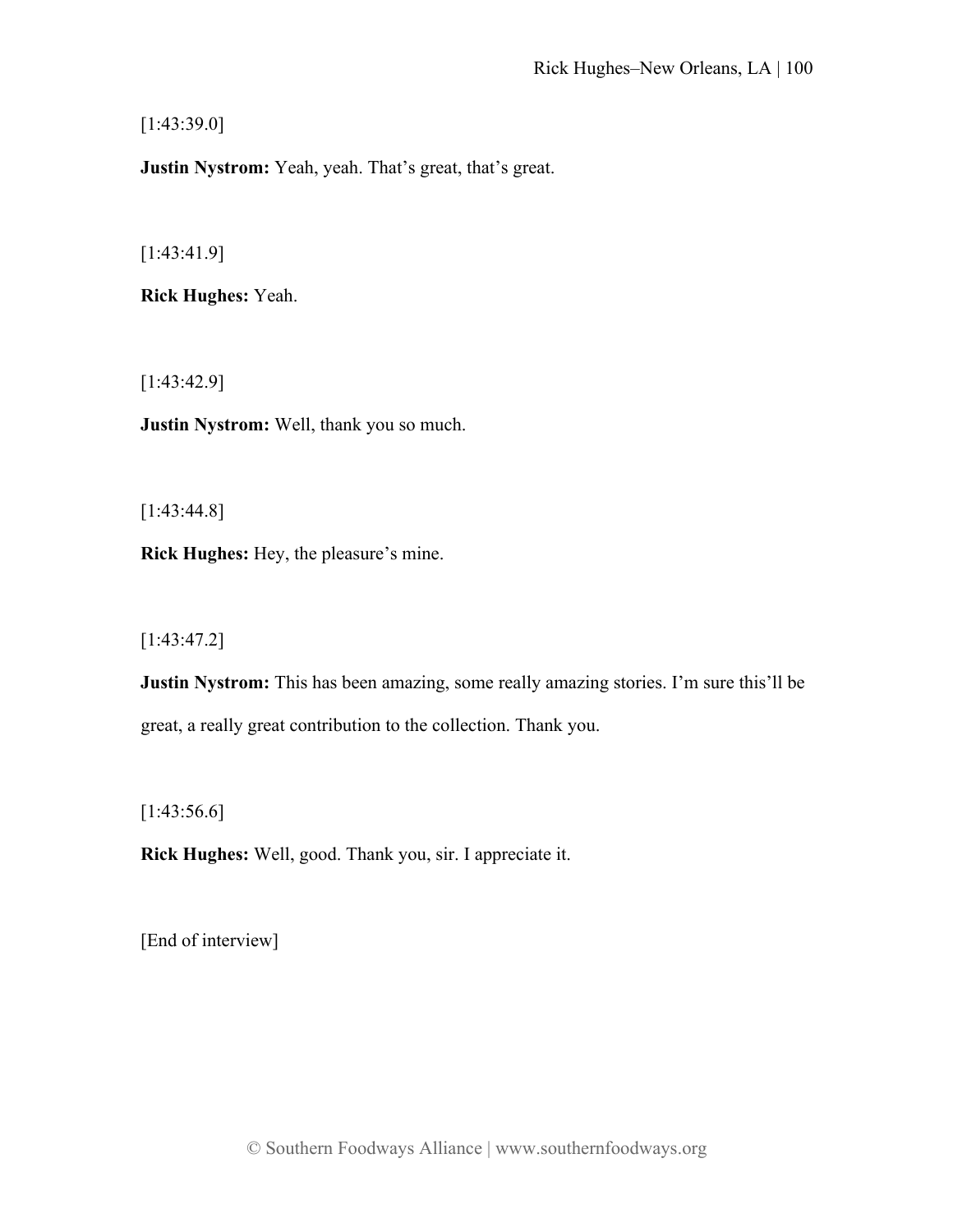[1:43:39.0]

**Justin Nystrom:** Yeah, yeah. That's great, that's great.

[1:43:41.9]

**Rick Hughes:** Yeah.

[1:43:42.9]

**Justin Nystrom:** Well, thank you so much.

[1:43:44.8]

**Rick Hughes:** Hey, the pleasure's mine.

[1:43:47.2]

**Justin Nystrom:** This has been amazing, some really amazing stories. I'm sure this'll be great, a really great contribution to the collection. Thank you.

[1:43:56.6]

**Rick Hughes:** Well, good. Thank you, sir. I appreciate it.

[End of interview]